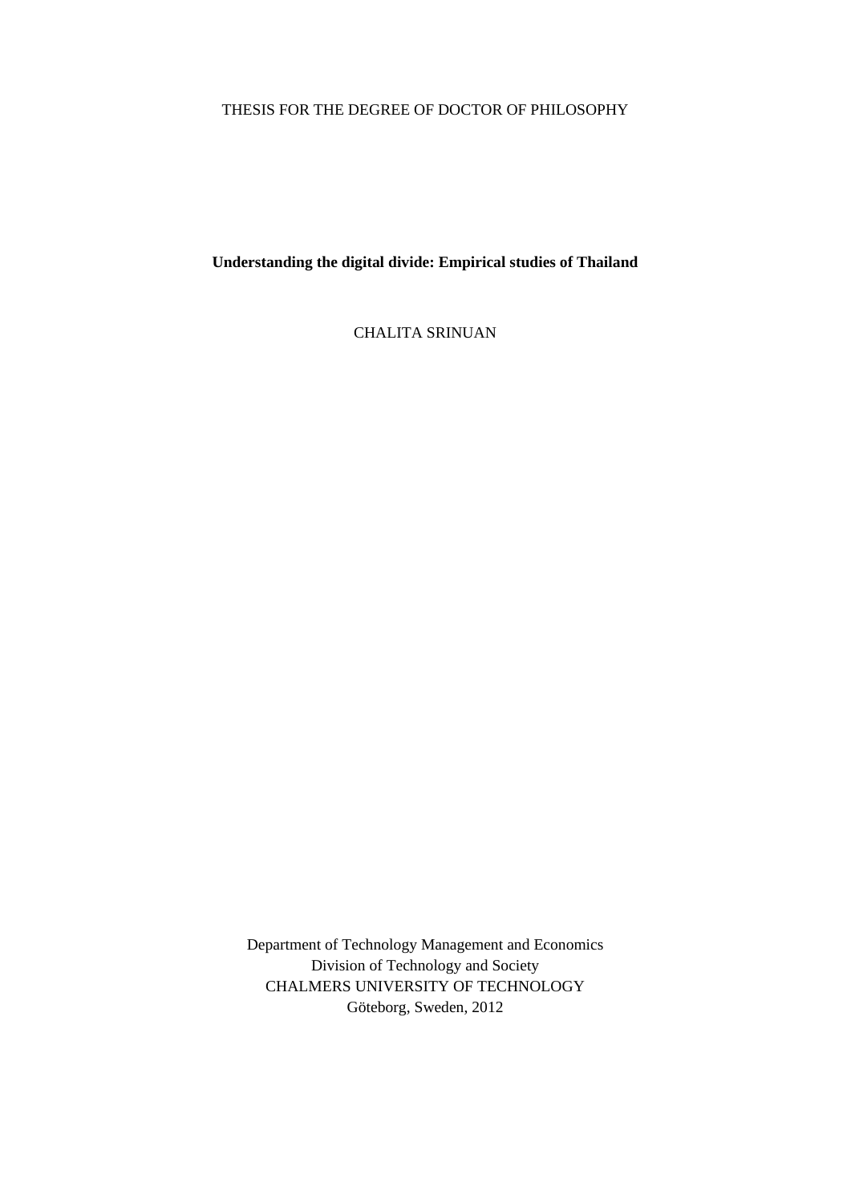THESIS FOR THE DEGREE OF DOCTOR OF PHILOSOPHY

# Understanding the digital divide: Empirical studies of Thailand

CHALITA SRINUAN

Department of Technology Management and Economics
Division of Technology and Society
CHALMERS UNIVERSITY OF TECHNOLOGY
Göteborg, Sweden, 2012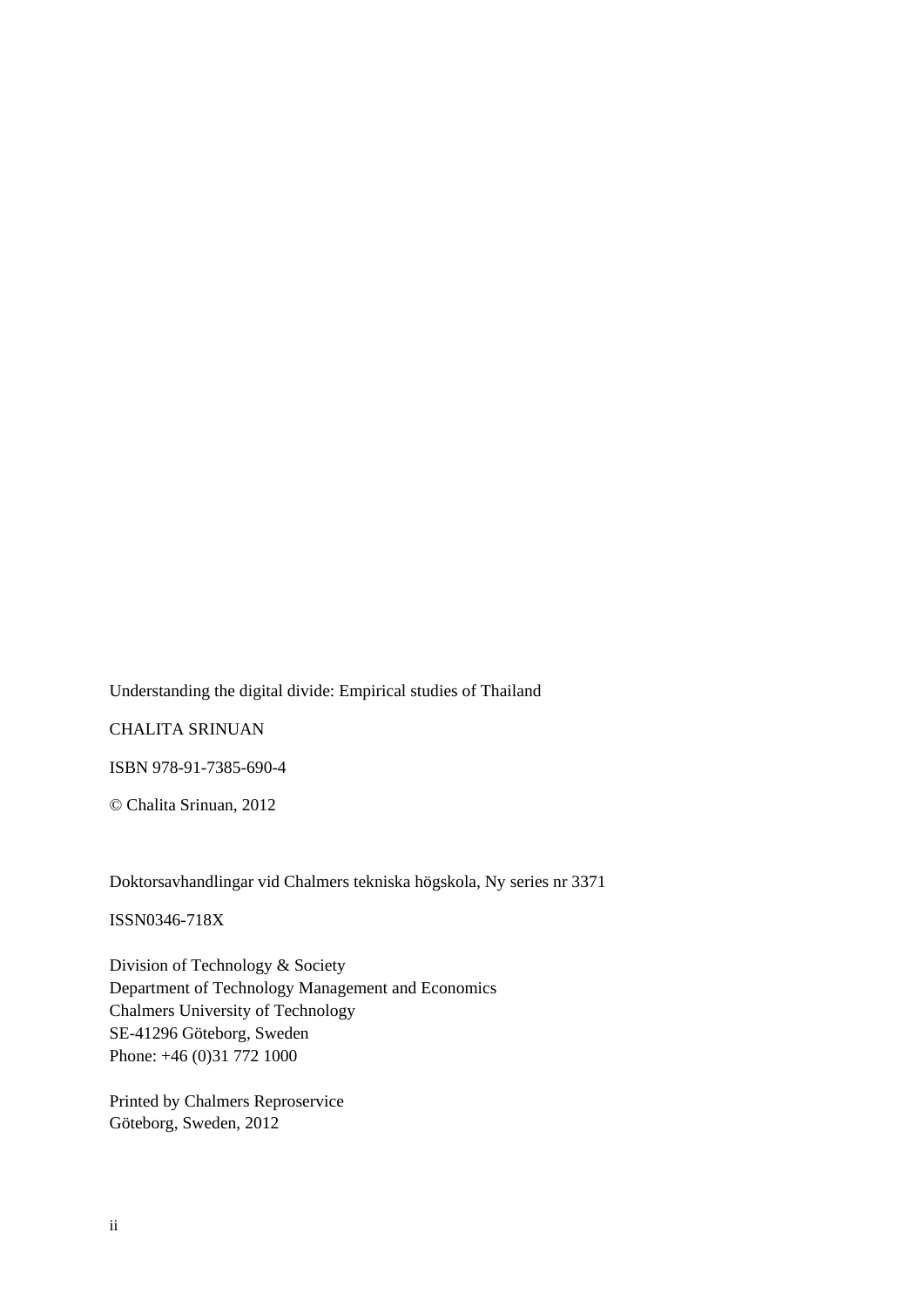Understanding the digital divide: Empirical studies of Thailand

CHALITA SRINUAN

ISBN 978-91-7385-690-4

© Chalita Srinuan, 2012

Doktorsavhandlingar vid Chalmers tekniska högskola, Ny series nr 3371

ISSN0346-718X

Division of Technology & Society  
Department of Technology Management and Economics  
Chalmers University of Technology  
SE-41296 Göteborg, Sweden  
Phone: +46 (0)31 772 1000

Printed by Chalmers Reproservice  
Göteborg, Sweden, 2012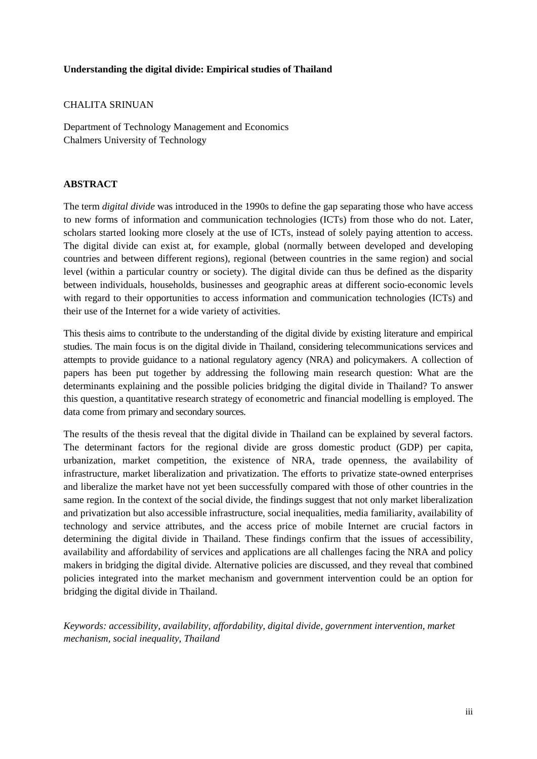**Understanding the digital divide: Empirical studies of Thailand**

CHALITA SRINUAN

Department of Technology Management and Economics
Chalmers University of Technology

## ABSTRACT

The term *digital divide* was introduced in the 1990s to define the gap separating those who have access to new forms of information and communication technologies (ICTs) from those who do not. Later, scholars started looking more closely at the use of ICTs, instead of solely paying attention to access. The digital divide can exist at, for example, global (normally between developed and developing countries and between different regions), regional (between countries in the same region) and social level (within a particular country or society). The digital divide can thus be defined as the disparity between individuals, households, businesses and geographic areas at different socio-economic levels with regard to their opportunities to access information and communication technologies (ICTs) and their use of the Internet for a wide variety of activities.

This thesis aims to contribute to the understanding of the digital divide by existing literature and empirical studies. The main focus is on the digital divide in Thailand, considering telecommunications services and attempts to provide guidance to a national regulatory agency (NRA) and policymakers. A collection of papers has been put together by addressing the following main research question: What are the determinants explaining and the possible policies bridging the digital divide in Thailand? To answer this question, a quantitative research strategy of econometric and financial modelling is employed. The data come from primary and secondary sources.

The results of the thesis reveal that the digital divide in Thailand can be explained by several factors. The determinant factors for the regional divide are gross domestic product (GDP) per capita, urbanization, market competition, the existence of NRA, trade openness, the availability of infrastructure, market liberalization and privatization. The efforts to privatize state-owned enterprises and liberalize the market have not yet been successfully compared with those of other countries in the same region. In the context of the social divide, the findings suggest that not only market liberalization and privatization but also accessible infrastructure, social inequalities, media familiarity, availability of technology and service attributes, and the access price of mobile Internet are crucial factors in determining the digital divide in Thailand. These findings confirm that the issues of accessibility, availability and affordability of services and applications are all challenges facing the NRA and policy makers in bridging the digital divide. Alternative policies are discussed, and they reveal that combined policies integrated into the market mechanism and government intervention could be an option for bridging the digital divide in Thailand.

*Keywords: accessibility, availability, affordability, digital divide, government intervention, market mechanism, social inequality, Thailand*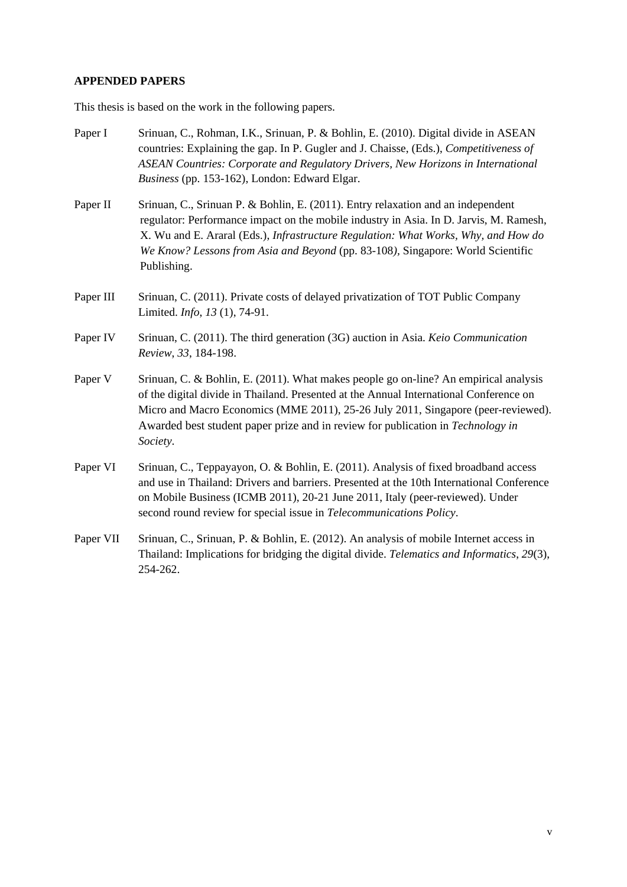**APPENDED PAPERS**

This thesis is based on the work in the following papers.

Paper I Srinuan, C., Rohman, I.K., Srinuan, P. & Bohlin, E. (2010). Digital divide in ASEAN countries: Explaining the gap. In P. Gugler and J. Chaisse, (Eds.), *Competitiveness of ASEAN Countries: Corporate and Regulatory Drivers, New Horizons in International Business* (pp. 153-162), London: Edward Elgar.

Paper II Srinuan, C., Srinuan P. & Bohlin, E. (2011). Entry relaxation and an independent regulator: Performance impact on the mobile industry in Asia. In D. Jarvis, M. Ramesh, X. Wu and E. Araral (Eds.), *Infrastructure Regulation: What Works, Why, and How do We Know? Lessons from Asia and Beyond* (pp. 83-108*)*, Singapore: World Scientific Publishing.

Paper III Srinuan, C. (2011). Private costs of delayed privatization of TOT Public Company Limited. *Info, 13* (1), 74-91.

Paper IV Srinuan, C. (2011). The third generation (3G) auction in Asia. *Keio Communication Review*, *33*, 184-198.

Paper V Srinuan, C. & Bohlin, E. (2011). What makes people go on-line? An empirical analysis of the digital divide in Thailand. Presented at the Annual International Conference on Micro and Macro Economics (MME 2011), 25-26 July 2011, Singapore (peer-reviewed). Awarded best student paper prize and in review for publication in *Technology in Society*.

Paper VI Srinuan, C., Teppayayon, O. & Bohlin, E. (2011). Analysis of fixed broadband access and use in Thailand: Drivers and barriers. Presented at the 10th International Conference on Mobile Business (ICMB 2011), 20-21 June 2011, Italy (peer-reviewed). Under second round review for special issue in *Telecommunications Policy*.

Paper VII Srinuan, C., Srinuan, P. & Bohlin, E. (2012). An analysis of mobile Internet access in Thailand: Implications for bridging the digital divide. *Telematics and Informatics*, *29*(3), 254-262.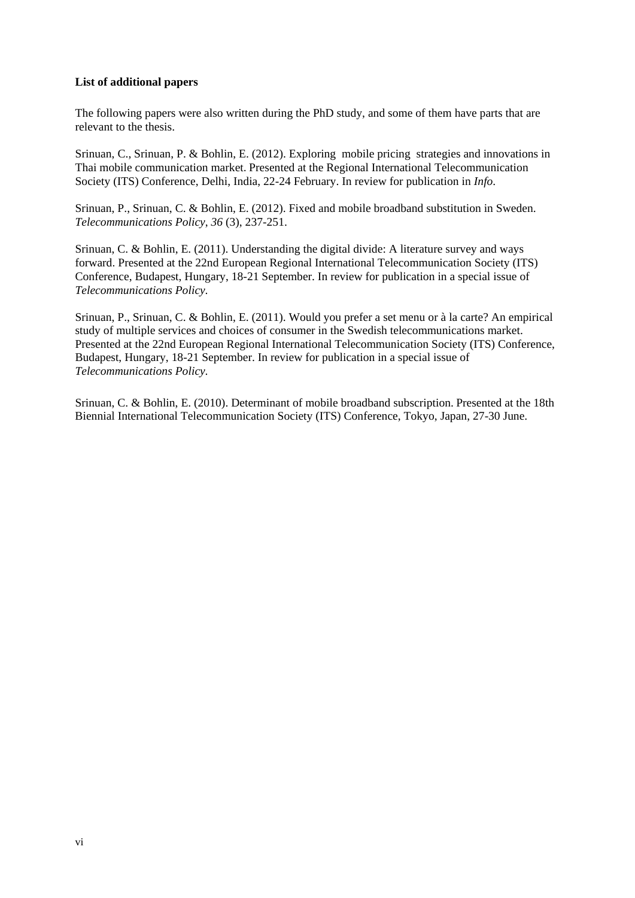**List of additional papers**

The following papers were also written during the PhD study, and some of them have parts that are relevant to the thesis.

Srinuan, C., Srinuan, P. & Bohlin, E. (2012). Exploring mobile pricing strategies and innovations in Thai mobile communication market. Presented at the Regional International Telecommunication Society (ITS) Conference, Delhi, India, 22-24 February. In review for publication in *Info*.

Srinuan, P., Srinuan, C. & Bohlin, E. (2012). Fixed and mobile broadband substitution in Sweden. *Telecommunications Policy*, *36* (3), 237-251.

Srinuan, C. & Bohlin, E. (2011). Understanding the digital divide: A literature survey and ways forward. Presented at the 22nd European Regional International Telecommunication Society (ITS) Conference, Budapest, Hungary, 18-21 September. In review for publication in a special issue of *Telecommunications Policy*.

Srinuan, P., Srinuan, C. & Bohlin, E. (2011). Would you prefer a set menu or à la carte? An empirical study of multiple services and choices of consumer in the Swedish telecommunications market. Presented at the 22nd European Regional International Telecommunication Society (ITS) Conference, Budapest, Hungary, 18-21 September. In review for publication in a special issue of *Telecommunications Policy*.

Srinuan, C. & Bohlin, E. (2010). Determinant of mobile broadband subscription. Presented at the 18th Biennial International Telecommunication Society (ITS) Conference, Tokyo, Japan, 27-30 June.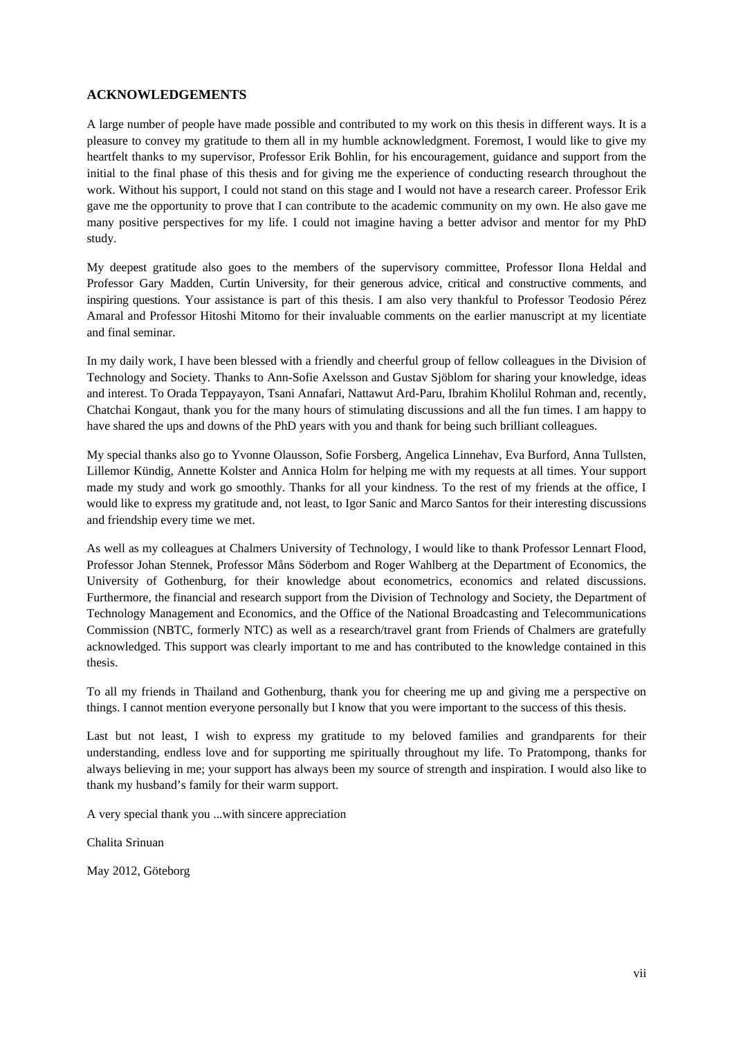## ACKNOWLEDGEMENTS

A large number of people have made possible and contributed to my work on this thesis in different ways. It is a pleasure to convey my gratitude to them all in my humble acknowledgment. Foremost, I would like to give my heartfelt thanks to my supervisor, Professor Erik Bohlin, for his encouragement, guidance and support from the initial to the final phase of this thesis and for giving me the experience of conducting research throughout the work. Without his support, I could not stand on this stage and I would not have a research career. Professor Erik gave me the opportunity to prove that I can contribute to the academic community on my own. He also gave me many positive perspectives for my life. I could not imagine having a better advisor and mentor for my PhD study.

My deepest gratitude also goes to the members of the supervisory committee, Professor Ilona Heldal and Professor Gary Madden, Curtin University, for their generous advice, critical and constructive comments, and inspiring questions. Your assistance is part of this thesis. I am also very thankful to Professor Teodosio Pérez Amaral and Professor Hitoshi Mitomo for their invaluable comments on the earlier manuscript at my licentiate and final seminar.

In my daily work, I have been blessed with a friendly and cheerful group of fellow colleagues in the Division of Technology and Society. Thanks to Ann-Sofie Axelsson and Gustav Sjöblom for sharing your knowledge, ideas and interest. To Orada Teppayayon, Tsani Annafari, Nattawut Ard-Paru, Ibrahim Kholilul Rohman and, recently, Chatchai Kongaut, thank you for the many hours of stimulating discussions and all the fun times. I am happy to have shared the ups and downs of the PhD years with you and thank for being such brilliant colleagues.

My special thanks also go to Yvonne Olausson, Sofie Forsberg, Angelica Linnehav, Eva Burford, Anna Tullsten, Lillemor Kündig, Annette Kolster and Annica Holm for helping me with my requests at all times. Your support made my study and work go smoothly. Thanks for all your kindness. To the rest of my friends at the office, I would like to express my gratitude and, not least, to Igor Sanic and Marco Santos for their interesting discussions and friendship every time we met.

As well as my colleagues at Chalmers University of Technology, I would like to thank Professor Lennart Flood, Professor Johan Stennek, Professor Måns Söderbom and Roger Wahlberg at the Department of Economics, the University of Gothenburg, for their knowledge about econometrics, economics and related discussions. Furthermore, the financial and research support from the Division of Technology and Society, the Department of Technology Management and Economics, and the Office of the National Broadcasting and Telecommunications Commission (NBTC, formerly NTC) as well as a research/travel grant from Friends of Chalmers are gratefully acknowledged. This support was clearly important to me and has contributed to the knowledge contained in this thesis.

To all my friends in Thailand and Gothenburg, thank you for cheering me up and giving me a perspective on things. I cannot mention everyone personally but I know that you were important to the success of this thesis.

Last but not least, I wish to express my gratitude to my beloved families and grandparents for their understanding, endless love and for supporting me spiritually throughout my life. To Pratompong, thanks for always believing in me; your support has always been my source of strength and inspiration. I would also like to thank my husband's family for their warm support.

A very special thank you ...with sincere appreciation

Chalita Srinuan

May 2012, Göteborg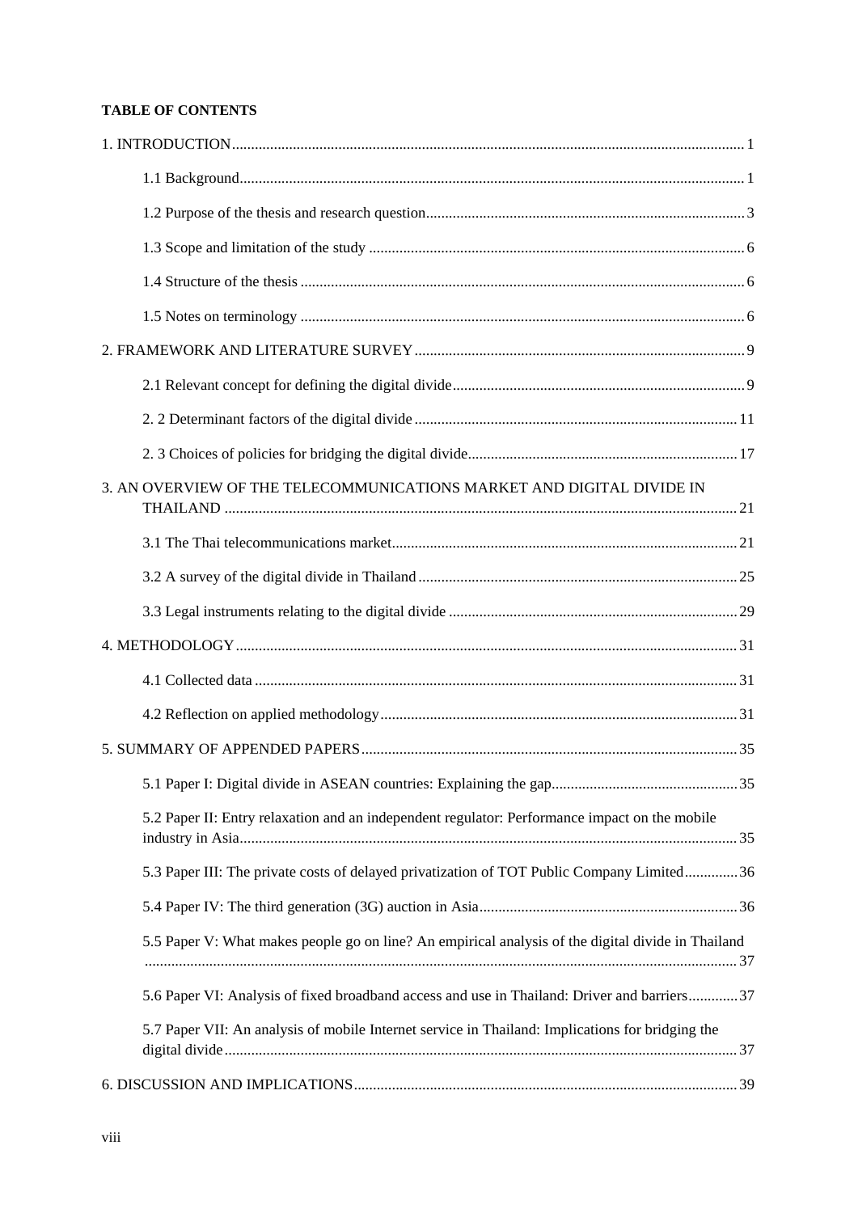**TABLE OF CONTENTS**

1. INTRODUCTION ... 1
    - 1.1 Background ... 1
    - 1.2 Purpose of the thesis and research question ... 3
    - 1.3 Scope and limitation of the study ... 6
    - 1.4 Structure of the thesis ... 6
    - 1.5 Notes on terminology ... 6
2. FRAMEWORK AND LITERATURE SURVEY ... 9
    - 2.1 Relevant concept for defining the digital divide ... 9
    - 2. 2 Determinant factors of the digital divide ... 11
    - 2. 3 Choices of policies for bridging the digital divide ... 17
3. AN OVERVIEW OF THE TELECOMMUNICATIONS MARKET AND DIGITAL DIVIDE IN THAILAND ... 21
    - 3.1 The Thai telecommunications market ... 21
    - 3.2 A survey of the digital divide in Thailand ... 25
    - 3.3 Legal instruments relating to the digital divide ... 29
4. METHODOLOGY ... 31
    - 4.1 Collected data ... 31
    - 4.2 Reflection on applied methodology ... 31
5. SUMMARY OF APPENDED PAPERS ... 35
    - 5.1 Paper I: Digital divide in ASEAN countries: Explaining the gap ... 35
    - 5.2 Paper II: Entry relaxation and an independent regulator: Performance impact on the mobile industry in Asia ... 35
    - 5.3 Paper III: The private costs of delayed privatization of TOT Public Company Limited ... 36
    - 5.4 Paper IV: The third generation (3G) auction in Asia ... 36
    - 5.5 Paper V: What makes people go on line? An empirical analysis of the digital divide in Thailand ... 37
    - 5.6 Paper VI: Analysis of fixed broadband access and use in Thailand: Driver and barriers ... 37
    - 5.7 Paper VII: An analysis of mobile Internet service in Thailand: Implications for bridging the digital divide ... 37
6. DISCUSSION AND IMPLICATIONS ... 39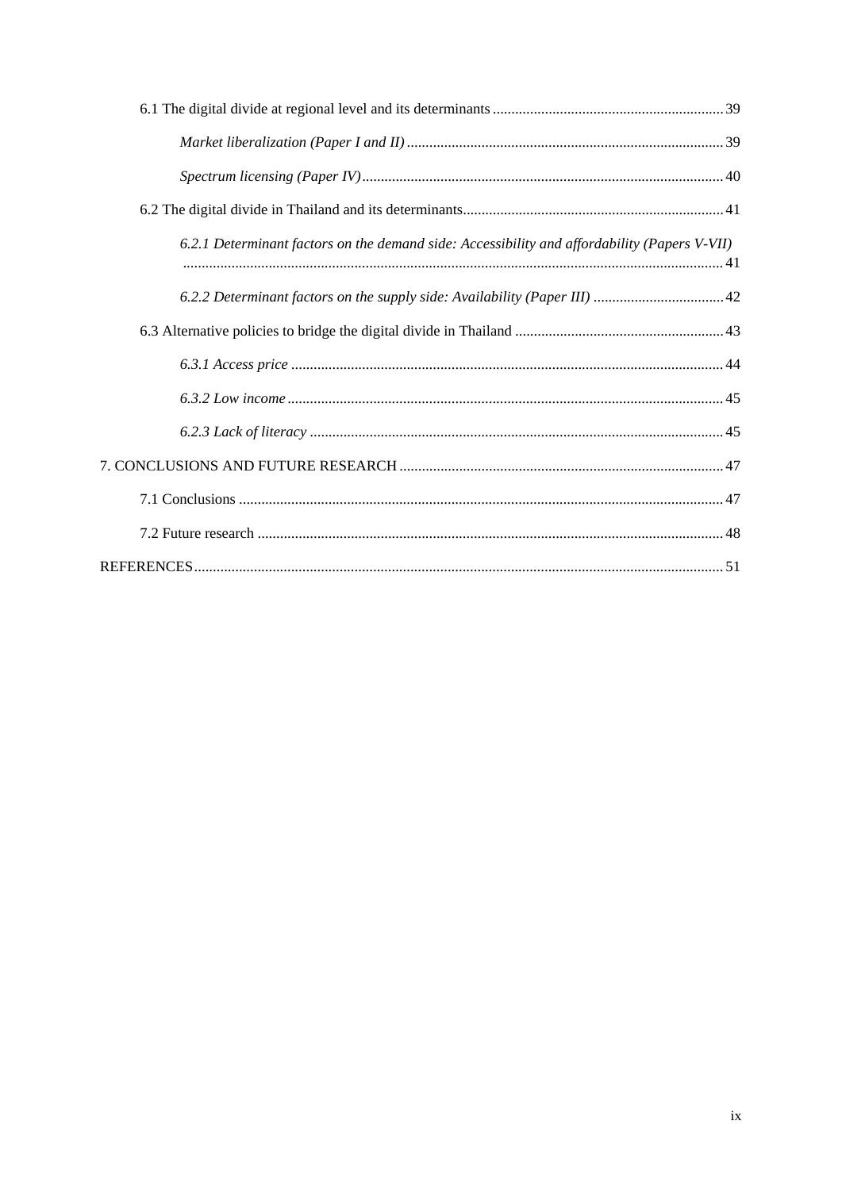6.1 The digital divide at regional level and its determinants .......... 39

*Market liberalization (Paper I and II)* .......... 39

*Spectrum licensing (Paper IV)* .......... 40

6.2 The digital divide in Thailand and its determinants .......... 41

*6.2.1 Determinant factors on the demand side: Accessibility and affordability (Papers V-VII)* .......... 41

*6.2.2 Determinant factors on the supply side: Availability (Paper III)* .......... 42

6.3 Alternative policies to bridge the digital divide in Thailand .......... 43

*6.3.1 Access price* .......... 44

*6.3.2 Low income* .......... 45

*6.2.3 Lack of literacy* .......... 45

7. CONCLUSIONS AND FUTURE RESEARCH .......... 47

7.1 Conclusions .......... 47

7.2 Future research .......... 48

REFERENCES .......... 51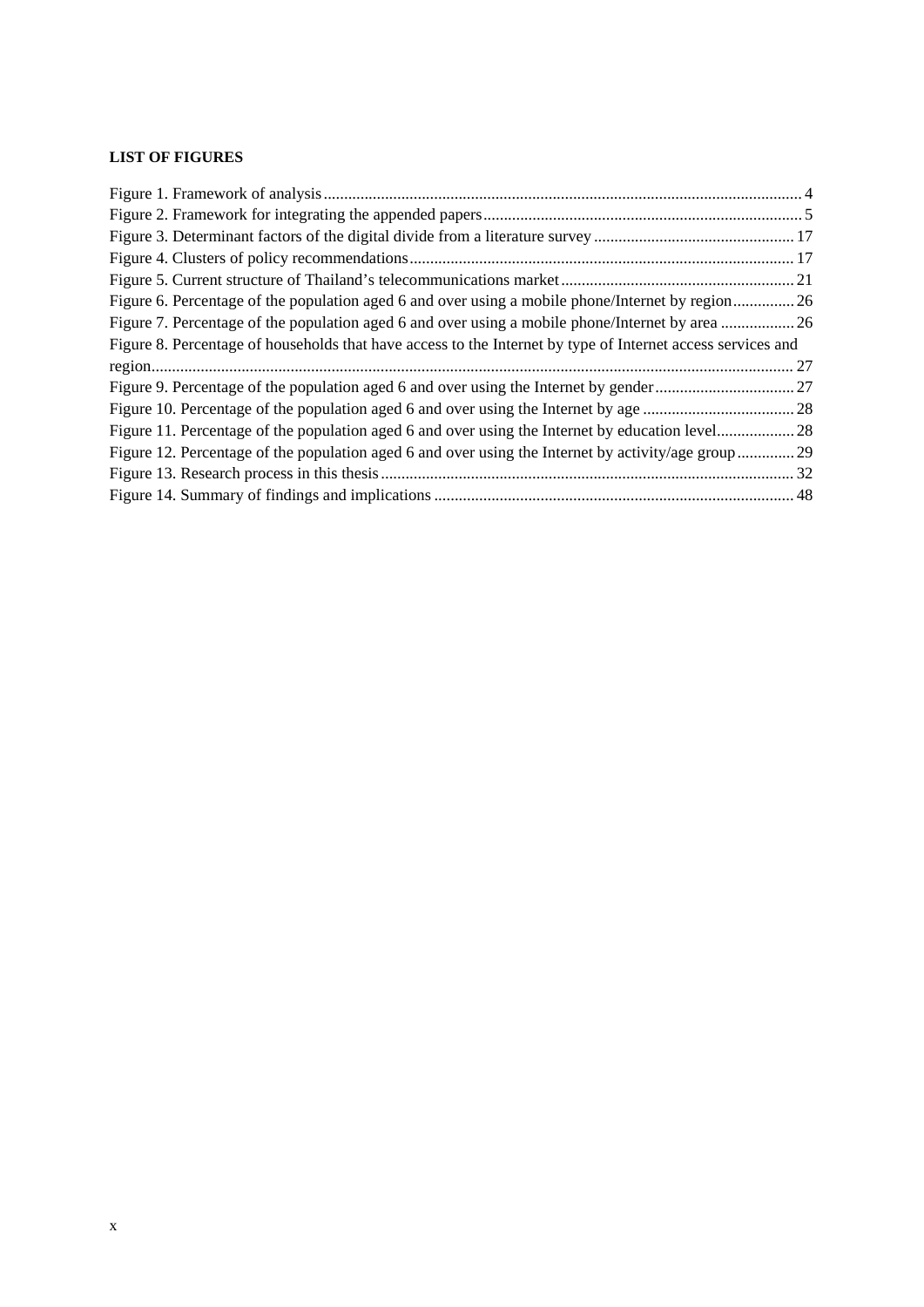**LIST OF FIGURES**

Figure 1. Framework of analysis .................................................................................................... 4
Figure 2. Framework for integrating the appended papers .............................................................. 5
Figure 3. Determinant factors of the digital divide from a literature survey ................................. 17
Figure 4. Clusters of policy recommendations ............................................................................. 17
Figure 5. Current structure of Thailand's telecommunications market ......................................... 21
Figure 6. Percentage of the population aged 6 and over using a mobile phone/Internet by region ............... 26
Figure 7. Percentage of the population aged 6 and over using a mobile phone/Internet by area .................. 26
Figure 8. Percentage of households that have access to the Internet by type of Internet access services and region.......................................................................................................................... 27
Figure 9. Percentage of the population aged 6 and over using the Internet by gender .................. 27
Figure 10. Percentage of the population aged 6 and over using the Internet by age ..................... 28
Figure 11. Percentage of the population aged 6 and over using the Internet by education level ................... 28
Figure 12. Percentage of the population aged 6 and over using the Internet by activity/age group .............. 29
Figure 13. Research process in this thesis .................................................................................... 32
Figure 14. Summary of findings and implications ........................................................................ 48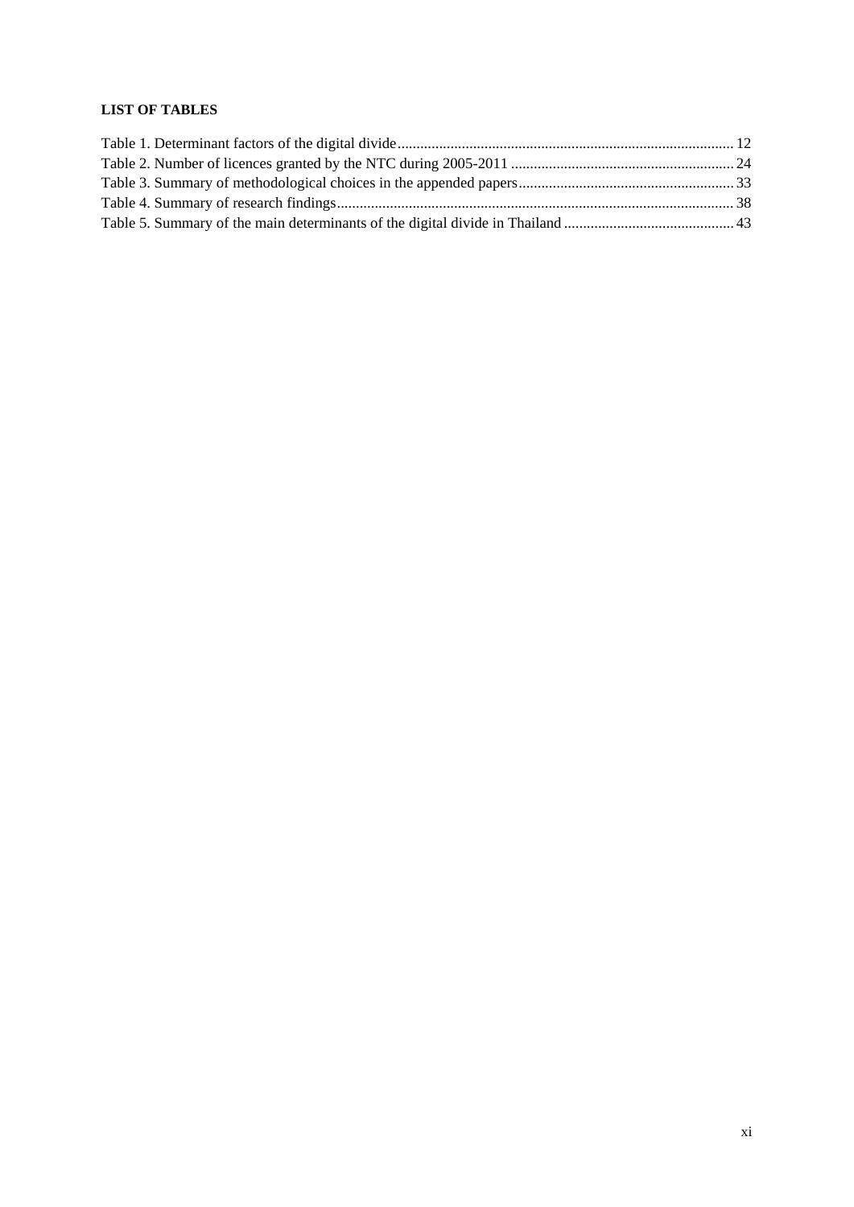**LIST OF TABLES**

Table 1. Determinant factors of the digital divide........................................................................................ 12
Table 2. Number of licences granted by the NTC during 2005-2011 .......................................................... 24
Table 3. Summary of methodological choices in the appended papers......................................................... 33
Table 4. Summary of research findings........................................................................................................ 38
Table 5. Summary of the main determinants of the digital divide in Thailand ............................................ 43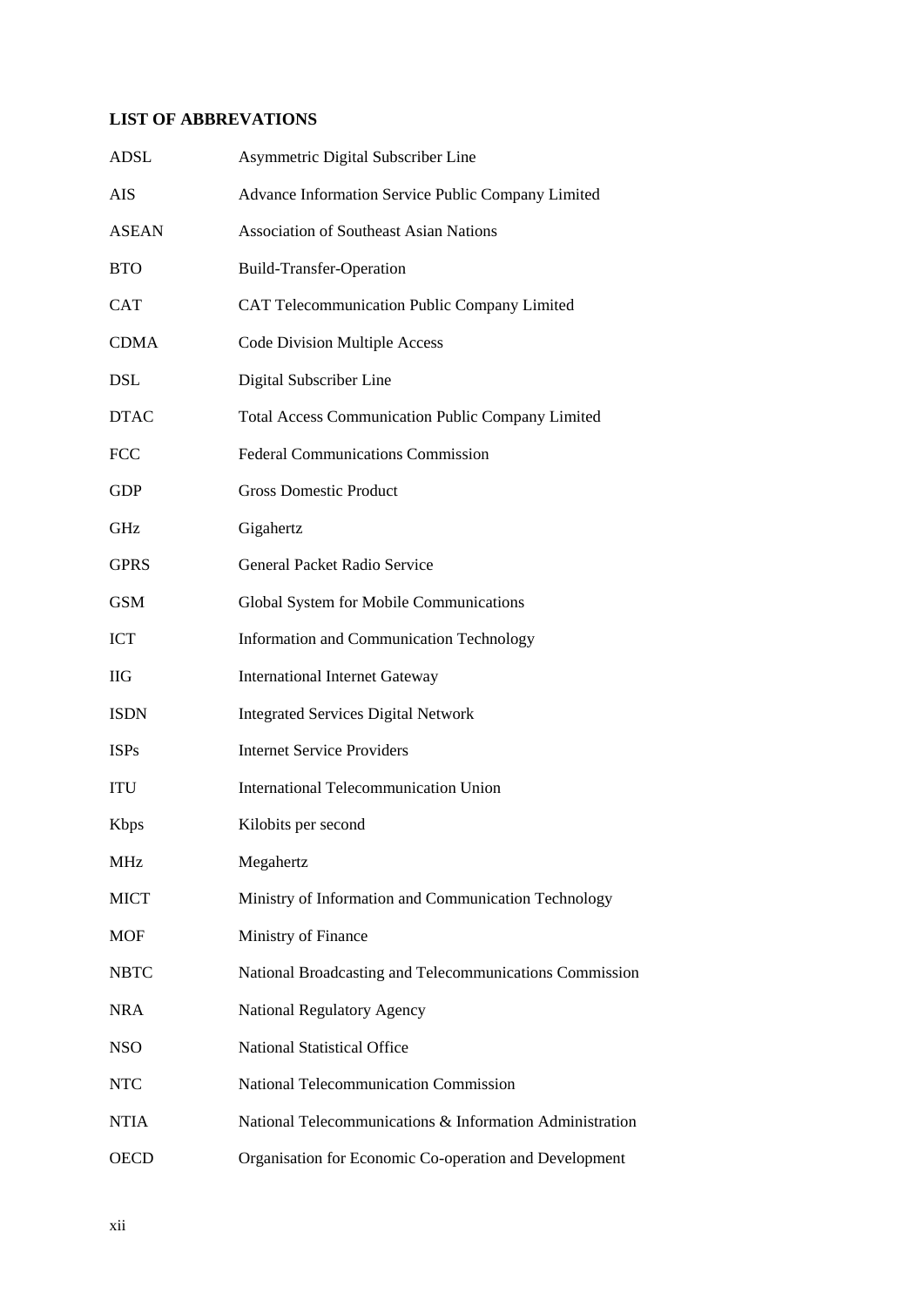## LIST OF ABBREVATIONS

| | |
|---|---|
| ADSL | Asymmetric Digital Subscriber Line |
| AIS | Advance Information Service Public Company Limited |
| ASEAN | Association of Southeast Asian Nations |
| BTO | Build-Transfer-Operation |
| CAT | CAT Telecommunication Public Company Limited |
| CDMA | Code Division Multiple Access |
| DSL | Digital Subscriber Line |
| DTAC | Total Access Communication Public Company Limited |
| FCC | Federal Communications Commission |
| GDP | Gross Domestic Product |
| GHz | Gigahertz |
| GPRS | General Packet Radio Service |
| GSM | Global System for Mobile Communications |
| ICT | Information and Communication Technology |
| IIG | International Internet Gateway |
| ISDN | Integrated Services Digital Network |
| ISPs | Internet Service Providers |
| ITU | International Telecommunication Union |
| Kbps | Kilobits per second |
| MHz | Megahertz |
| MICT | Ministry of Information and Communication Technology |
| MOF | Ministry of Finance |
| NBTC | National Broadcasting and Telecommunications Commission |
| NRA | National Regulatory Agency |
| NSO | National Statistical Office |
| NTC | National Telecommunication Commission |
| NTIA | National Telecommunications & Information Administration |
| OECD | Organisation for Economic Co-operation and Development |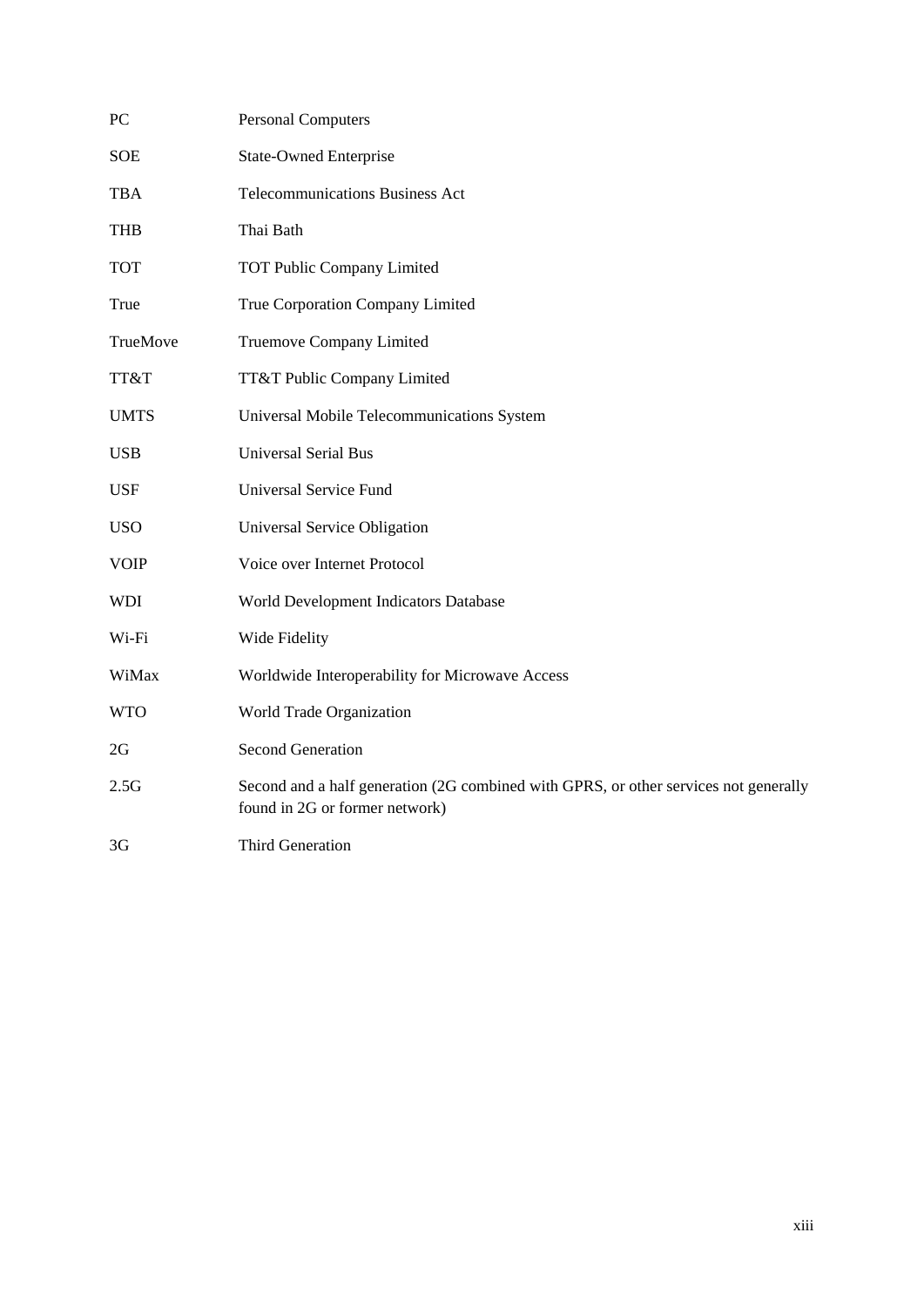| | |
|---|---|
| PC | Personal Computers |
| SOE | State-Owned Enterprise |
| TBA | Telecommunications Business Act |
| THB | Thai Bath |
| TOT | TOT Public Company Limited |
| True | True Corporation Company Limited |
| TrueMove | Truemove Company Limited |
| TT&T | TT&T Public Company Limited |
| UMTS | Universal Mobile Telecommunications System |
| USB | Universal Serial Bus |
| USF | Universal Service Fund |
| USO | Universal Service Obligation |
| VOIP | Voice over Internet Protocol |
| WDI | World Development Indicators Database |
| Wi-Fi | Wide Fidelity |
| WiMax | Worldwide Interoperability for Microwave Access |
| WTO | World Trade Organization |
| 2G | Second Generation |
| 2.5G | Second and a half generation (2G combined with GPRS, or other services not generally found in 2G or former network) |
| 3G | Third Generation |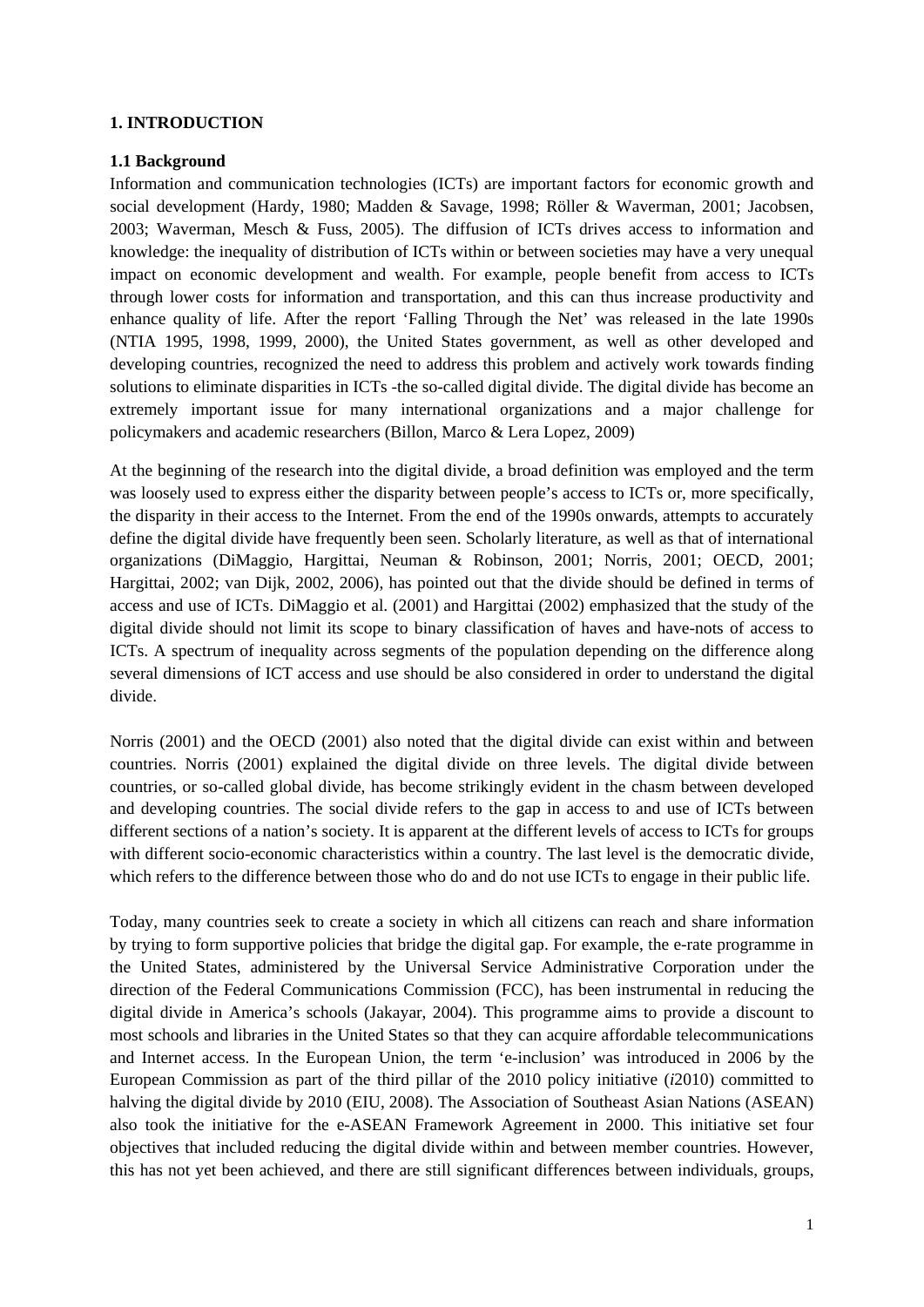# 1. INTRODUCTION

## 1.1 Background

Information and communication technologies (ICTs) are important factors for economic growth and social development (Hardy, 1980; Madden & Savage, 1998; Röller & Waverman, 2001; Jacobsen, 2003; Waverman, Mesch & Fuss, 2005). The diffusion of ICTs drives access to information and knowledge: the inequality of distribution of ICTs within or between societies may have a very unequal impact on economic development and wealth. For example, people benefit from access to ICTs through lower costs for information and transportation, and this can thus increase productivity and enhance quality of life. After the report 'Falling Through the Net' was released in the late 1990s (NTIA 1995, 1998, 1999, 2000), the United States government, as well as other developed and developing countries, recognized the need to address this problem and actively work towards finding solutions to eliminate disparities in ICTs -the so-called digital divide. The digital divide has become an extremely important issue for many international organizations and a major challenge for policymakers and academic researchers (Billon, Marco & Lera Lopez, 2009)

At the beginning of the research into the digital divide, a broad definition was employed and the term was loosely used to express either the disparity between people's access to ICTs or, more specifically, the disparity in their access to the Internet. From the end of the 1990s onwards, attempts to accurately define the digital divide have frequently been seen. Scholarly literature, as well as that of international organizations (DiMaggio, Hargittai, Neuman & Robinson, 2001; Norris, 2001; OECD, 2001; Hargittai, 2002; van Dijk, 2002, 2006), has pointed out that the divide should be defined in terms of access and use of ICTs. DiMaggio et al. (2001) and Hargittai (2002) emphasized that the study of the digital divide should not limit its scope to binary classification of haves and have-nots of access to ICTs. A spectrum of inequality across segments of the population depending on the difference along several dimensions of ICT access and use should be also considered in order to understand the digital divide.

Norris (2001) and the OECD (2001) also noted that the digital divide can exist within and between countries. Norris (2001) explained the digital divide on three levels. The digital divide between countries, or so-called global divide, has become strikingly evident in the chasm between developed and developing countries. The social divide refers to the gap in access to and use of ICTs between different sections of a nation's society. It is apparent at the different levels of access to ICTs for groups with different socio-economic characteristics within a country. The last level is the democratic divide, which refers to the difference between those who do and do not use ICTs to engage in their public life.

Today, many countries seek to create a society in which all citizens can reach and share information by trying to form supportive policies that bridge the digital gap. For example, the e-rate programme in the United States, administered by the Universal Service Administrative Corporation under the direction of the Federal Communications Commission (FCC), has been instrumental in reducing the digital divide in America's schools (Jakayar, 2004). This programme aims to provide a discount to most schools and libraries in the United States so that they can acquire affordable telecommunications and Internet access. In the European Union, the term 'e-inclusion' was introduced in 2006 by the European Commission as part of the third pillar of the 2010 policy initiative (*i*2010) committed to halving the digital divide by 2010 (EIU, 2008). The Association of Southeast Asian Nations (ASEAN) also took the initiative for the e-ASEAN Framework Agreement in 2000. This initiative set four objectives that included reducing the digital divide within and between member countries. However, this has not yet been achieved, and there are still significant differences between individuals, groups,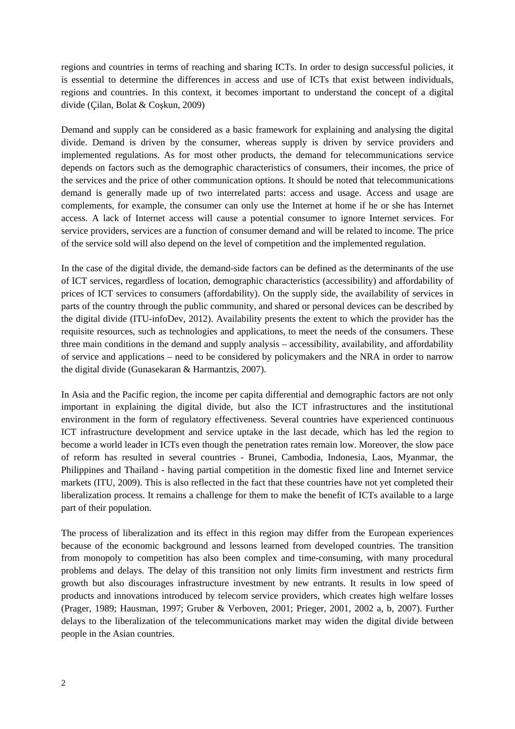regions and countries in terms of reaching and sharing ICTs. In order to design successful policies, it is essential to determine the differences in access and use of ICTs that exist between individuals, regions and countries. In this context, it becomes important to understand the concept of a digital divide (Çilan, Bolat & Coşkun, 2009)

Demand and supply can be considered as a basic framework for explaining and analysing the digital divide. Demand is driven by the consumer, whereas supply is driven by service providers and implemented regulations. As for most other products, the demand for telecommunications service depends on factors such as the demographic characteristics of consumers, their incomes, the price of the services and the price of other communication options. It should be noted that telecommunications demand is generally made up of two interrelated parts: access and usage. Access and usage are complements, for example, the consumer can only use the Internet at home if he or she has Internet access. A lack of Internet access will cause a potential consumer to ignore Internet services. For service providers, services are a function of consumer demand and will be related to income. The price of the service sold will also depend on the level of competition and the implemented regulation.

In the case of the digital divide, the demand-side factors can be defined as the determinants of the use of ICT services, regardless of location, demographic characteristics (accessibility) and affordability of prices of ICT services to consumers (affordability). On the supply side, the availability of services in parts of the country through the public community, and shared or personal devices can be described by the digital divide (ITU-infoDev, 2012). Availability presents the extent to which the provider has the requisite resources, such as technologies and applications, to meet the needs of the consumers. These three main conditions in the demand and supply analysis – accessibility, availability, and affordability of service and applications – need to be considered by policymakers and the NRA in order to narrow the digital divide (Gunasekaran & Harmantzis, 2007).

In Asia and the Pacific region, the income per capita differential and demographic factors are not only important in explaining the digital divide, but also the ICT infrastructures and the institutional environment in the form of regulatory effectiveness. Several countries have experienced continuous ICT infrastructure development and service uptake in the last decade, which has led the region to become a world leader in ICTs even though the penetration rates remain low. Moreover, the slow pace of reform has resulted in several countries - Brunei, Cambodia, Indonesia, Laos, Myanmar, the Philippines and Thailand - having partial competition in the domestic fixed line and Internet service markets (ITU, 2009). This is also reflected in the fact that these countries have not yet completed their liberalization process. It remains a challenge for them to make the benefit of ICTs available to a large part of their population.

The process of liberalization and its effect in this region may differ from the European experiences because of the economic background and lessons learned from developed countries. The transition from monopoly to competition has also been complex and time-consuming, with many procedural problems and delays. The delay of this transition not only limits firm investment and restricts firm growth but also discourages infrastructure investment by new entrants. It results in low speed of products and innovations introduced by telecom service providers, which creates high welfare losses (Prager, 1989; Hausman, 1997; Gruber & Verboven, 2001; Prieger, 2001, 2002 a, b, 2007). Further delays to the liberalization of the telecommunications market may widen the digital divide between people in the Asian countries.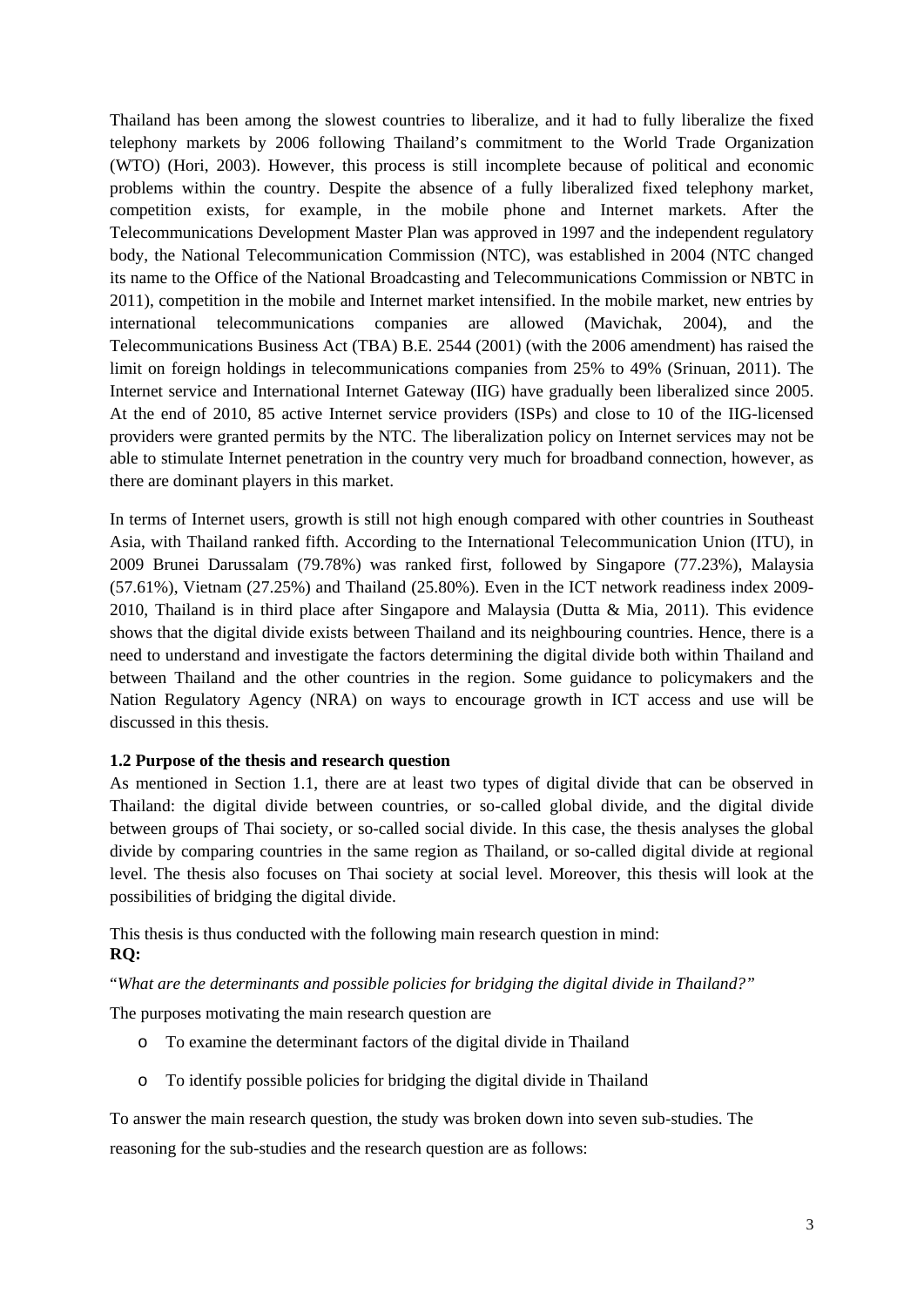Thailand has been among the slowest countries to liberalize, and it had to fully liberalize the fixed telephony markets by 2006 following Thailand's commitment to the World Trade Organization (WTO) (Hori, 2003). However, this process is still incomplete because of political and economic problems within the country. Despite the absence of a fully liberalized fixed telephony market, competition exists, for example, in the mobile phone and Internet markets. After the Telecommunications Development Master Plan was approved in 1997 and the independent regulatory body, the National Telecommunication Commission (NTC), was established in 2004 (NTC changed its name to the Office of the National Broadcasting and Telecommunications Commission or NBTC in 2011), competition in the mobile and Internet market intensified. In the mobile market, new entries by international telecommunications companies are allowed (Mavichak, 2004), and the Telecommunications Business Act (TBA) B.E. 2544 (2001) (with the 2006 amendment) has raised the limit on foreign holdings in telecommunications companies from 25% to 49% (Srinuan, 2011). The Internet service and International Internet Gateway (IIG) have gradually been liberalized since 2005. At the end of 2010, 85 active Internet service providers (ISPs) and close to 10 of the IIG-licensed providers were granted permits by the NTC. The liberalization policy on Internet services may not be able to stimulate Internet penetration in the country very much for broadband connection, however, as there are dominant players in this market.

In terms of Internet users, growth is still not high enough compared with other countries in Southeast Asia, with Thailand ranked fifth. According to the International Telecommunication Union (ITU), in 2009 Brunei Darussalam (79.78%) was ranked first, followed by Singapore (77.23%), Malaysia (57.61%), Vietnam (27.25%) and Thailand (25.80%). Even in the ICT network readiness index 2009-2010, Thailand is in third place after Singapore and Malaysia (Dutta & Mia, 2011). This evidence shows that the digital divide exists between Thailand and its neighbouring countries. Hence, there is a need to understand and investigate the factors determining the digital divide both within Thailand and between Thailand and the other countries in the region. Some guidance to policymakers and the Nation Regulatory Agency (NRA) on ways to encourage growth in ICT access and use will be discussed in this thesis.

**1.2 Purpose of the thesis and research question**

As mentioned in Section 1.1, there are at least two types of digital divide that can be observed in Thailand: the digital divide between countries, or so-called global divide, and the digital divide between groups of Thai society, or so-called social divide. In this case, the thesis analyses the global divide by comparing countries in the same region as Thailand, or so-called digital divide at regional level. The thesis also focuses on Thai society at social level. Moreover, this thesis will look at the possibilities of bridging the digital divide.

This thesis is thus conducted with the following main research question in mind:

**RQ:**

"*What are the determinants and possible policies for bridging the digital divide in Thailand?"*

The purposes motivating the main research question are

- To examine the determinant factors of the digital divide in Thailand
- To identify possible policies for bridging the digital divide in Thailand

To answer the main research question, the study was broken down into seven sub-studies. The reasoning for the sub-studies and the research question are as follows: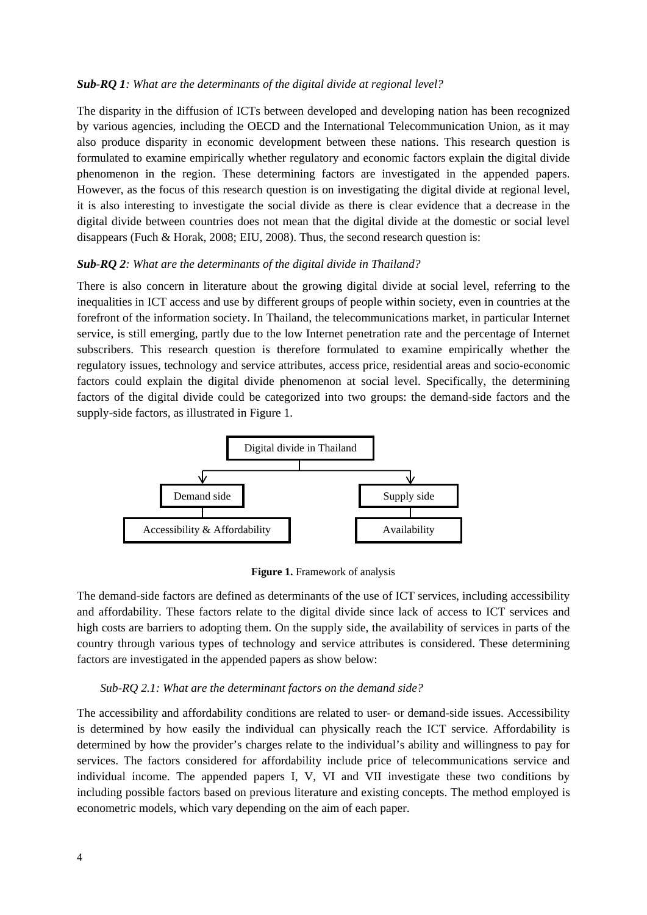***Sub-RQ 1**: What are the determinants of the digital divide at regional level?*

The disparity in the diffusion of ICTs between developed and developing nation has been recognized by various agencies, including the OECD and the International Telecommunication Union, as it may also produce disparity in economic development between these nations. This research question is formulated to examine empirically whether regulatory and economic factors explain the digital divide phenomenon in the region. These determining factors are investigated in the appended papers. However, as the focus of this research question is on investigating the digital divide at regional level, it is also interesting to investigate the social divide as there is clear evidence that a decrease in the digital divide between countries does not mean that the digital divide at the domestic or social level disappears (Fuch & Horak, 2008; EIU, 2008). Thus, the second research question is:

***Sub-RQ 2**: What are the determinants of the digital divide in Thailand?*

There is also concern in literature about the growing digital divide at social level, referring to the inequalities in ICT access and use by different groups of people within society, even in countries at the forefront of the information society. In Thailand, the telecommunications market, in particular Internet service, is still emerging, partly due to the low Internet penetration rate and the percentage of Internet subscribers. This research question is therefore formulated to examine empirically whether the regulatory issues, technology and service attributes, access price, residential areas and socio-economic factors could explain the digital divide phenomenon at social level. Specifically, the determining factors of the digital divide could be categorized into two groups: the demand-side factors and the supply-side factors, as illustrated in Figure 1.

```
                Digital divide in Thailand
               /                          \
        Demand side                    Supply side
             |                              |
Accessibility & Affordability         Availability
```

**Figure 1.** Framework of analysis

The demand-side factors are defined as determinants of the use of ICT services, including accessibility and affordability. These factors relate to the digital divide since lack of access to ICT services and high costs are barriers to adopting them. On the supply side, the availability of services in parts of the country through various types of technology and service attributes is considered. These determining factors are investigated in the appended papers as show below:

*Sub-RQ 2.1: What are the determinant factors on the demand side?*

The accessibility and affordability conditions are related to user- or demand-side issues. Accessibility is determined by how easily the individual can physically reach the ICT service. Affordability is determined by how the provider's charges relate to the individual's ability and willingness to pay for services. The factors considered for affordability include price of telecommunications service and individual income. The appended papers I, V, VI and VII investigate these two conditions by including possible factors based on previous literature and existing concepts. The method employed is econometric models, which vary depending on the aim of each paper.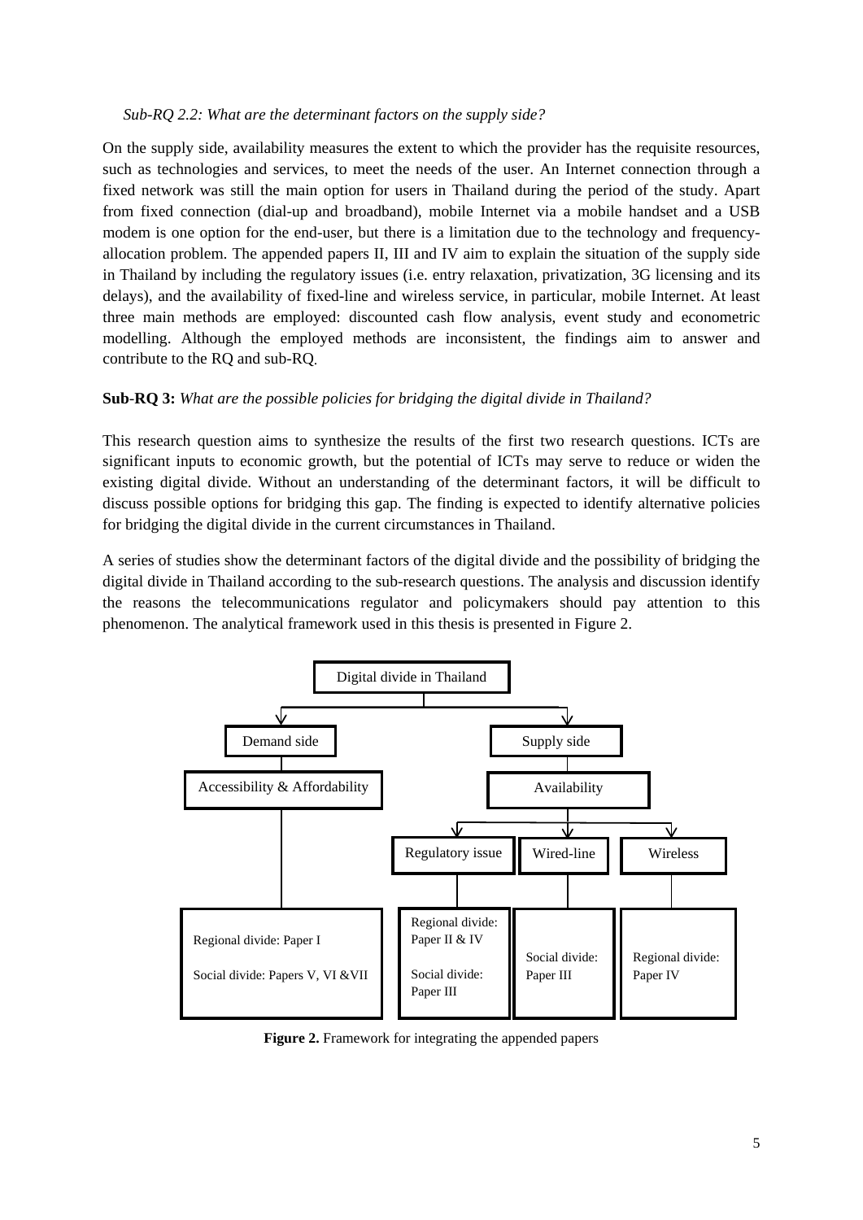*Sub-RQ 2.2: What are the determinant factors on the supply side?*

On the supply side, availability measures the extent to which the provider has the requisite resources, such as technologies and services, to meet the needs of the user. An Internet connection through a fixed network was still the main option for users in Thailand during the period of the study. Apart from fixed connection (dial-up and broadband), mobile Internet via a mobile handset and a USB modem is one option for the end-user, but there is a limitation due to the technology and frequency-allocation problem. The appended papers II, III and IV aim to explain the situation of the supply side in Thailand by including the regulatory issues (i.e. entry relaxation, privatization, 3G licensing and its delays), and the availability of fixed-line and wireless service, in particular, mobile Internet. At least three main methods are employed: discounted cash flow analysis, event study and econometric modelling. Although the employed methods are inconsistent, the findings aim to answer and contribute to the RQ and sub-RQ.

**Sub-RQ 3:** *What are the possible policies for bridging the digital divide in Thailand?*

This research question aims to synthesize the results of the first two research questions. ICTs are significant inputs to economic growth, but the potential of ICTs may serve to reduce or widen the existing digital divide. Without an understanding of the determinant factors, it will be difficult to discuss possible options for bridging this gap. The finding is expected to identify alternative policies for bridging the digital divide in the current circumstances in Thailand.

A series of studies show the determinant factors of the digital divide and the possibility of bridging the digital divide in Thailand according to the sub-research questions. The analysis and discussion identify the reasons the telecommunications regulator and policymakers should pay attention to this phenomenon. The analytical framework used in this thesis is presented in Figure 2.

- Digital divide in Thailand
  - Demand side
    - Accessibility & Affordability
      - Regional divide: Paper I
      - Social divide: Papers V, VI &VII
  - Supply side
    - Availability
      - Regulatory issue
        - Regional divide: Paper II & IV
        - Social divide: Paper III
      - Wired-line
        - Social divide: Paper III
      - Wireless
        - Regional divide: Paper IV

**Figure 2.** Framework for integrating the appended papers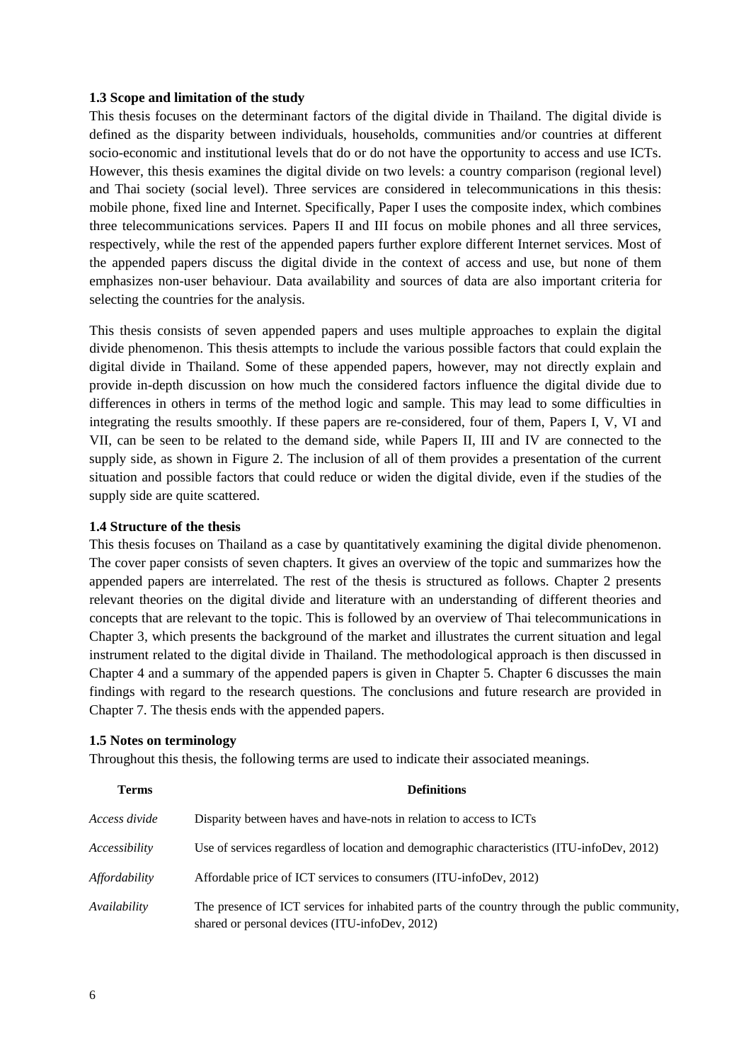### 1.3 Scope and limitation of the study

This thesis focuses on the determinant factors of the digital divide in Thailand. The digital divide is defined as the disparity between individuals, households, communities and/or countries at different socio-economic and institutional levels that do or do not have the opportunity to access and use ICTs. However, this thesis examines the digital divide on two levels: a country comparison (regional level) and Thai society (social level). Three services are considered in telecommunications in this thesis: mobile phone, fixed line and Internet. Specifically, Paper I uses the composite index, which combines three telecommunications services. Papers II and III focus on mobile phones and all three services, respectively, while the rest of the appended papers further explore different Internet services. Most of the appended papers discuss the digital divide in the context of access and use, but none of them emphasizes non-user behaviour. Data availability and sources of data are also important criteria for selecting the countries for the analysis.

This thesis consists of seven appended papers and uses multiple approaches to explain the digital divide phenomenon. This thesis attempts to include the various possible factors that could explain the digital divide in Thailand. Some of these appended papers, however, may not directly explain and provide in-depth discussion on how much the considered factors influence the digital divide due to differences in others in terms of the method logic and sample. This may lead to some difficulties in integrating the results smoothly. If these papers are re-considered, four of them, Papers I, V, VI and VII, can be seen to be related to the demand side, while Papers II, III and IV are connected to the supply side, as shown in Figure 2. The inclusion of all of them provides a presentation of the current situation and possible factors that could reduce or widen the digital divide, even if the studies of the supply side are quite scattered.

### 1.4 Structure of the thesis

This thesis focuses on Thailand as a case by quantitatively examining the digital divide phenomenon. The cover paper consists of seven chapters. It gives an overview of the topic and summarizes how the appended papers are interrelated. The rest of the thesis is structured as follows. Chapter 2 presents relevant theories on the digital divide and literature with an understanding of different theories and concepts that are relevant to the topic. This is followed by an overview of Thai telecommunications in Chapter 3, which presents the background of the market and illustrates the current situation and legal instrument related to the digital divide in Thailand. The methodological approach is then discussed in Chapter 4 and a summary of the appended papers is given in Chapter 5. Chapter 6 discusses the main findings with regard to the research questions. The conclusions and future research are provided in Chapter 7. The thesis ends with the appended papers.

### 1.5 Notes on terminology

Throughout this thesis, the following terms are used to indicate their associated meanings.

| Terms | Definitions |
|---|---|
| *Access divide* | Disparity between haves and have-nots in relation to access to ICTs |
| *Accessibility* | Use of services regardless of location and demographic characteristics (ITU-infoDev, 2012) |
| *Affordability* | Affordable price of ICT services to consumers (ITU-infoDev, 2012) |
| *Availability* | The presence of ICT services for inhabited parts of the country through the public community, shared or personal devices (ITU-infoDev, 2012) |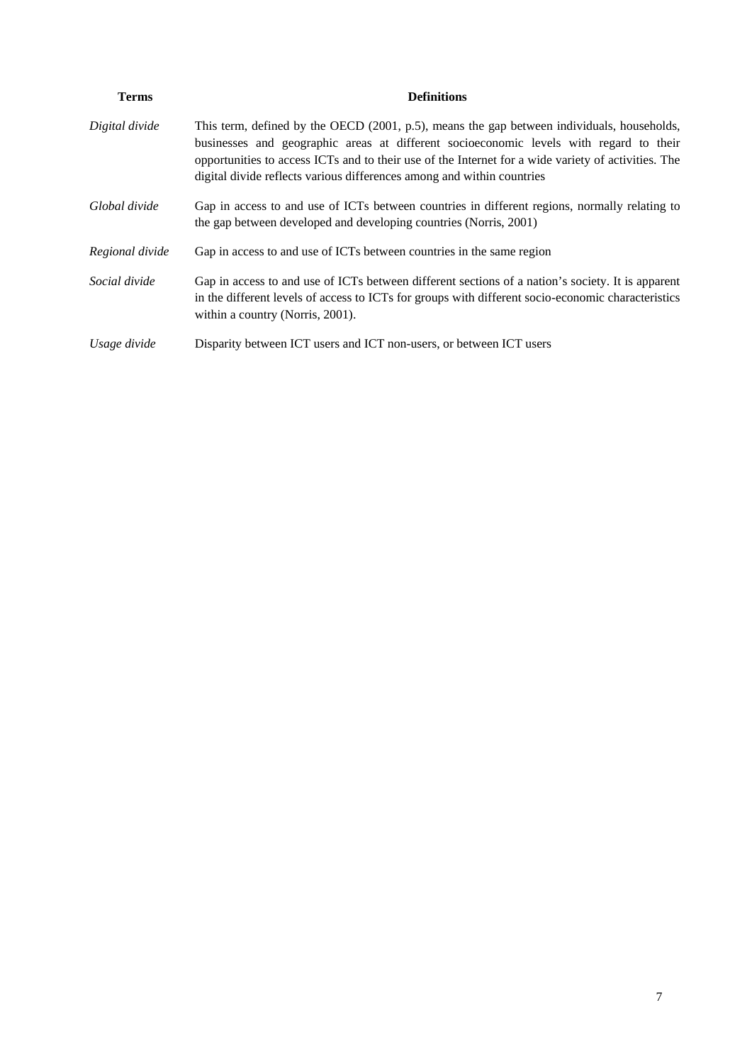| Terms | Definitions |
| --- | --- |
| *Digital divide* | This term, defined by the OECD (2001, p.5), means the gap between individuals, households, businesses and geographic areas at different socioeconomic levels with regard to their opportunities to access ICTs and to their use of the Internet for a wide variety of activities. The digital divide reflects various differences among and within countries |
| *Global divide* | Gap in access to and use of ICTs between countries in different regions, normally relating to the gap between developed and developing countries (Norris, 2001) |
| *Regional divide* | Gap in access to and use of ICTs between countries in the same region |
| *Social divide* | Gap in access to and use of ICTs between different sections of a nation's society. It is apparent in the different levels of access to ICTs for groups with different socio-economic characteristics within a country (Norris, 2001). |
| *Usage divide* | Disparity between ICT users and ICT non-users, or between ICT users |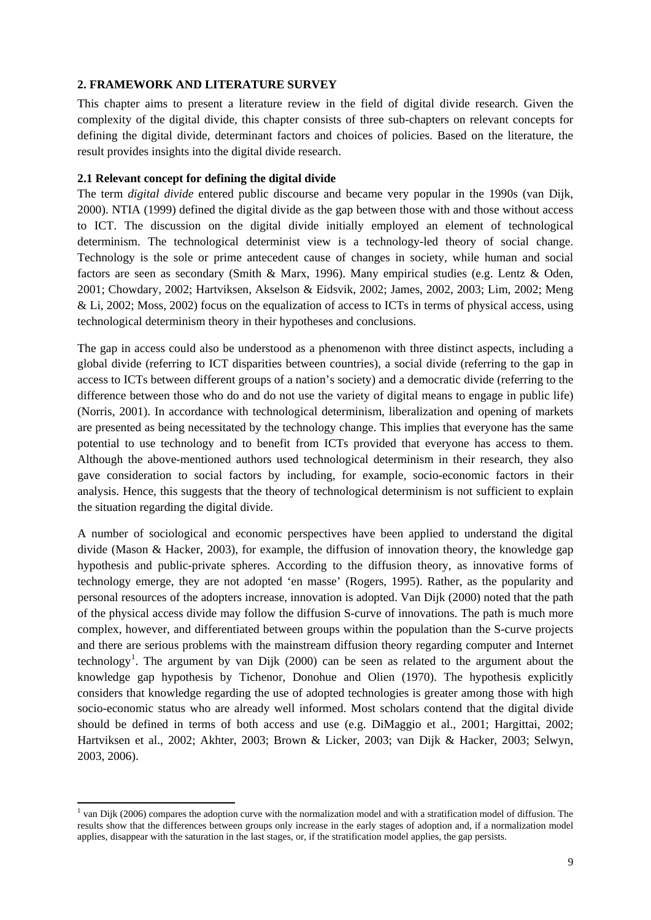## 2. FRAMEWORK AND LITERATURE SURVEY

This chapter aims to present a literature review in the field of digital divide research. Given the complexity of the digital divide, this chapter consists of three sub-chapters on relevant concepts for defining the digital divide, determinant factors and choices of policies. Based on the literature, the result provides insights into the digital divide research.

### 2.1 Relevant concept for defining the digital divide

The term *digital divide* entered public discourse and became very popular in the 1990s (van Dijk, 2000). NTIA (1999) defined the digital divide as the gap between those with and those without access to ICT. The discussion on the digital divide initially employed an element of technological determinism. The technological determinist view is a technology-led theory of social change. Technology is the sole or prime antecedent cause of changes in society, while human and social factors are seen as secondary (Smith & Marx, 1996). Many empirical studies (e.g. Lentz & Oden, 2001; Chowdary, 2002; Hartviksen, Akselson & Eidsvik, 2002; James, 2002, 2003; Lim, 2002; Meng & Li, 2002; Moss, 2002) focus on the equalization of access to ICTs in terms of physical access, using technological determinism theory in their hypotheses and conclusions.

The gap in access could also be understood as a phenomenon with three distinct aspects, including a global divide (referring to ICT disparities between countries), a social divide (referring to the gap in access to ICTs between different groups of a nation's society) and a democratic divide (referring to the difference between those who do and do not use the variety of digital means to engage in public life) (Norris, 2001). In accordance with technological determinism, liberalization and opening of markets are presented as being necessitated by the technology change. This implies that everyone has the same potential to use technology and to benefit from ICTs provided that everyone has access to them. Although the above-mentioned authors used technological determinism in their research, they also gave consideration to social factors by including, for example, socio-economic factors in their analysis. Hence, this suggests that the theory of technological determinism is not sufficient to explain the situation regarding the digital divide.

A number of sociological and economic perspectives have been applied to understand the digital divide (Mason & Hacker, 2003), for example, the diffusion of innovation theory, the knowledge gap hypothesis and public-private spheres. According to the diffusion theory, as innovative forms of technology emerge, they are not adopted 'en masse' (Rogers, 1995). Rather, as the popularity and personal resources of the adopters increase, innovation is adopted. Van Dijk (2000) noted that the path of the physical access divide may follow the diffusion S-curve of innovations. The path is much more complex, however, and differentiated between groups within the population than the S-curve projects and there are serious problems with the mainstream diffusion theory regarding computer and Internet technology[1]. The argument by van Dijk (2000) can be seen as related to the argument about the knowledge gap hypothesis by Tichenor, Donohue and Olien (1970). The hypothesis explicitly considers that knowledge regarding the use of adopted technologies is greater among those with high socio-economic status who are already well informed. Most scholars contend that the digital divide should be defined in terms of both access and use (e.g. DiMaggio et al., 2001; Hargittai, 2002; Hartviksen et al., 2002; Akhter, 2003; Brown & Licker, 2003; van Dijk & Hacker, 2003; Selwyn, 2003, 2006).

---

[1] van Dijk (2006) compares the adoption curve with the normalization model and with a stratification model of diffusion. The results show that the differences between groups only increase in the early stages of adoption and, if a normalization model applies, disappear with the saturation in the last stages, or, if the stratification model applies, the gap persists.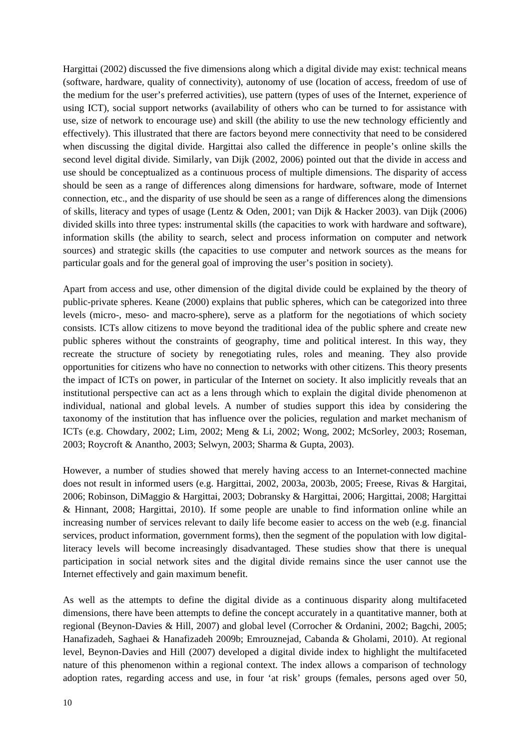Hargittai (2002) discussed the five dimensions along which a digital divide may exist: technical means (software, hardware, quality of connectivity), autonomy of use (location of access, freedom of use of the medium for the user's preferred activities), use pattern (types of uses of the Internet, experience of using ICT), social support networks (availability of others who can be turned to for assistance with use, size of network to encourage use) and skill (the ability to use the new technology efficiently and effectively). This illustrated that there are factors beyond mere connectivity that need to be considered when discussing the digital divide. Hargittai also called the difference in people's online skills the second level digital divide. Similarly, van Dijk (2002, 2006) pointed out that the divide in access and use should be conceptualized as a continuous process of multiple dimensions. The disparity of access should be seen as a range of differences along dimensions for hardware, software, mode of Internet connection, etc., and the disparity of use should be seen as a range of differences along the dimensions of skills, literacy and types of usage (Lentz & Oden, 2001; van Dijk & Hacker 2003). van Dijk (2006) divided skills into three types: instrumental skills (the capacities to work with hardware and software), information skills (the ability to search, select and process information on computer and network sources) and strategic skills (the capacities to use computer and network sources as the means for particular goals and for the general goal of improving the user's position in society).

Apart from access and use, other dimension of the digital divide could be explained by the theory of public-private spheres. Keane (2000) explains that public spheres, which can be categorized into three levels (micro-, meso- and macro-sphere), serve as a platform for the negotiations of which society consists. ICTs allow citizens to move beyond the traditional idea of the public sphere and create new public spheres without the constraints of geography, time and political interest. In this way, they recreate the structure of society by renegotiating rules, roles and meaning. They also provide opportunities for citizens who have no connection to networks with other citizens. This theory presents the impact of ICTs on power, in particular of the Internet on society. It also implicitly reveals that an institutional perspective can act as a lens through which to explain the digital divide phenomenon at individual, national and global levels. A number of studies support this idea by considering the taxonomy of the institution that has influence over the policies, regulation and market mechanism of ICTs (e.g. Chowdary, 2002; Lim, 2002; Meng & Li, 2002; Wong, 2002; McSorley, 2003; Roseman, 2003; Roycroft & Anantho, 2003; Selwyn, 2003; Sharma & Gupta, 2003).

However, a number of studies showed that merely having access to an Internet-connected machine does not result in informed users (e.g. Hargittai, 2002, 2003a, 2003b, 2005; Freese, Rivas & Hargitai, 2006; Robinson, DiMaggio & Hargittai, 2003; Dobransky & Hargittai, 2006; Hargittai, 2008; Hargittai & Hinnant, 2008; Hargittai, 2010). If some people are unable to find information online while an increasing number of services relevant to daily life become easier to access on the web (e.g. financial services, product information, government forms), then the segment of the population with low digital-literacy levels will become increasingly disadvantaged. These studies show that there is unequal participation in social network sites and the digital divide remains since the user cannot use the Internet effectively and gain maximum benefit.

As well as the attempts to define the digital divide as a continuous disparity along multifaceted dimensions, there have been attempts to define the concept accurately in a quantitative manner, both at regional (Beynon-Davies & Hill, 2007) and global level (Corrocher & Ordanini, 2002; Bagchi, 2005; Hanafizadeh, Saghaei & Hanafizadeh 2009b; Emrouznejad, Cabanda & Gholami, 2010). At regional level, Beynon-Davies and Hill (2007) developed a digital divide index to highlight the multifaceted nature of this phenomenon within a regional context. The index allows a comparison of technology adoption rates, regarding access and use, in four 'at risk' groups (females, persons aged over 50,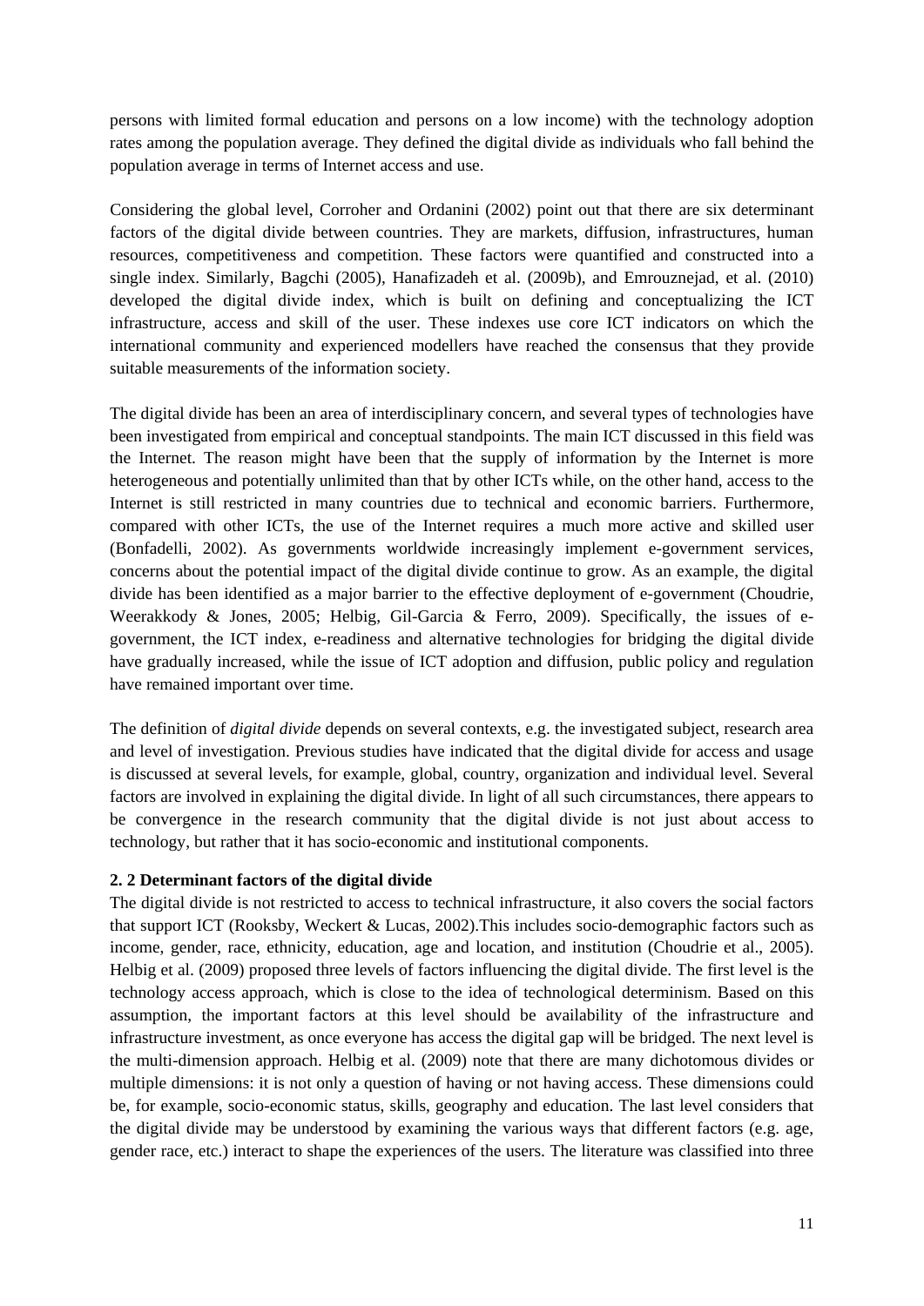persons with limited formal education and persons on a low income) with the technology adoption rates among the population average. They defined the digital divide as individuals who fall behind the population average in terms of Internet access and use.

Considering the global level, Corroher and Ordanini (2002) point out that there are six determinant factors of the digital divide between countries. They are markets, diffusion, infrastructures, human resources, competitiveness and competition. These factors were quantified and constructed into a single index. Similarly, Bagchi (2005), Hanafizadeh et al. (2009b), and Emrouznejad, et al. (2010) developed the digital divide index, which is built on defining and conceptualizing the ICT infrastructure, access and skill of the user. These indexes use core ICT indicators on which the international community and experienced modellers have reached the consensus that they provide suitable measurements of the information society.

The digital divide has been an area of interdisciplinary concern, and several types of technologies have been investigated from empirical and conceptual standpoints. The main ICT discussed in this field was the Internet. The reason might have been that the supply of information by the Internet is more heterogeneous and potentially unlimited than that by other ICTs while, on the other hand, access to the Internet is still restricted in many countries due to technical and economic barriers. Furthermore, compared with other ICTs, the use of the Internet requires a much more active and skilled user (Bonfadelli, 2002). As governments worldwide increasingly implement e-government services, concerns about the potential impact of the digital divide continue to grow. As an example, the digital divide has been identified as a major barrier to the effective deployment of e-government (Choudrie, Weerakkody & Jones, 2005; Helbig, Gil-Garcia & Ferro, 2009). Specifically, the issues of e-government, the ICT index, e-readiness and alternative technologies for bridging the digital divide have gradually increased, while the issue of ICT adoption and diffusion, public policy and regulation have remained important over time.

The definition of *digital divide* depends on several contexts, e.g. the investigated subject, research area and level of investigation. Previous studies have indicated that the digital divide for access and usage is discussed at several levels, for example, global, country, organization and individual level. Several factors are involved in explaining the digital divide. In light of all such circumstances, there appears to be convergence in the research community that the digital divide is not just about access to technology, but rather that it has socio-economic and institutional components.

**2. 2 Determinant factors of the digital divide**

The digital divide is not restricted to access to technical infrastructure, it also covers the social factors that support ICT (Rooksby, Weckert & Lucas, 2002).This includes socio-demographic factors such as income, gender, race, ethnicity, education, age and location, and institution (Choudrie et al., 2005). Helbig et al. (2009) proposed three levels of factors influencing the digital divide. The first level is the technology access approach, which is close to the idea of technological determinism. Based on this assumption, the important factors at this level should be availability of the infrastructure and infrastructure investment, as once everyone has access the digital gap will be bridged. The next level is the multi-dimension approach. Helbig et al. (2009) note that there are many dichotomous divides or multiple dimensions: it is not only a question of having or not having access. These dimensions could be, for example, socio-economic status, skills, geography and education. The last level considers that the digital divide may be understood by examining the various ways that different factors (e.g. age, gender race, etc.) interact to shape the experiences of the users. The literature was classified into three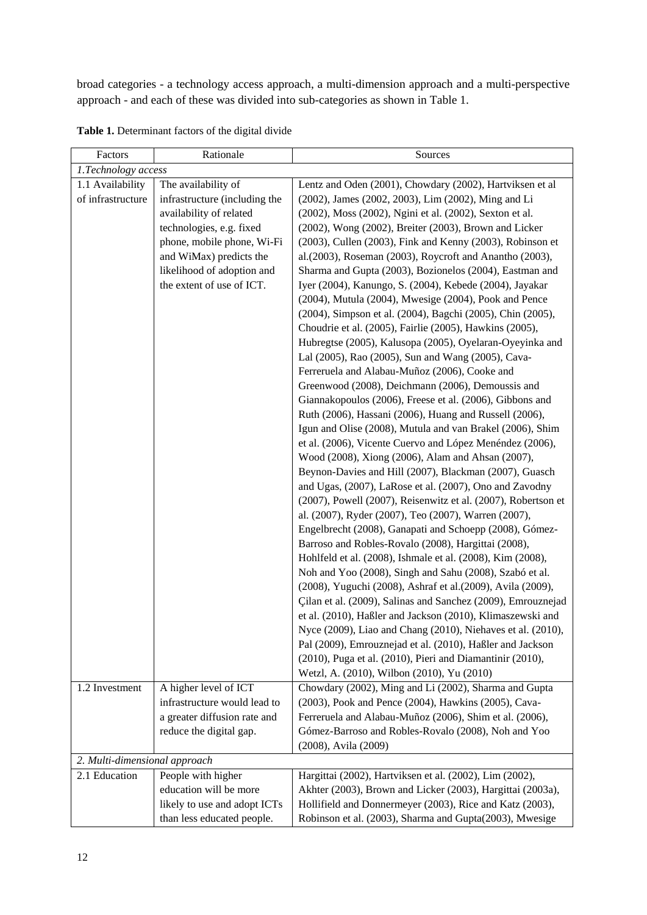broad categories - a technology access approach, a multi-dimension approach and a multi-perspective approach - and each of these was divided into sub-categories as shown in Table 1.

**Table 1.** Determinant factors of the digital divide

| Factors | Rationale | Sources |
|---|---|---|
| *1.Technology access* | | |
| 1.1 Availability of infrastructure | The availability of infrastructure (including the availability of related technologies, e.g. fixed phone, mobile phone, Wi-Fi and WiMax) predicts the likelihood of adoption and the extent of use of ICT. | Lentz and Oden (2001), Chowdary (2002), Hartviksen et al (2002), James (2002, 2003), Lim (2002), Ming and Li (2002), Moss (2002), Ngini et al. (2002), Sexton et al. (2002), Wong (2002), Breiter (2003), Brown and Licker (2003), Cullen (2003), Fink and Kenny (2003), Robinson et al.(2003), Roseman (2003), Roycroft and Anantho (2003), Sharma and Gupta (2003), Bozionelos (2004), Eastman and Iyer (2004), Kanungo, S. (2004), Kebede (2004), Jayakar (2004), Mutula (2004), Mwesige (2004), Pook and Pence (2004), Simpson et al. (2004), Bagchi (2005), Chin (2005), Choudrie et al. (2005), Fairlie (2005), Hawkins (2005), Hubregtse (2005), Kalusopa (2005), Oyelaran-Oyeyinka and Lal (2005), Rao (2005), Sun and Wang (2005), Cava-Ferreruela and Alabau-Muñoz (2006), Cooke and Greenwood (2008), Deichmann (2006), Demoussis and Giannakopoulos (2006), Freese et al. (2006), Gibbons and Ruth (2006), Hassani (2006), Huang and Russell (2006), Igun and Olise (2008), Mutula and van Brakel (2006), Shim et al. (2006), Vicente Cuervo and López Menéndez (2006), Wood (2008), Xiong (2006), Alam and Ahsan (2007), Beynon-Davies and Hill (2007), Blackman (2007), Guasch and Ugas, (2007), LaRose et al. (2007), Ono and Zavodny (2007), Powell (2007), Reisenwitz et al. (2007), Robertson et al. (2007), Ryder (2007), Teo (2007), Warren (2007), Engelbrecht (2008), Ganapati and Schoepp (2008), Gómez-Barroso and Robles-Rovalo (2008), Hargittai (2008), Hohlfeld et al. (2008), Ishmale et al. (2008), Kim (2008), Noh and Yoo (2008), Singh and Sahu (2008), Szabó et al. (2008), Yuguchi (2008), Ashraf et al.(2009), Avila (2009), Çilan et al. (2009), Salinas and Sanchez (2009), Emrouznejad et al. (2010), Haßler and Jackson (2010), Klimaszewski and Nyce (2009), Liao and Chang (2010), Niehaves et al. (2010), Pal (2009), Emrouznejad et al. (2010), Haßler and Jackson (2010), Puga et al. (2010), Pieri and Diamantinir (2010), Wetzl, A. (2010), Wilbon (2010), Yu (2010) |
| 1.2 Investment | A higher level of ICT infrastructure would lead to a greater diffusion rate and reduce the digital gap. | Chowdary (2002), Ming and Li (2002), Sharma and Gupta (2003), Pook and Pence (2004), Hawkins (2005), Cava-Ferreruela and Alabau-Muñoz (2006), Shim et al. (2006), Gómez-Barroso and Robles-Rovalo (2008), Noh and Yoo (2008), Avila (2009) |
| *2. Multi-dimensional approach* | | |
| 2.1 Education | People with higher education will be more likely to use and adopt ICTs than less educated people. | Hargittai (2002), Hartviksen et al. (2002), Lim (2002), Akhter (2003), Brown and Licker (2003), Hargittai (2003a), Hollifield and Donnermeyer (2003), Rice and Katz (2003), Robinson et al. (2003), Sharma and Gupta(2003), Mwesige |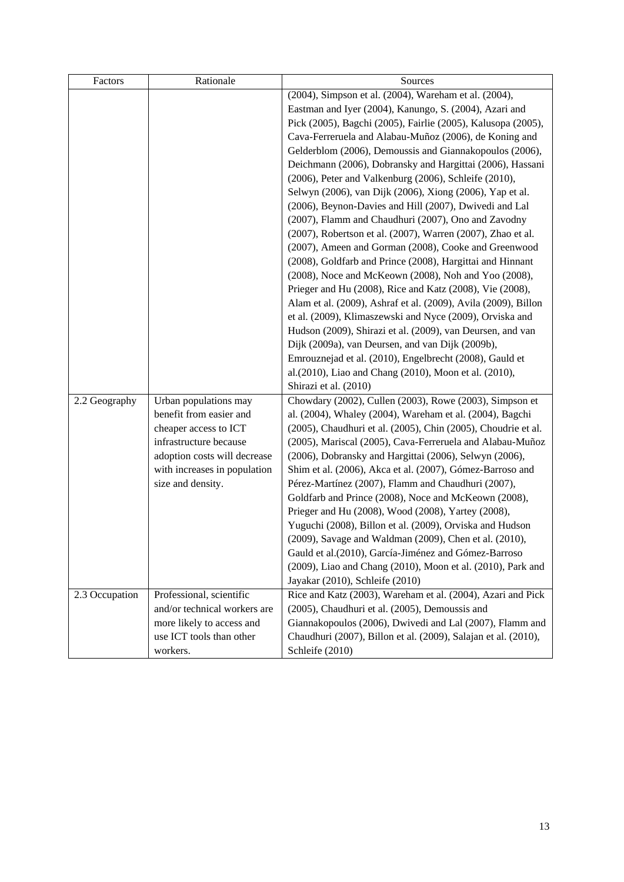| Factors | Rationale | Sources |
|---|---|---|
| | | (2004), Simpson et al. (2004), Wareham et al. (2004), Eastman and Iyer (2004), Kanungo, S. (2004), Azari and Pick (2005), Bagchi (2005), Fairlie (2005), Kalusopa (2005), Cava-Ferreruela and Alabau-Muñoz (2006), de Koning and Gelderblom (2006), Demoussis and Giannakopoulos (2006), Deichmann (2006), Dobransky and Hargittai (2006), Hassani (2006), Peter and Valkenburg (2006), Schleife (2010), Selwyn (2006), van Dijk (2006), Xiong (2006), Yap et al. (2006), Beynon-Davies and Hill (2007), Dwivedi and Lal (2007), Flamm and Chaudhuri (2007), Ono and Zavodny (2007), Robertson et al. (2007), Warren (2007), Zhao et al. (2007), Ameen and Gorman (2008), Cooke and Greenwood (2008), Goldfarb and Prince (2008), Hargittai and Hinnant (2008), Noce and McKeown (2008), Noh and Yoo (2008), Prieger and Hu (2008), Rice and Katz (2008), Vie (2008), Alam et al. (2009), Ashraf et al. (2009), Avila (2009), Billon et al. (2009), Klimaszewski and Nyce (2009), Orviska and Hudson (2009), Shirazi et al. (2009), van Deursen, and van Dijk (2009a), van Deursen, and van Dijk (2009b), Emrouznejad et al. (2010), Engelbrecht (2008), Gauld et al.(2010), Liao and Chang (2010), Moon et al. (2010), Shirazi et al. (2010) |
| 2.2 Geography | Urban populations may benefit from easier and cheaper access to ICT infrastructure because adoption costs will decrease with increases in population size and density. | Chowdary (2002), Cullen (2003), Rowe (2003), Simpson et al. (2004), Whaley (2004), Wareham et al. (2004), Bagchi (2005), Chaudhuri et al. (2005), Chin (2005), Choudrie et al. (2005), Mariscal (2005), Cava-Ferreruela and Alabau-Muñoz (2006), Dobransky and Hargittai (2006), Selwyn (2006), Shim et al. (2006), Akca et al. (2007), Gómez-Barroso and Pérez-Martínez (2007), Flamm and Chaudhuri (2007), Goldfarb and Prince (2008), Noce and McKeown (2008), Prieger and Hu (2008), Wood (2008), Yartey (2008), Yuguchi (2008), Billon et al. (2009), Orviska and Hudson (2009), Savage and Waldman (2009), Chen et al. (2010), Gauld et al.(2010), García-Jiménez and Gómez-Barroso (2009), Liao and Chang (2010), Moon et al. (2010), Park and Jayakar (2010), Schleife (2010) |
| 2.3 Occupation | Professional, scientific and/or technical workers are more likely to access and use ICT tools than other workers. | Rice and Katz (2003), Wareham et al. (2004), Azari and Pick (2005), Chaudhuri et al. (2005), Demoussis and Giannakopoulos (2006), Dwivedi and Lal (2007), Flamm and Chaudhuri (2007), Billon et al. (2009), Salajan et al. (2010), Schleife (2010) |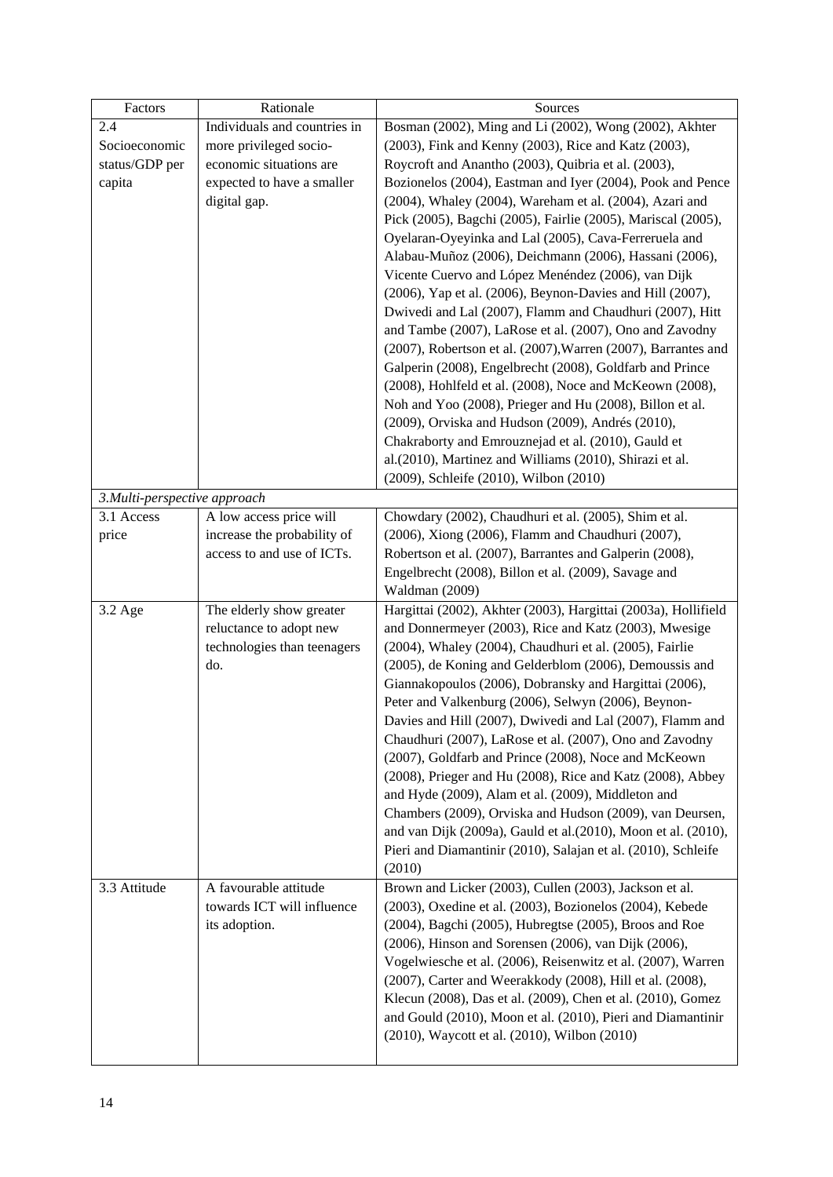| Factors | Rationale | Sources |
|---|---|---|
| 2.4 Socioeconomic status/GDP per capita | Individuals and countries in more privileged socio-economic situations are expected to have a smaller digital gap. | Bosman (2002), Ming and Li (2002), Wong (2002), Akhter (2003), Fink and Kenny (2003), Rice and Katz (2003), Roycroft and Anantho (2003), Quibria et al. (2003), Bozionelos (2004), Eastman and Iyer (2004), Pook and Pence (2004), Whaley (2004), Wareham et al. (2004), Azari and Pick (2005), Bagchi (2005), Fairlie (2005), Mariscal (2005), Oyelaran-Oyeyinka and Lal (2005), Cava-Ferreruela and Alabau-Muñoz (2006), Deichmann (2006), Hassani (2006), Vicente Cuervo and López Menéndez (2006), van Dijk (2006), Yap et al. (2006), Beynon-Davies and Hill (2007), Dwivedi and Lal (2007), Flamm and Chaudhuri (2007), Hitt and Tambe (2007), LaRose et al. (2007), Ono and Zavodny (2007), Robertson et al. (2007),Warren (2007), Barrantes and Galperin (2008), Engelbrecht (2008), Goldfarb and Prince (2008), Hohlfeld et al. (2008), Noce and McKeown (2008), Noh and Yoo (2008), Prieger and Hu (2008), Billon et al. (2009), Orviska and Hudson (2009), Andrés (2010), Chakraborty and Emrouznejad et al. (2010), Gauld et al.(2010), Martinez and Williams (2010), Shirazi et al. (2009), Schleife (2010), Wilbon (2010) |
| *3.Multi-perspective approach* | | |
| 3.1 Access price | A low access price will increase the probability of access to and use of ICTs. | Chowdary (2002), Chaudhuri et al. (2005), Shim et al. (2006), Xiong (2006), Flamm and Chaudhuri (2007), Robertson et al. (2007), Barrantes and Galperin (2008), Engelbrecht (2008), Billon et al. (2009), Savage and Waldman (2009) |
| 3.2 Age | The elderly show greater reluctance to adopt new technologies than teenagers do. | Hargittai (2002), Akhter (2003), Hargittai (2003a), Hollifield and Donnermeyer (2003), Rice and Katz (2003), Mwesige (2004), Whaley (2004), Chaudhuri et al. (2005), Fairlie (2005), de Koning and Gelderblom (2006), Demoussis and Giannakopoulos (2006), Dobransky and Hargittai (2006), Peter and Valkenburg (2006), Selwyn (2006), Beynon-Davies and Hill (2007), Dwivedi and Lal (2007), Flamm and Chaudhuri (2007), LaRose et al. (2007), Ono and Zavodny (2007), Goldfarb and Prince (2008), Noce and McKeown (2008), Prieger and Hu (2008), Rice and Katz (2008), Abbey and Hyde (2009), Alam et al. (2009), Middleton and Chambers (2009), Orviska and Hudson (2009), van Deursen, and van Dijk (2009a), Gauld et al.(2010), Moon et al. (2010), Pieri and Diamantinir (2010), Salajan et al. (2010), Schleife (2010) |
| 3.3 Attitude | A favourable attitude towards ICT will influence its adoption. | Brown and Licker (2003), Cullen (2003), Jackson et al. (2003), Oxedine et al. (2003), Bozionelos (2004), Kebede (2004), Bagchi (2005), Hubregtse (2005), Broos and Roe (2006), Hinson and Sorensen (2006), van Dijk (2006), Vogelwiesche et al. (2006), Reisenwitz et al. (2007), Warren (2007), Carter and Weerakkody (2008), Hill et al. (2008), Klecun (2008), Das et al. (2009), Chen et al. (2010), Gomez and Gould (2010), Moon et al. (2010), Pieri and Diamantinir (2010), Waycott et al. (2010), Wilbon (2010) |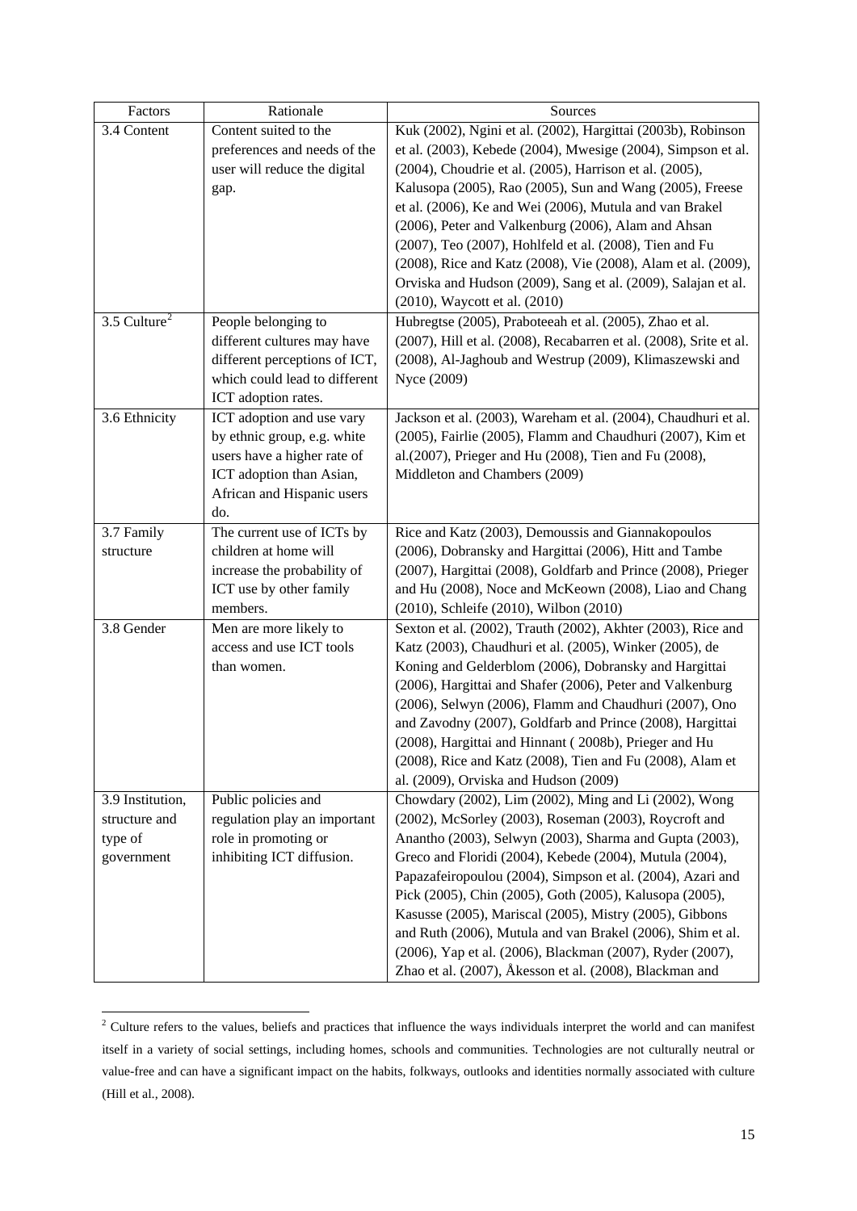| Factors | Rationale | Sources |
|---|---|---|
| 3.4 Content | Content suited to the preferences and needs of the user will reduce the digital gap. | Kuk (2002), Ngini et al. (2002), Hargittai (2003b), Robinson et al. (2003), Kebede (2004), Mwesige (2004), Simpson et al. (2004), Choudrie et al. (2005), Harrison et al. (2005), Kalusopa (2005), Rao (2005), Sun and Wang (2005), Freese et al. (2006), Ke and Wei (2006), Mutula and van Brakel (2006), Peter and Valkenburg (2006), Alam and Ahsan (2007), Teo (2007), Hohlfeld et al. (2008), Tien and Fu (2008), Rice and Katz (2008), Vie (2008), Alam et al. (2009), Orviska and Hudson (2009), Sang et al. (2009), Salajan et al. (2010), Waycott et al. (2010) |
| 3.5 Culture[2] | People belonging to different cultures may have different perceptions of ICT, which could lead to different ICT adoption rates. | Hubregtse (2005), Praboteeah et al. (2005), Zhao et al. (2007), Hill et al. (2008), Recabarren et al. (2008), Srite et al. (2008), Al-Jaghoub and Westrup (2009), Klimaszewski and Nyce (2009) |
| 3.6 Ethnicity | ICT adoption and use vary by ethnic group, e.g. white users have a higher rate of ICT adoption than Asian, African and Hispanic users do. | Jackson et al. (2003), Wareham et al. (2004), Chaudhuri et al. (2005), Fairlie (2005), Flamm and Chaudhuri (2007), Kim et al.(2007), Prieger and Hu (2008), Tien and Fu (2008), Middleton and Chambers (2009) |
| 3.7 Family structure | The current use of ICTs by children at home will increase the probability of ICT use by other family members. | Rice and Katz (2003), Demoussis and Giannakopoulos (2006), Dobransky and Hargittai (2006), Hitt and Tambe (2007), Hargittai (2008), Goldfarb and Prince (2008), Prieger and Hu (2008), Noce and McKeown (2008), Liao and Chang (2010), Schleife (2010), Wilbon (2010) |
| 3.8 Gender | Men are more likely to access and use ICT tools than women. | Sexton et al. (2002), Trauth (2002), Akhter (2003), Rice and Katz (2003), Chaudhuri et al. (2005), Winker (2005), de Koning and Gelderblom (2006), Dobransky and Hargittai (2006), Hargittai and Shafer (2006), Peter and Valkenburg (2006), Selwyn (2006), Flamm and Chaudhuri (2007), Ono and Zavodny (2007), Goldfarb and Prince (2008), Hargittai (2008), Hargittai and Hinnant ( 2008b), Prieger and Hu (2008), Rice and Katz (2008), Tien and Fu (2008), Alam et al. (2009), Orviska and Hudson (2009) |
| 3.9 Institution, structure and type of government | Public policies and regulation play an important role in promoting or inhibiting ICT diffusion. | Chowdary (2002), Lim (2002), Ming and Li (2002), Wong (2002), McSorley (2003), Roseman (2003), Roycroft and Anantho (2003), Selwyn (2003), Sharma and Gupta (2003), Greco and Floridi (2004), Kebede (2004), Mutula (2004), Papazafeiropoulou (2004), Simpson et al. (2004), Azari and Pick (2005), Chin (2005), Goth (2005), Kalusopa (2005), Kasusse (2005), Mariscal (2005), Mistry (2005), Gibbons and Ruth (2006), Mutula and van Brakel (2006), Shim et al. (2006), Yap et al. (2006), Blackman (2007), Ryder (2007), Zhao et al. (2007), Åkesson et al. (2008), Blackman and |

[2] Culture refers to the values, beliefs and practices that influence the ways individuals interpret the world and can manifest itself in a variety of social settings, including homes, schools and communities. Technologies are not culturally neutral or value-free and can have a significant impact on the habits, folkways, outlooks and identities normally associated with culture (Hill et al., 2008).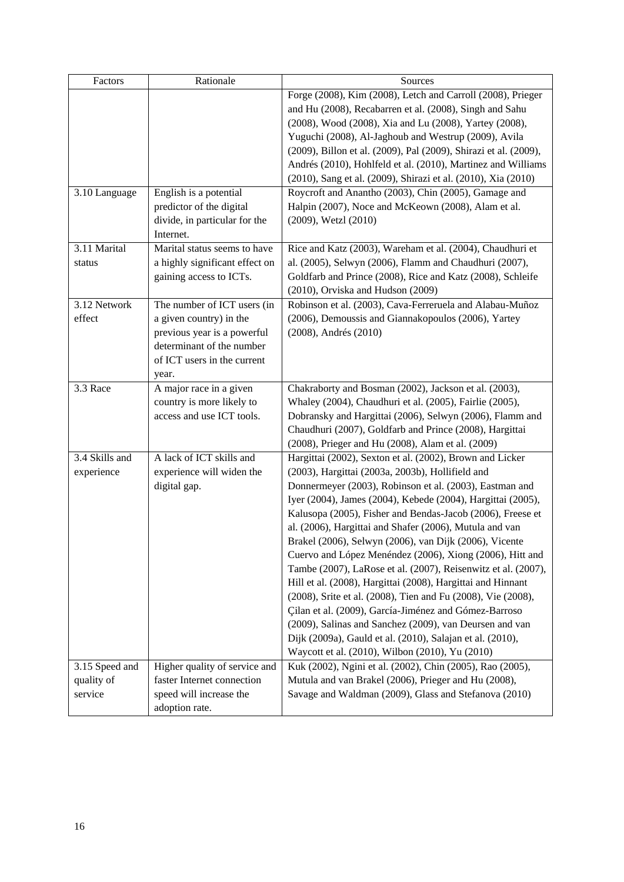| Factors | Rationale | Sources |
|---|---|---|
| | | Forge (2008), Kim (2008), Letch and Carroll (2008), Prieger and Hu (2008), Recabarren et al. (2008), Singh and Sahu (2008), Wood (2008), Xia and Lu (2008), Yartey (2008), Yuguchi (2008), Al-Jaghoub and Westrup (2009), Avila (2009), Billon et al. (2009), Pal (2009), Shirazi et al. (2009), Andrés (2010), Hohlfeld et al. (2010), Martinez and Williams (2010), Sang et al. (2009), Shirazi et al. (2010), Xia (2010) |
| 3.10 Language | English is a potential predictor of the digital divide, in particular for the Internet. | Roycroft and Anantho (2003), Chin (2005), Gamage and Halpin (2007), Noce and McKeown (2008), Alam et al. (2009), Wetzl (2010) |
| 3.11 Marital status | Marital status seems to have a highly significant effect on gaining access to ICTs. | Rice and Katz (2003), Wareham et al. (2004), Chaudhuri et al. (2005), Selwyn (2006), Flamm and Chaudhuri (2007), Goldfarb and Prince (2008), Rice and Katz (2008), Schleife (2010), Orviska and Hudson (2009) |
| 3.12 Network effect | The number of ICT users (in a given country) in the previous year is a powerful determinant of the number of ICT users in the current year. | Robinson et al. (2003), Cava-Ferreruela and Alabau-Muñoz (2006), Demoussis and Giannakopoulos (2006), Yartey (2008), Andrés (2010) |
| 3.3 Race | A major race in a given country is more likely to access and use ICT tools. | Chakraborty and Bosman (2002), Jackson et al. (2003), Whaley (2004), Chaudhuri et al. (2005), Fairlie (2005), Dobransky and Hargittai (2006), Selwyn (2006), Flamm and Chaudhuri (2007), Goldfarb and Prince (2008), Hargittai (2008), Prieger and Hu (2008), Alam et al. (2009) |
| 3.4 Skills and experience | A lack of ICT skills and experience will widen the digital gap. | Hargittai (2002), Sexton et al. (2002), Brown and Licker (2003), Hargittai (2003a, 2003b), Hollifield and Donnermeyer (2003), Robinson et al. (2003), Eastman and Iyer (2004), James (2004), Kebede (2004), Hargittai (2005), Kalusopa (2005), Fisher and Bendas-Jacob (2006), Freese et al. (2006), Hargittai and Shafer (2006), Mutula and van Brakel (2006), Selwyn (2006), van Dijk (2006), Vicente Cuervo and López Menéndez (2006), Xiong (2006), Hitt and Tambe (2007), LaRose et al. (2007), Reisenwitz et al. (2007), Hill et al. (2008), Hargittai (2008), Hargittai and Hinnant (2008), Srite et al. (2008), Tien and Fu (2008), Vie (2008), Çilan et al. (2009), García-Jiménez and Gómez-Barroso (2009), Salinas and Sanchez (2009), van Deursen and van Dijk (2009a), Gauld et al. (2010), Salajan et al. (2010), Waycott et al. (2010), Wilbon (2010), Yu (2010) |
| 3.15 Speed and quality of service | Higher quality of service and faster Internet connection speed will increase the adoption rate. | Kuk (2002), Ngini et al. (2002), Chin (2005), Rao (2005), Mutula and van Brakel (2006), Prieger and Hu (2008), Savage and Waldman (2009), Glass and Stefanova (2010) |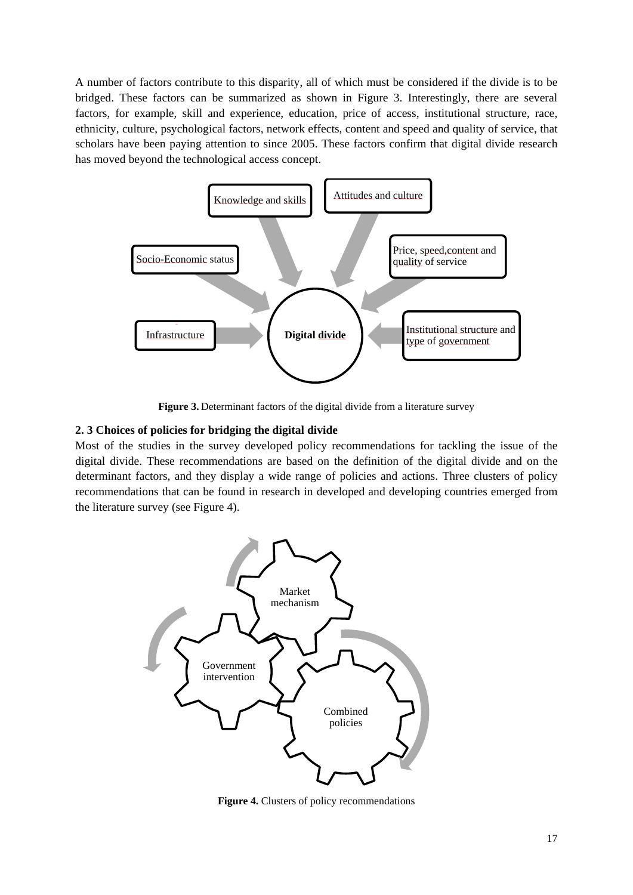A number of factors contribute to this disparity, all of which must be considered if the divide is to be bridged. These factors can be summarized as shown in Figure 3. Interestingly, there are several factors, for example, skill and experience, education, price of access, institutional structure, race, ethnicity, culture, psychological factors, network effects, content and speed and quality of service, that scholars have been paying attention to since 2005. These factors confirm that digital divide research has moved beyond the technological access concept.

**Figure 3.** Determinant factors of the digital divide from a literature survey

### 2. 3 Choices of policies for bridging the digital divide

Most of the studies in the survey developed policy recommendations for tackling the issue of the digital divide. These recommendations are based on the definition of the digital divide and on the determinant factors, and they display a wide range of policies and actions. Three clusters of policy recommendations that can be found in research in developed and developing countries emerged from the literature survey (see Figure 4).

**Figure 4.** Clusters of policy recommendations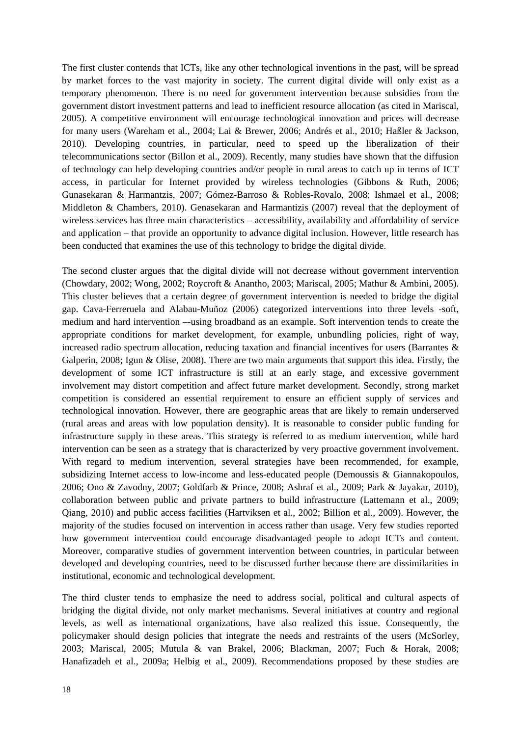The first cluster contends that ICTs, like any other technological inventions in the past, will be spread by market forces to the vast majority in society. The current digital divide will only exist as a temporary phenomenon. There is no need for government intervention because subsidies from the government distort investment patterns and lead to inefficient resource allocation (as cited in Mariscal, 2005). A competitive environment will encourage technological innovation and prices will decrease for many users (Wareham et al., 2004; Lai & Brewer, 2006; Andrés et al., 2010; Haßler & Jackson, 2010). Developing countries, in particular, need to speed up the liberalization of their telecommunications sector (Billon et al., 2009). Recently, many studies have shown that the diffusion of technology can help developing countries and/or people in rural areas to catch up in terms of ICT access, in particular for Internet provided by wireless technologies (Gibbons & Ruth, 2006; Gunasekaran & Harmantzis, 2007; Gómez-Barroso & Robles-Rovalo, 2008; Ishmael et al., 2008; Middleton & Chambers, 2010). Genasekaran and Harmantizis (2007) reveal that the deployment of wireless services has three main characteristics – accessibility, availability and affordability of service and application – that provide an opportunity to advance digital inclusion. However, little research has been conducted that examines the use of this technology to bridge the digital divide.

The second cluster argues that the digital divide will not decrease without government intervention (Chowdary, 2002; Wong, 2002; Roycroft & Anantho, 2003; Mariscal, 2005; Mathur & Ambini, 2005). This cluster believes that a certain degree of government intervention is needed to bridge the digital gap. Cava-Ferreruela and Alabau-Muñoz (2006) categorized interventions into three levels -soft, medium and hard intervention –-using broadband as an example. Soft intervention tends to create the appropriate conditions for market development, for example, unbundling policies, right of way, increased radio spectrum allocation, reducing taxation and financial incentives for users (Barrantes & Galperin, 2008; Igun & Olise, 2008). There are two main arguments that support this idea. Firstly, the development of some ICT infrastructure is still at an early stage, and excessive government involvement may distort competition and affect future market development. Secondly, strong market competition is considered an essential requirement to ensure an efficient supply of services and technological innovation. However, there are geographic areas that are likely to remain underserved (rural areas and areas with low population density). It is reasonable to consider public funding for infrastructure supply in these areas. This strategy is referred to as medium intervention, while hard intervention can be seen as a strategy that is characterized by very proactive government involvement. With regard to medium intervention, several strategies have been recommended, for example, subsidizing Internet access to low-income and less-educated people (Demoussis & Giannakopoulos, 2006; Ono & Zavodny, 2007; Goldfarb & Prince, 2008; Ashraf et al., 2009; Park & Jayakar, 2010), collaboration between public and private partners to build infrastructure (Lattemann et al., 2009; Qiang, 2010) and public access facilities (Hartviksen et al., 2002; Billion et al., 2009). However, the majority of the studies focused on intervention in access rather than usage. Very few studies reported how government intervention could encourage disadvantaged people to adopt ICTs and content. Moreover, comparative studies of government intervention between countries, in particular between developed and developing countries, need to be discussed further because there are dissimilarities in institutional, economic and technological development.

The third cluster tends to emphasize the need to address social, political and cultural aspects of bridging the digital divide, not only market mechanisms. Several initiatives at country and regional levels, as well as international organizations, have also realized this issue. Consequently, the policymaker should design policies that integrate the needs and restraints of the users (McSorley, 2003; Mariscal, 2005; Mutula & van Brakel, 2006; Blackman, 2007; Fuch & Horak, 2008; Hanafizadeh et al., 2009a; Helbig et al., 2009). Recommendations proposed by these studies are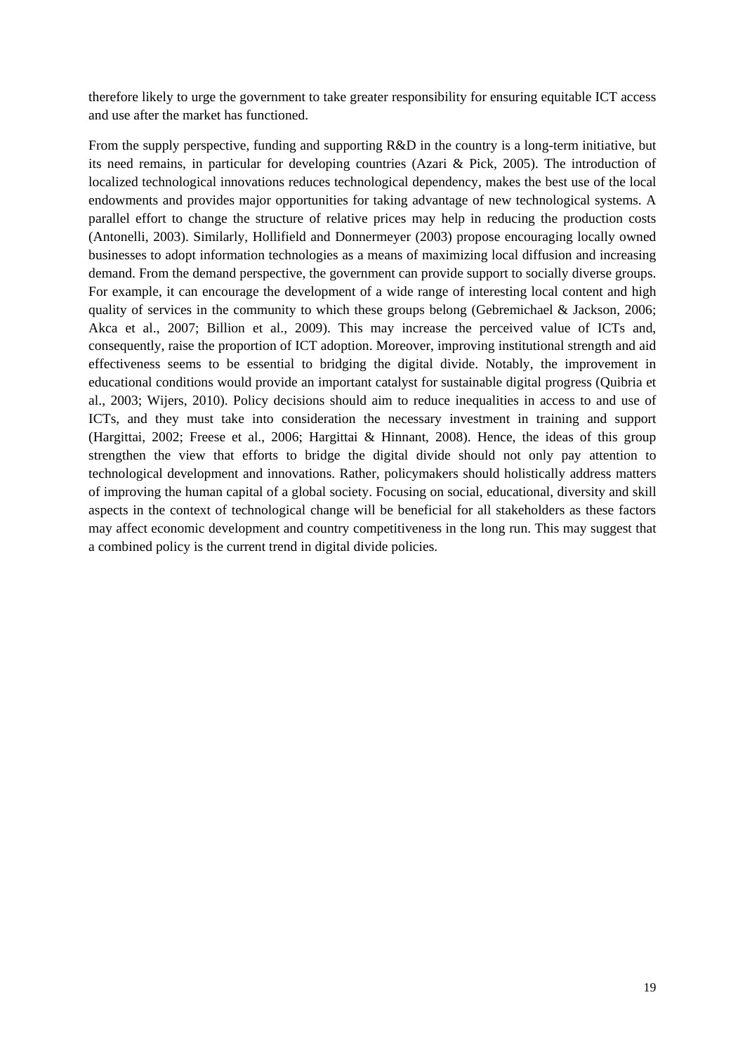therefore likely to urge the government to take greater responsibility for ensuring equitable ICT access and use after the market has functioned.

From the supply perspective, funding and supporting R&D in the country is a long-term initiative, but its need remains, in particular for developing countries (Azari & Pick, 2005). The introduction of localized technological innovations reduces technological dependency, makes the best use of the local endowments and provides major opportunities for taking advantage of new technological systems. A parallel effort to change the structure of relative prices may help in reducing the production costs (Antonelli, 2003). Similarly, Hollifield and Donnermeyer (2003) propose encouraging locally owned businesses to adopt information technologies as a means of maximizing local diffusion and increasing demand. From the demand perspective, the government can provide support to socially diverse groups. For example, it can encourage the development of a wide range of interesting local content and high quality of services in the community to which these groups belong (Gebremichael & Jackson, 2006; Akca et al., 2007; Billion et al., 2009). This may increase the perceived value of ICTs and, consequently, raise the proportion of ICT adoption. Moreover, improving institutional strength and aid effectiveness seems to be essential to bridging the digital divide. Notably, the improvement in educational conditions would provide an important catalyst for sustainable digital progress (Quibria et al., 2003; Wijers, 2010). Policy decisions should aim to reduce inequalities in access to and use of ICTs, and they must take into consideration the necessary investment in training and support (Hargittai, 2002; Freese et al., 2006; Hargittai & Hinnant, 2008). Hence, the ideas of this group strengthen the view that efforts to bridge the digital divide should not only pay attention to technological development and innovations. Rather, policymakers should holistically address matters of improving the human capital of a global society. Focusing on social, educational, diversity and skill aspects in the context of technological change will be beneficial for all stakeholders as these factors may affect economic development and country competitiveness in the long run. This may suggest that a combined policy is the current trend in digital divide policies.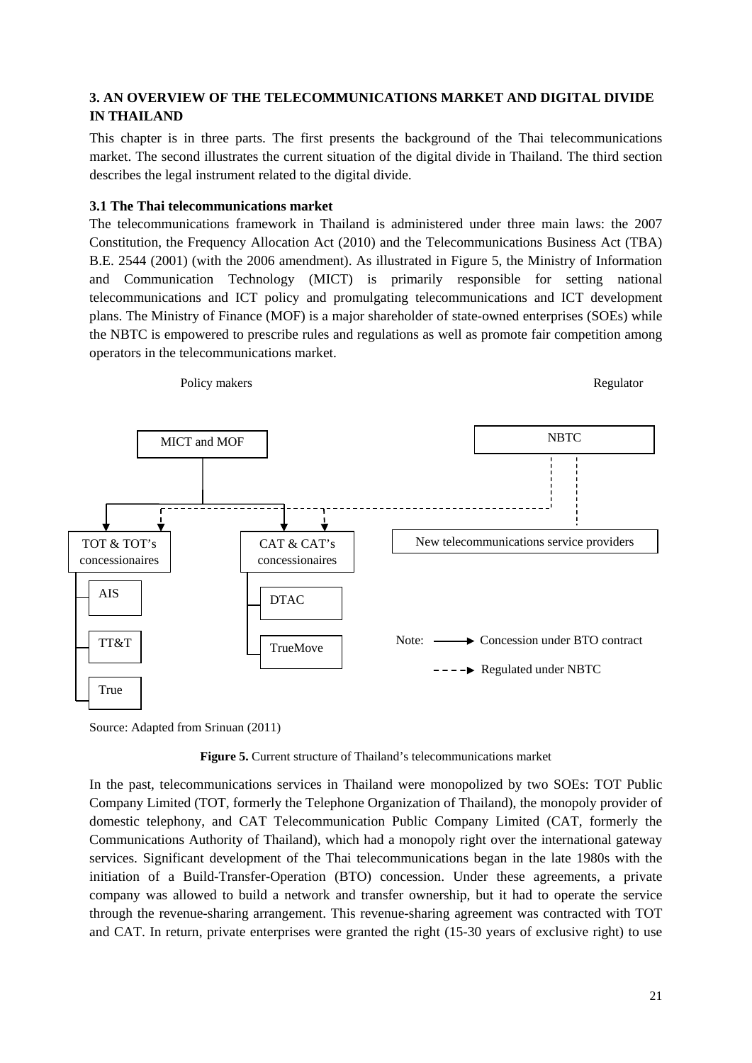## 3. AN OVERVIEW OF THE TELECOMMUNICATIONS MARKET AND DIGITAL DIVIDE IN THAILAND

This chapter is in three parts. The first presents the background of the Thai telecommunications market. The second illustrates the current situation of the digital divide in Thailand. The third section describes the legal instrument related to the digital divide.

### 3.1 The Thai telecommunications market

The telecommunications framework in Thailand is administered under three main laws: the 2007 Constitution, the Frequency Allocation Act (2010) and the Telecommunications Business Act (TBA) B.E. 2544 (2001) (with the 2006 amendment). As illustrated in Figure 5, the Ministry of Information and Communication Technology (MICT) is primarily responsible for setting national telecommunications and ICT policy and promulgating telecommunications and ICT development plans. The Ministry of Finance (MOF) is a major shareholder of state-owned enterprises (SOEs) while the NBTC is empowered to prescribe rules and regulations as well as promote fair competition among operators in the telecommunications market.

Policy makers

Regulator

MICT and MOF

NBTC

TOT & TOT's concessionaires

CAT & CAT's concessionaires

New telecommunications service providers

AIS

TT&T

True

DTAC

TrueMove

Note: ⟶ Concession under BTO contract

- - - -> Regulated under NBTC

Source: Adapted from Srinuan (2011)

**Figure 5.** Current structure of Thailand's telecommunications market

In the past, telecommunications services in Thailand were monopolized by two SOEs: TOT Public Company Limited (TOT, formerly the Telephone Organization of Thailand), the monopoly provider of domestic telephony, and CAT Telecommunication Public Company Limited (CAT, formerly the Communications Authority of Thailand), which had a monopoly right over the international gateway services. Significant development of the Thai telecommunications began in the late 1980s with the initiation of a Build-Transfer-Operation (BTO) concession. Under these agreements, a private company was allowed to build a network and transfer ownership, but it had to operate the service through the revenue-sharing arrangement. This revenue-sharing agreement was contracted with TOT and CAT. In return, private enterprises were granted the right (15-30 years of exclusive right) to use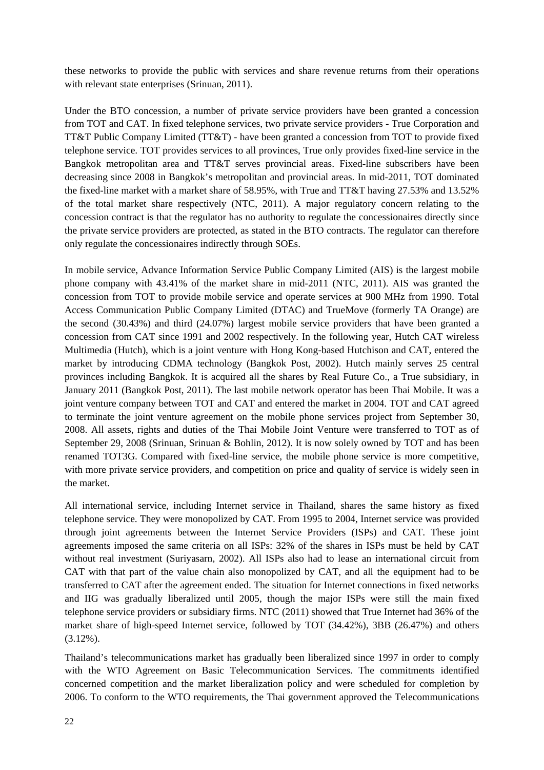these networks to provide the public with services and share revenue returns from their operations with relevant state enterprises (Srinuan, 2011).

Under the BTO concession, a number of private service providers have been granted a concession from TOT and CAT. In fixed telephone services, two private service providers - True Corporation and TT&T Public Company Limited (TT&T) - have been granted a concession from TOT to provide fixed telephone service. TOT provides services to all provinces, True only provides fixed-line service in the Bangkok metropolitan area and TT&T serves provincial areas. Fixed-line subscribers have been decreasing since 2008 in Bangkok's metropolitan and provincial areas. In mid-2011, TOT dominated the fixed-line market with a market share of 58.95%, with True and TT&T having 27.53% and 13.52% of the total market share respectively (NTC, 2011). A major regulatory concern relating to the concession contract is that the regulator has no authority to regulate the concessionaires directly since the private service providers are protected, as stated in the BTO contracts. The regulator can therefore only regulate the concessionaires indirectly through SOEs.

In mobile service, Advance Information Service Public Company Limited (AIS) is the largest mobile phone company with 43.41% of the market share in mid-2011 (NTC, 2011). AIS was granted the concession from TOT to provide mobile service and operate services at 900 MHz from 1990. Total Access Communication Public Company Limited (DTAC) and TrueMove (formerly TA Orange) are the second (30.43%) and third (24.07%) largest mobile service providers that have been granted a concession from CAT since 1991 and 2002 respectively. In the following year, Hutch CAT wireless Multimedia (Hutch), which is a joint venture with Hong Kong-based Hutchison and CAT, entered the market by introducing CDMA technology (Bangkok Post, 2002). Hutch mainly serves 25 central provinces including Bangkok. It is acquired all the shares by Real Future Co., a True subsidiary, in January 2011 (Bangkok Post, 2011). The last mobile network operator has been Thai Mobile. It was a joint venture company between TOT and CAT and entered the market in 2004. TOT and CAT agreed to terminate the joint venture agreement on the mobile phone services project from September 30, 2008. All assets, rights and duties of the Thai Mobile Joint Venture were transferred to TOT as of September 29, 2008 (Srinuan, Srinuan & Bohlin, 2012). It is now solely owned by TOT and has been renamed TOT3G. Compared with fixed-line service, the mobile phone service is more competitive, with more private service providers, and competition on price and quality of service is widely seen in the market.

All international service, including Internet service in Thailand, shares the same history as fixed telephone service. They were monopolized by CAT. From 1995 to 2004, Internet service was provided through joint agreements between the Internet Service Providers (ISPs) and CAT. These joint agreements imposed the same criteria on all ISPs: 32% of the shares in ISPs must be held by CAT without real investment (Suriyasarn, 2002). All ISPs also had to lease an international circuit from CAT with that part of the value chain also monopolized by CAT, and all the equipment had to be transferred to CAT after the agreement ended. The situation for Internet connections in fixed networks and IIG was gradually liberalized until 2005, though the major ISPs were still the main fixed telephone service providers or subsidiary firms. NTC (2011) showed that True Internet had 36% of the market share of high-speed Internet service, followed by TOT (34.42%), 3BB (26.47%) and others (3.12%).

Thailand's telecommunications market has gradually been liberalized since 1997 in order to comply with the WTO Agreement on Basic Telecommunication Services. The commitments identified concerned competition and the market liberalization policy and were scheduled for completion by 2006. To conform to the WTO requirements, the Thai government approved the Telecommunications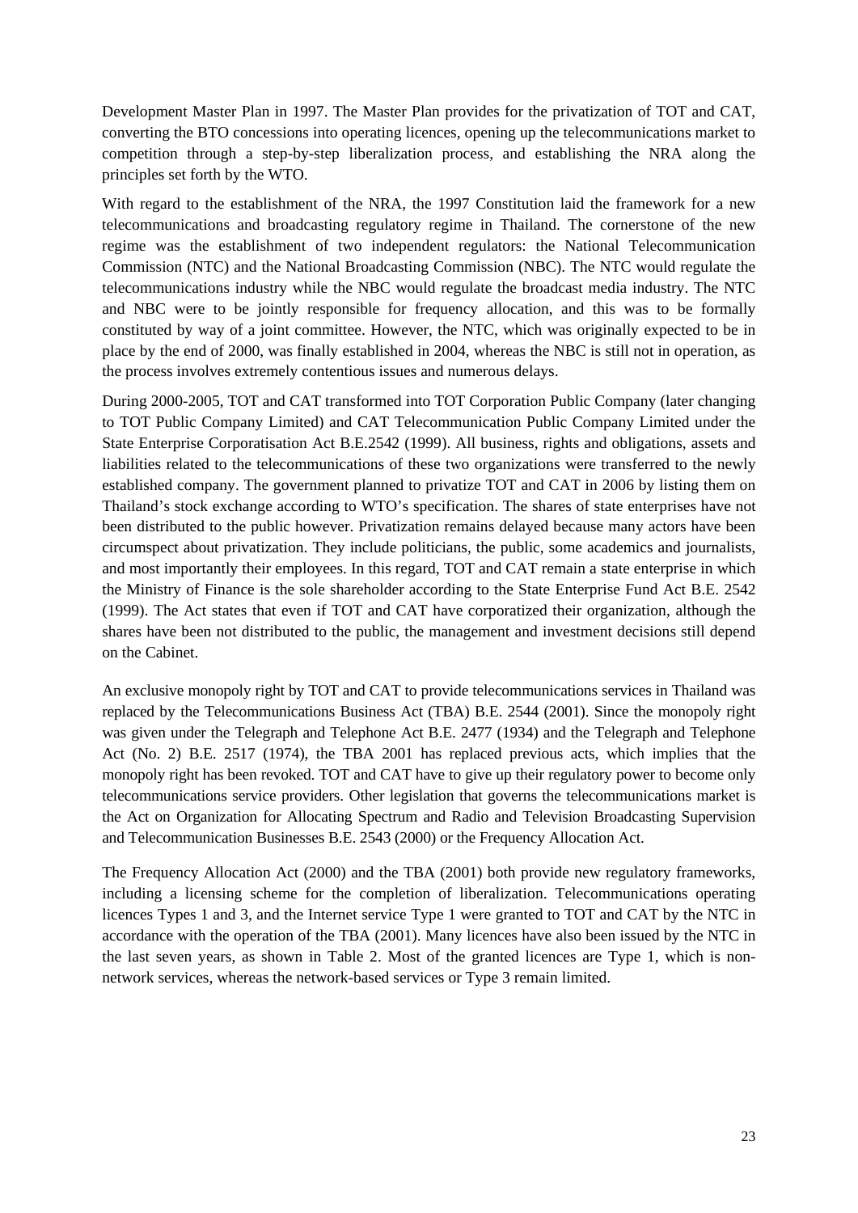Development Master Plan in 1997. The Master Plan provides for the privatization of TOT and CAT, converting the BTO concessions into operating licences, opening up the telecommunications market to competition through a step-by-step liberalization process, and establishing the NRA along the principles set forth by the WTO.

With regard to the establishment of the NRA, the 1997 Constitution laid the framework for a new telecommunications and broadcasting regulatory regime in Thailand. The cornerstone of the new regime was the establishment of two independent regulators: the National Telecommunication Commission (NTC) and the National Broadcasting Commission (NBC). The NTC would regulate the telecommunications industry while the NBC would regulate the broadcast media industry. The NTC and NBC were to be jointly responsible for frequency allocation, and this was to be formally constituted by way of a joint committee. However, the NTC, which was originally expected to be in place by the end of 2000, was finally established in 2004, whereas the NBC is still not in operation, as the process involves extremely contentious issues and numerous delays.

During 2000-2005, TOT and CAT transformed into TOT Corporation Public Company (later changing to TOT Public Company Limited) and CAT Telecommunication Public Company Limited under the State Enterprise Corporatisation Act B.E.2542 (1999). All business, rights and obligations, assets and liabilities related to the telecommunications of these two organizations were transferred to the newly established company. The government planned to privatize TOT and CAT in 2006 by listing them on Thailand's stock exchange according to WTO's specification. The shares of state enterprises have not been distributed to the public however. Privatization remains delayed because many actors have been circumspect about privatization. They include politicians, the public, some academics and journalists, and most importantly their employees. In this regard, TOT and CAT remain a state enterprise in which the Ministry of Finance is the sole shareholder according to the State Enterprise Fund Act B.E. 2542 (1999). The Act states that even if TOT and CAT have corporatized their organization, although the shares have been not distributed to the public, the management and investment decisions still depend on the Cabinet.

An exclusive monopoly right by TOT and CAT to provide telecommunications services in Thailand was replaced by the Telecommunications Business Act (TBA) B.E. 2544 (2001). Since the monopoly right was given under the Telegraph and Telephone Act B.E. 2477 (1934) and the Telegraph and Telephone Act (No. 2) B.E. 2517 (1974), the TBA 2001 has replaced previous acts, which implies that the monopoly right has been revoked. TOT and CAT have to give up their regulatory power to become only telecommunications service providers. Other legislation that governs the telecommunications market is the Act on Organization for Allocating Spectrum and Radio and Television Broadcasting Supervision and Telecommunication Businesses B.E. 2543 (2000) or the Frequency Allocation Act.

The Frequency Allocation Act (2000) and the TBA (2001) both provide new regulatory frameworks, including a licensing scheme for the completion of liberalization. Telecommunications operating licences Types 1 and 3, and the Internet service Type 1 were granted to TOT and CAT by the NTC in accordance with the operation of the TBA (2001). Many licences have also been issued by the NTC in the last seven years, as shown in Table 2. Most of the granted licences are Type 1, which is non-network services, whereas the network-based services or Type 3 remain limited.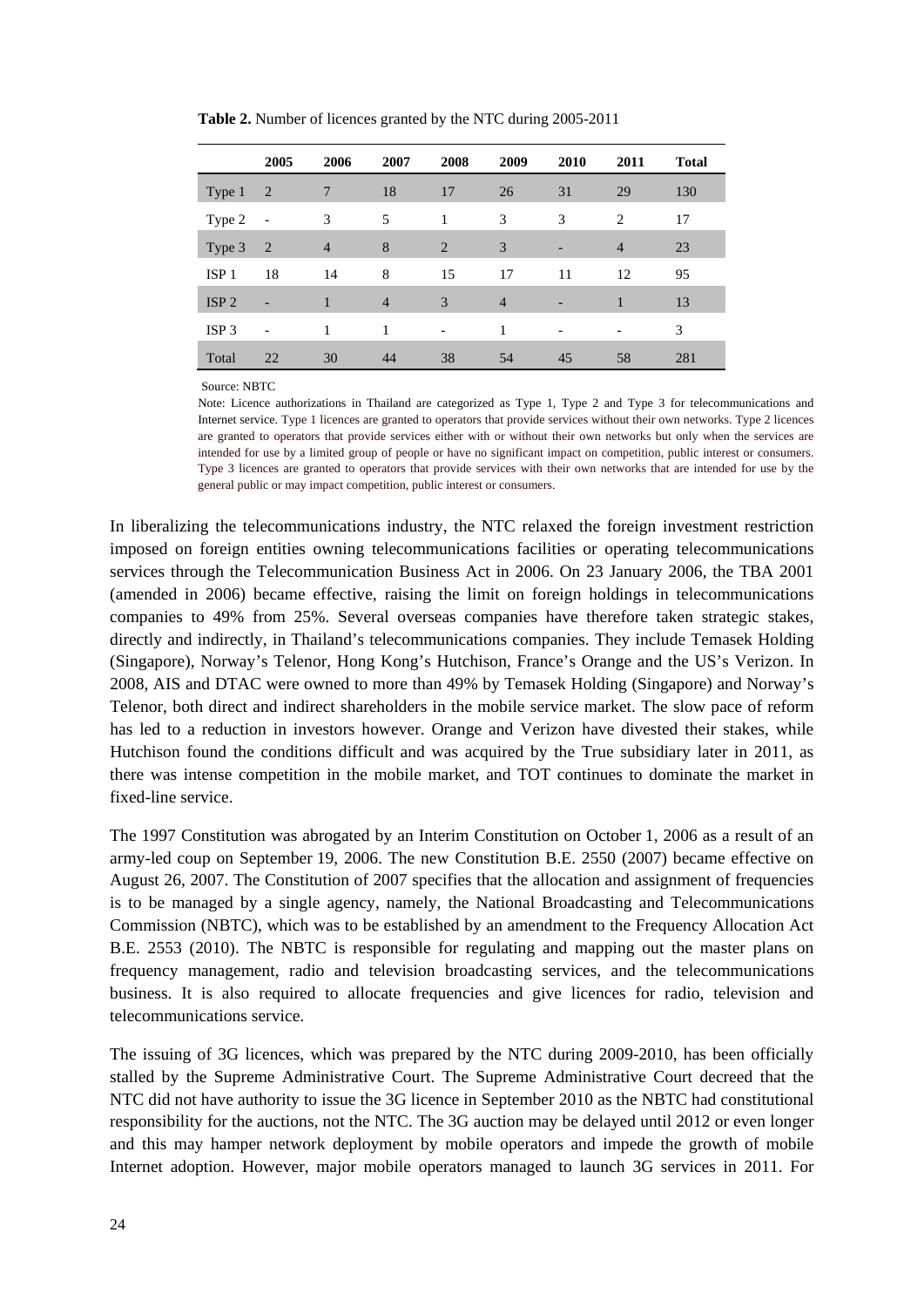**Table 2.** Number of licences granted by the NTC during 2005-2011

| | 2005 | 2006 | 2007 | 2008 | 2009 | 2010 | 2011 | Total |
|---|---|---|---|---|---|---|---|---|
| Type 1 | 2 | 7 | 18 | 17 | 26 | 31 | 29 | 130 |
| Type 2 | - | 3 | 5 | 1 | 3 | 3 | 2 | 17 |
| Type 3 | 2 | 4 | 8 | 2 | 3 | - | 4 | 23 |
| ISP 1 | 18 | 14 | 8 | 15 | 17 | 11 | 12 | 95 |
| ISP 2 | - | 1 | 4 | 3 | 4 | - | 1 | 13 |
| ISP 3 | - | 1 | 1 | - | 1 | - | - | 3 |
| Total | 22 | 30 | 44 | 38 | 54 | 45 | 58 | 281 |

Source: NBTC

Note: Licence authorizations in Thailand are categorized as Type 1, Type 2 and Type 3 for telecommunications and Internet service. Type 1 licences are granted to operators that provide services without their own networks. Type 2 licences are granted to operators that provide services either with or without their own networks but only when the services are intended for use by a limited group of people or have no significant impact on competition, public interest or consumers. Type 3 licences are granted to operators that provide services with their own networks that are intended for use by the general public or may impact competition, public interest or consumers.

In liberalizing the telecommunications industry, the NTC relaxed the foreign investment restriction imposed on foreign entities owning telecommunications facilities or operating telecommunications services through the Telecommunication Business Act in 2006. On 23 January 2006, the TBA 2001 (amended in 2006) became effective, raising the limit on foreign holdings in telecommunications companies to 49% from 25%. Several overseas companies have therefore taken strategic stakes, directly and indirectly, in Thailand's telecommunications companies. They include Temasek Holding (Singapore), Norway's Telenor, Hong Kong's Hutchison, France's Orange and the US's Verizon. In 2008, AIS and DTAC were owned to more than 49% by Temasek Holding (Singapore) and Norway's Telenor, both direct and indirect shareholders in the mobile service market. The slow pace of reform has led to a reduction in investors however. Orange and Verizon have divested their stakes, while Hutchison found the conditions difficult and was acquired by the True subsidiary later in 2011, as there was intense competition in the mobile market, and TOT continues to dominate the market in fixed-line service.

The 1997 Constitution was abrogated by an Interim Constitution on October 1, 2006 as a result of an army-led coup on September 19, 2006. The new Constitution B.E. 2550 (2007) became effective on August 26, 2007. The Constitution of 2007 specifies that the allocation and assignment of frequencies is to be managed by a single agency, namely, the National Broadcasting and Telecommunications Commission (NBTC), which was to be established by an amendment to the Frequency Allocation Act B.E. 2553 (2010). The NBTC is responsible for regulating and mapping out the master plans on frequency management, radio and television broadcasting services, and the telecommunications business. It is also required to allocate frequencies and give licences for radio, television and telecommunications service.

The issuing of 3G licences, which was prepared by the NTC during 2009-2010, has been officially stalled by the Supreme Administrative Court. The Supreme Administrative Court decreed that the NTC did not have authority to issue the 3G licence in September 2010 as the NBTC had constitutional responsibility for the auctions, not the NTC. The 3G auction may be delayed until 2012 or even longer and this may hamper network deployment by mobile operators and impede the growth of mobile Internet adoption. However, major mobile operators managed to launch 3G services in 2011. For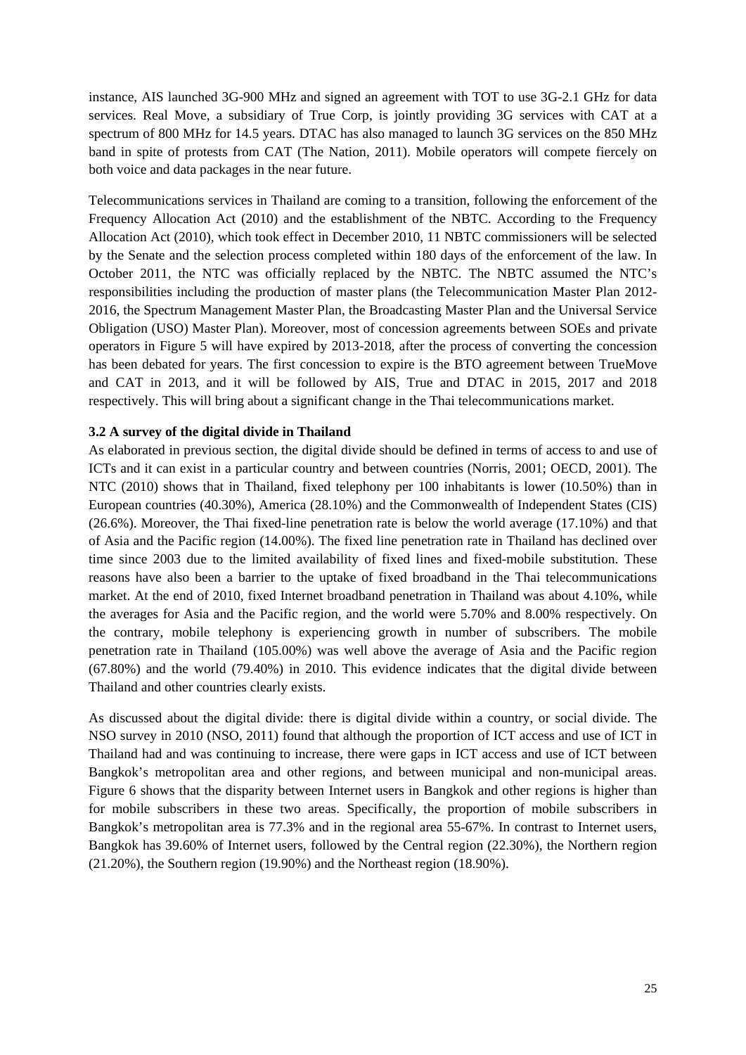instance, AIS launched 3G-900 MHz and signed an agreement with TOT to use 3G-2.1 GHz for data services. Real Move, a subsidiary of True Corp, is jointly providing 3G services with CAT at a spectrum of 800 MHz for 14.5 years. DTAC has also managed to launch 3G services on the 850 MHz band in spite of protests from CAT (The Nation, 2011). Mobile operators will compete fiercely on both voice and data packages in the near future.

Telecommunications services in Thailand are coming to a transition, following the enforcement of the Frequency Allocation Act (2010) and the establishment of the NBTC. According to the Frequency Allocation Act (2010), which took effect in December 2010, 11 NBTC commissioners will be selected by the Senate and the selection process completed within 180 days of the enforcement of the law. In October 2011, the NTC was officially replaced by the NBTC. The NBTC assumed the NTC's responsibilities including the production of master plans (the Telecommunication Master Plan 2012-2016, the Spectrum Management Master Plan, the Broadcasting Master Plan and the Universal Service Obligation (USO) Master Plan). Moreover, most of concession agreements between SOEs and private operators in Figure 5 will have expired by 2013-2018, after the process of converting the concession has been debated for years. The first concession to expire is the BTO agreement between TrueMove and CAT in 2013, and it will be followed by AIS, True and DTAC in 2015, 2017 and 2018 respectively. This will bring about a significant change in the Thai telecommunications market.

### 3.2 A survey of the digital divide in Thailand

As elaborated in previous section, the digital divide should be defined in terms of access to and use of ICTs and it can exist in a particular country and between countries (Norris, 2001; OECD, 2001). The NTC (2010) shows that in Thailand, fixed telephony per 100 inhabitants is lower (10.50%) than in European countries (40.30%), America (28.10%) and the Commonwealth of Independent States (CIS) (26.6%). Moreover, the Thai fixed-line penetration rate is below the world average (17.10%) and that of Asia and the Pacific region (14.00%). The fixed line penetration rate in Thailand has declined over time since 2003 due to the limited availability of fixed lines and fixed-mobile substitution. These reasons have also been a barrier to the uptake of fixed broadband in the Thai telecommunications market. At the end of 2010, fixed Internet broadband penetration in Thailand was about 4.10%, while the averages for Asia and the Pacific region, and the world were 5.70% and 8.00% respectively. On the contrary, mobile telephony is experiencing growth in number of subscribers. The mobile penetration rate in Thailand (105.00%) was well above the average of Asia and the Pacific region (67.80%) and the world (79.40%) in 2010. This evidence indicates that the digital divide between Thailand and other countries clearly exists.

As discussed about the digital divide: there is digital divide within a country, or social divide. The NSO survey in 2010 (NSO, 2011) found that although the proportion of ICT access and use of ICT in Thailand had and was continuing to increase, there were gaps in ICT access and use of ICT between Bangkok's metropolitan area and other regions, and between municipal and non-municipal areas. Figure 6 shows that the disparity between Internet users in Bangkok and other regions is higher than for mobile subscribers in these two areas. Specifically, the proportion of mobile subscribers in Bangkok's metropolitan area is 77.3% and in the regional area 55-67%. In contrast to Internet users, Bangkok has 39.60% of Internet users, followed by the Central region (22.30%), the Northern region (21.20%), the Southern region (19.90%) and the Northeast region (18.90%).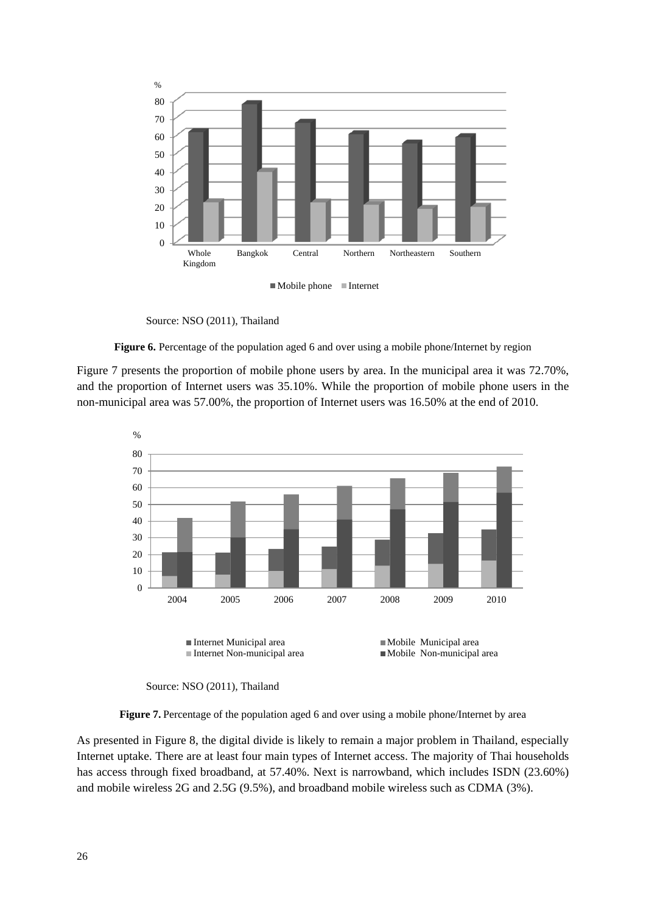Source: NSO (2011), Thailand

**Figure 6.** Percentage of the population aged 6 and over using a mobile phone/Internet by region

Figure 7 presents the proportion of mobile phone users by area. In the municipal area it was 72.70%, and the proportion of Internet users was 35.10%. While the proportion of mobile phone users in the non-municipal area was 57.00%, the proportion of Internet users was 16.50% at the end of 2010.

Source: NSO (2011), Thailand

**Figure 7.** Percentage of the population aged 6 and over using a mobile phone/Internet by area

As presented in Figure 8, the digital divide is likely to remain a major problem in Thailand, especially Internet uptake. There are at least four main types of Internet access. The majority of Thai households has access through fixed broadband, at 57.40%. Next is narrowband, which includes ISDN (23.60%) and mobile wireless 2G and 2.5G (9.5%), and broadband mobile wireless such as CDMA (3%).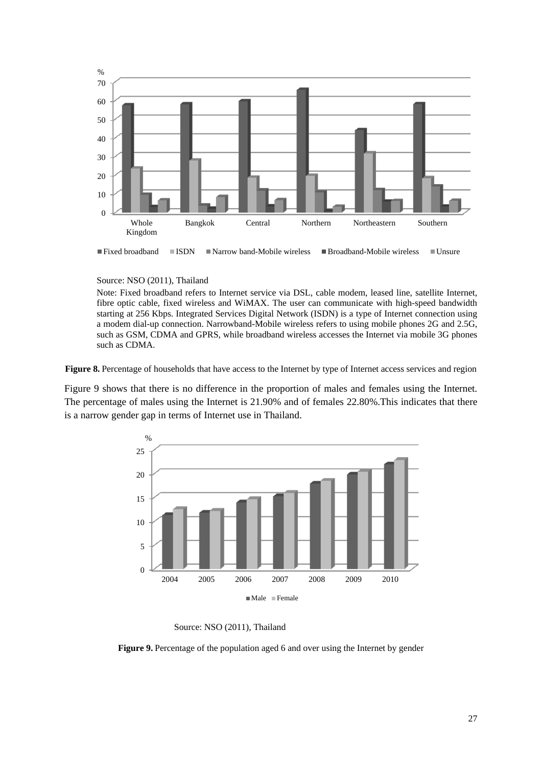Source: NSO (2011), Thailand

Note: Fixed broadband refers to Internet service via DSL, cable modem, leased line, satellite Internet, fibre optic cable, fixed wireless and WiMAX. The user can communicate with high-speed bandwidth starting at 256 Kbps. Integrated Services Digital Network (ISDN) is a type of Internet connection using a modem dial-up connection. Narrowband-Mobile wireless refers to using mobile phones 2G and 2.5G, such as GSM, CDMA and GPRS, while broadband wireless accesses the Internet via mobile 3G phones such as CDMA.

**Figure 8.** Percentage of households that have access to the Internet by type of Internet access services and region

Figure 9 shows that there is no difference in the proportion of males and females using the Internet. The percentage of males using the Internet is 21.90% and of females 22.80%.This indicates that there is a narrow gender gap in terms of Internet use in Thailand.

Source: NSO (2011), Thailand

**Figure 9.** Percentage of the population aged 6 and over using the Internet by gender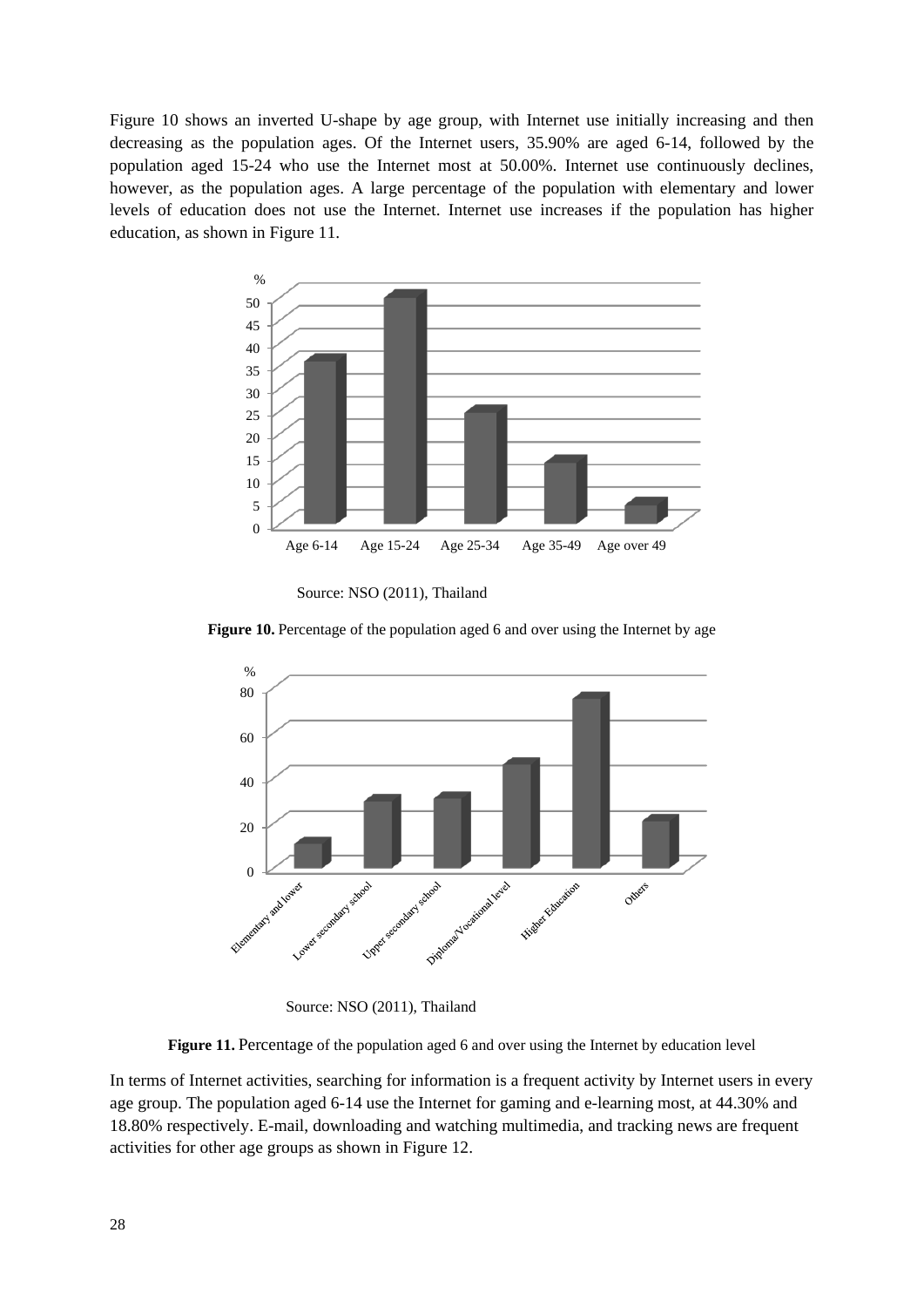Figure 10 shows an inverted U-shape by age group, with Internet use initially increasing and then decreasing as the population ages. Of the Internet users, 35.90% are aged 6-14, followed by the population aged 15-24 who use the Internet most at 50.00%. Internet use continuously declines, however, as the population ages. A large percentage of the population with elementary and lower levels of education does not use the Internet. Internet use increases if the population has higher education, as shown in Figure 11.

Source: NSO (2011), Thailand

**Figure 10.** Percentage of the population aged 6 and over using the Internet by age

Source: NSO (2011), Thailand

**Figure 11.** Percentage of the population aged 6 and over using the Internet by education level

In terms of Internet activities, searching for information is a frequent activity by Internet users in every age group. The population aged 6-14 use the Internet for gaming and e-learning most, at 44.30% and 18.80% respectively. E-mail, downloading and watching multimedia, and tracking news are frequent activities for other age groups as shown in Figure 12.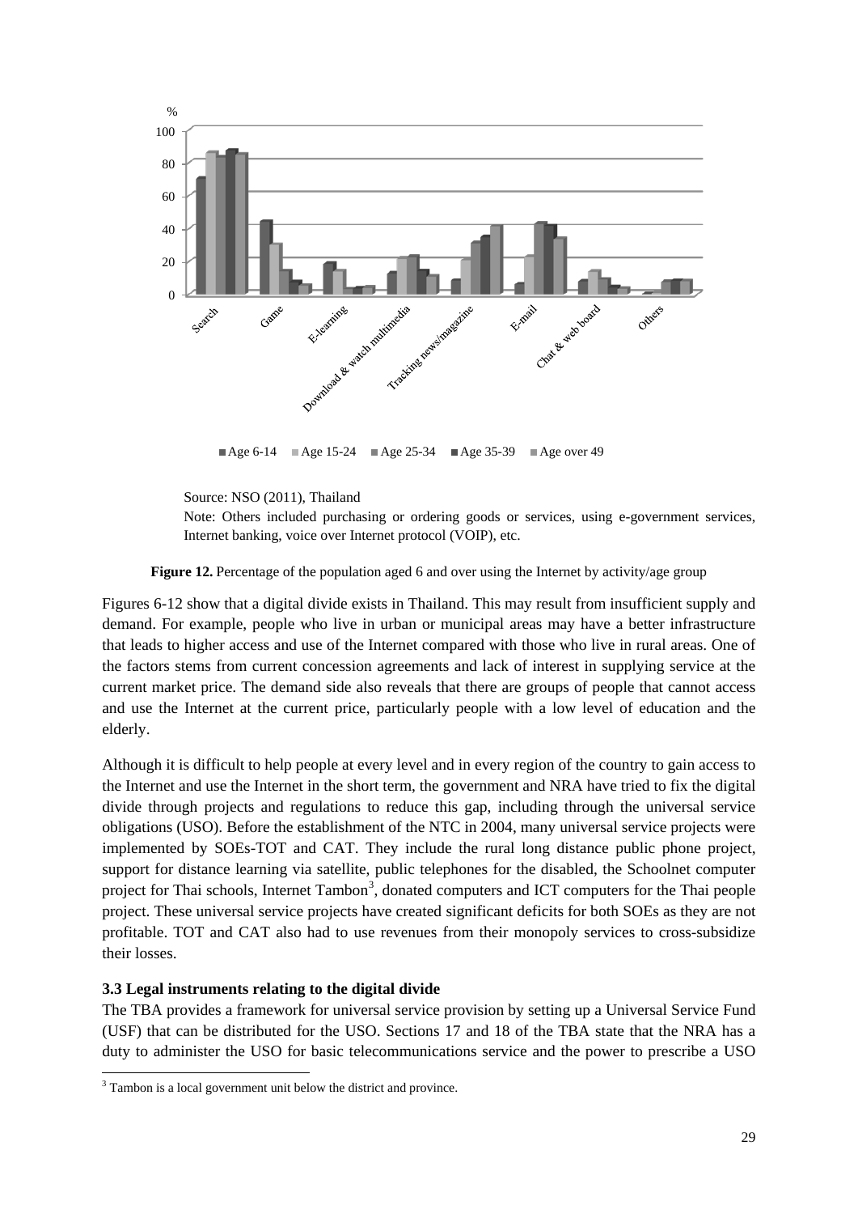Source: NSO (2011), Thailand

Note: Others included purchasing or ordering goods or services, using e-government services, Internet banking, voice over Internet protocol (VOIP), etc.

**Figure 12.** Percentage of the population aged 6 and over using the Internet by activity/age group

Figures 6-12 show that a digital divide exists in Thailand. This may result from insufficient supply and demand. For example, people who live in urban or municipal areas may have a better infrastructure that leads to higher access and use of the Internet compared with those who live in rural areas. One of the factors stems from current concession agreements and lack of interest in supplying service at the current market price. The demand side also reveals that there are groups of people that cannot access and use the Internet at the current price, particularly people with a low level of education and the elderly.

Although it is difficult to help people at every level and in every region of the country to gain access to the Internet and use the Internet in the short term, the government and NRA have tried to fix the digital divide through projects and regulations to reduce this gap, including through the universal service obligations (USO). Before the establishment of the NTC in 2004, many universal service projects were implemented by SOEs-TOT and CAT. They include the rural long distance public phone project, support for distance learning via satellite, public telephones for the disabled, the Schoolnet computer project for Thai schools, Internet Tambon[3], donated computers and ICT computers for the Thai people project. These universal service projects have created significant deficits for both SOEs as they are not profitable. TOT and CAT also had to use revenues from their monopoly services to cross-subsidize their losses.

### 3.3 Legal instruments relating to the digital divide

The TBA provides a framework for universal service provision by setting up a Universal Service Fund (USF) that can be distributed for the USO. Sections 17 and 18 of the TBA state that the NRA has a duty to administer the USO for basic telecommunications service and the power to prescribe a USO

[3] Tambon is a local government unit below the district and province.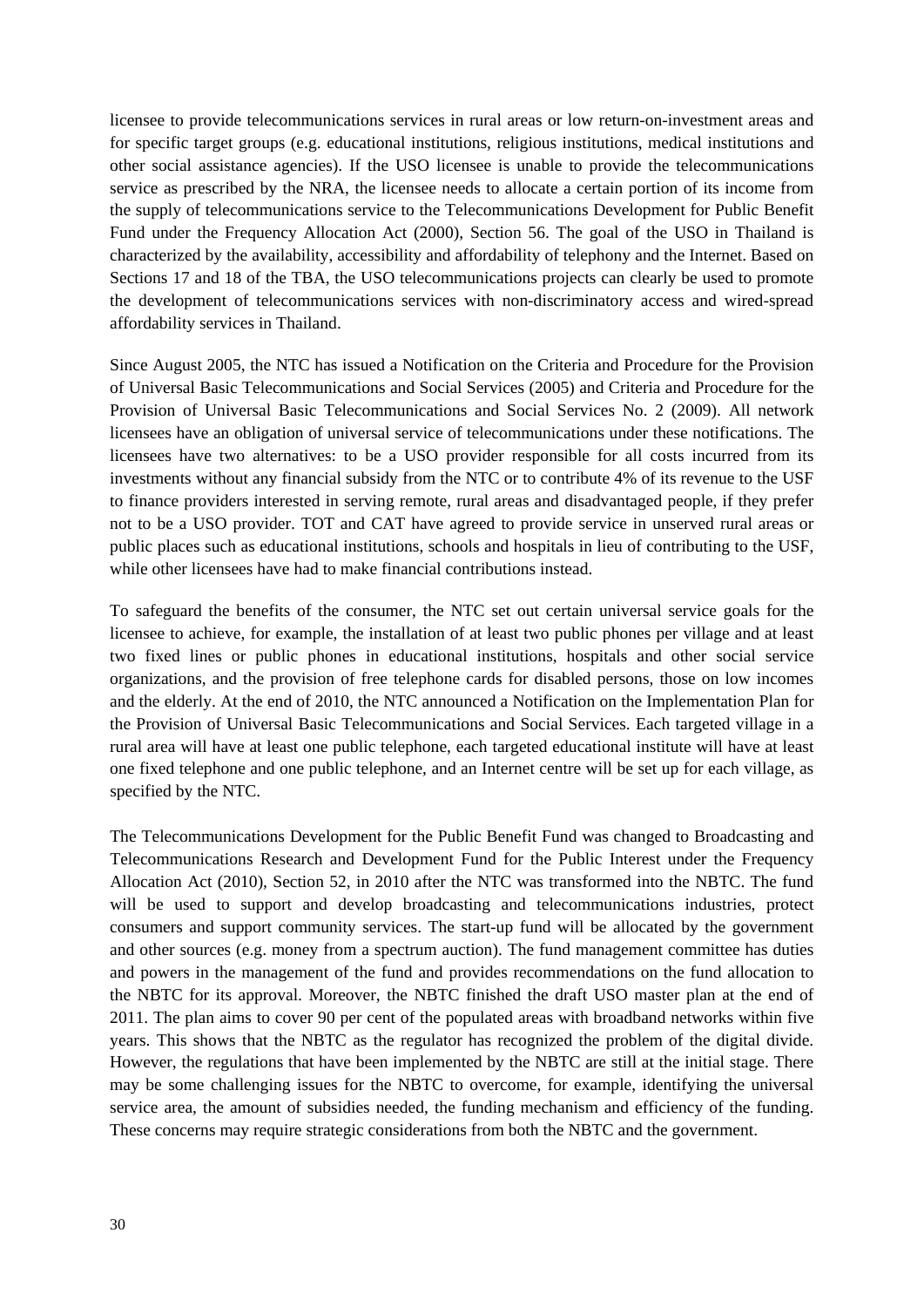licensee to provide telecommunications services in rural areas or low return-on-investment areas and for specific target groups (e.g. educational institutions, religious institutions, medical institutions and other social assistance agencies). If the USO licensee is unable to provide the telecommunications service as prescribed by the NRA, the licensee needs to allocate a certain portion of its income from the supply of telecommunications service to the Telecommunications Development for Public Benefit Fund under the Frequency Allocation Act (2000), Section 56. The goal of the USO in Thailand is characterized by the availability, accessibility and affordability of telephony and the Internet. Based on Sections 17 and 18 of the TBA, the USO telecommunications projects can clearly be used to promote the development of telecommunications services with non-discriminatory access and wired-spread affordability services in Thailand.

Since August 2005, the NTC has issued a Notification on the Criteria and Procedure for the Provision of Universal Basic Telecommunications and Social Services (2005) and Criteria and Procedure for the Provision of Universal Basic Telecommunications and Social Services No. 2 (2009). All network licensees have an obligation of universal service of telecommunications under these notifications. The licensees have two alternatives: to be a USO provider responsible for all costs incurred from its investments without any financial subsidy from the NTC or to contribute 4% of its revenue to the USF to finance providers interested in serving remote, rural areas and disadvantaged people, if they prefer not to be a USO provider. TOT and CAT have agreed to provide service in unserved rural areas or public places such as educational institutions, schools and hospitals in lieu of contributing to the USF, while other licensees have had to make financial contributions instead.

To safeguard the benefits of the consumer, the NTC set out certain universal service goals for the licensee to achieve, for example, the installation of at least two public phones per village and at least two fixed lines or public phones in educational institutions, hospitals and other social service organizations, and the provision of free telephone cards for disabled persons, those on low incomes and the elderly. At the end of 2010, the NTC announced a Notification on the Implementation Plan for the Provision of Universal Basic Telecommunications and Social Services. Each targeted village in a rural area will have at least one public telephone, each targeted educational institute will have at least one fixed telephone and one public telephone, and an Internet centre will be set up for each village, as specified by the NTC.

The Telecommunications Development for the Public Benefit Fund was changed to Broadcasting and Telecommunications Research and Development Fund for the Public Interest under the Frequency Allocation Act (2010), Section 52, in 2010 after the NTC was transformed into the NBTC. The fund will be used to support and develop broadcasting and telecommunications industries, protect consumers and support community services. The start-up fund will be allocated by the government and other sources (e.g. money from a spectrum auction). The fund management committee has duties and powers in the management of the fund and provides recommendations on the fund allocation to the NBTC for its approval. Moreover, the NBTC finished the draft USO master plan at the end of 2011. The plan aims to cover 90 per cent of the populated areas with broadband networks within five years. This shows that the NBTC as the regulator has recognized the problem of the digital divide. However, the regulations that have been implemented by the NBTC are still at the initial stage. There may be some challenging issues for the NBTC to overcome, for example, identifying the universal service area, the amount of subsidies needed, the funding mechanism and efficiency of the funding. These concerns may require strategic considerations from both the NBTC and the government.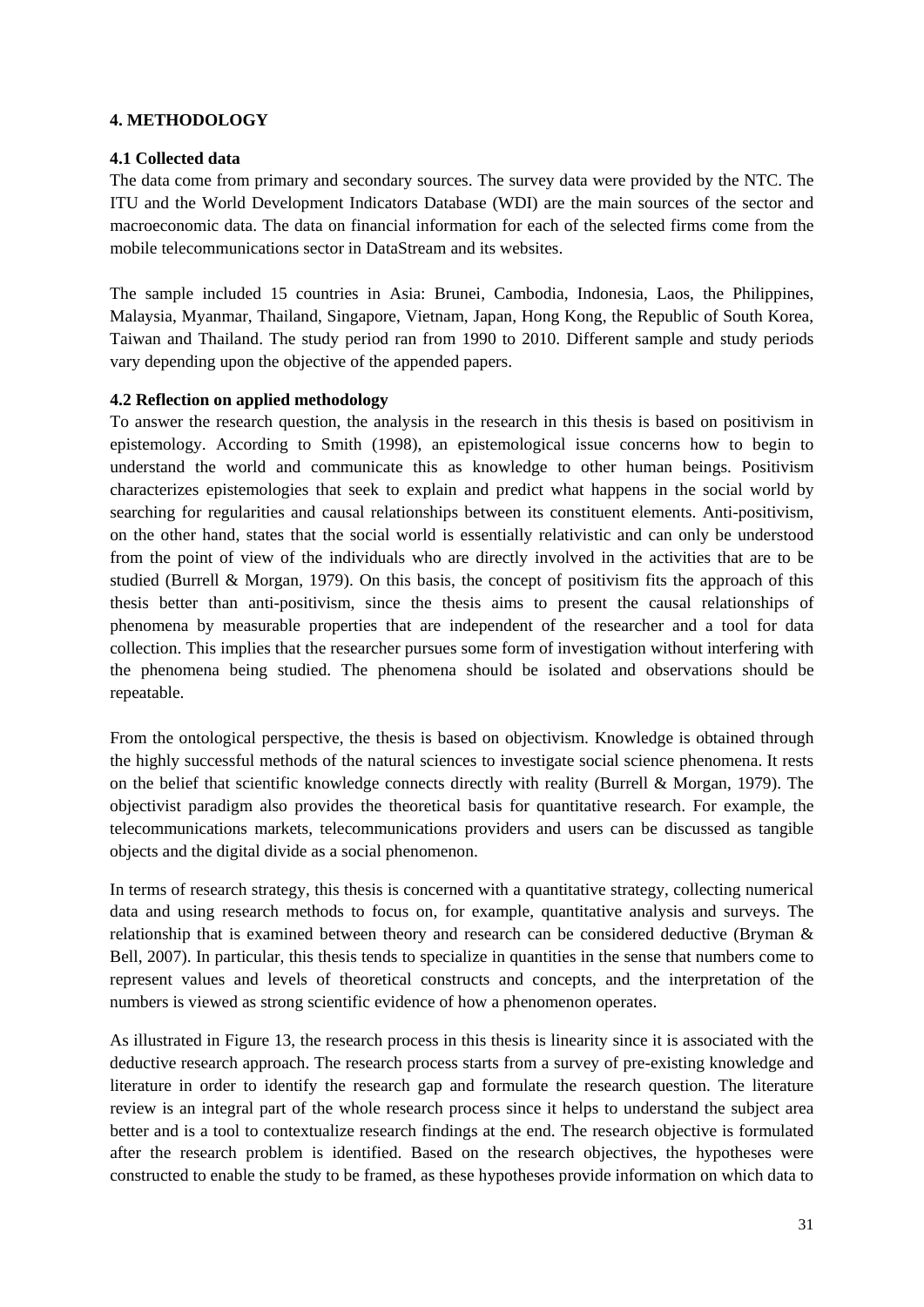## 4. METHODOLOGY

### 4.1 Collected data

The data come from primary and secondary sources. The survey data were provided by the NTC. The ITU and the World Development Indicators Database (WDI) are the main sources of the sector and macroeconomic data. The data on financial information for each of the selected firms come from the mobile telecommunications sector in DataStream and its websites.

The sample included 15 countries in Asia: Brunei, Cambodia, Indonesia, Laos, the Philippines, Malaysia, Myanmar, Thailand, Singapore, Vietnam, Japan, Hong Kong, the Republic of South Korea, Taiwan and Thailand. The study period ran from 1990 to 2010. Different sample and study periods vary depending upon the objective of the appended papers.

### 4.2 Reflection on applied methodology

To answer the research question, the analysis in the research in this thesis is based on positivism in epistemology. According to Smith (1998), an epistemological issue concerns how to begin to understand the world and communicate this as knowledge to other human beings. Positivism characterizes epistemologies that seek to explain and predict what happens in the social world by searching for regularities and causal relationships between its constituent elements. Anti-positivism, on the other hand, states that the social world is essentially relativistic and can only be understood from the point of view of the individuals who are directly involved in the activities that are to be studied (Burrell & Morgan, 1979). On this basis, the concept of positivism fits the approach of this thesis better than anti-positivism, since the thesis aims to present the causal relationships of phenomena by measurable properties that are independent of the researcher and a tool for data collection. This implies that the researcher pursues some form of investigation without interfering with the phenomena being studied. The phenomena should be isolated and observations should be repeatable.

From the ontological perspective, the thesis is based on objectivism. Knowledge is obtained through the highly successful methods of the natural sciences to investigate social science phenomena. It rests on the belief that scientific knowledge connects directly with reality (Burrell & Morgan, 1979). The objectivist paradigm also provides the theoretical basis for quantitative research. For example, the telecommunications markets, telecommunications providers and users can be discussed as tangible objects and the digital divide as a social phenomenon.

In terms of research strategy, this thesis is concerned with a quantitative strategy, collecting numerical data and using research methods to focus on, for example, quantitative analysis and surveys. The relationship that is examined between theory and research can be considered deductive (Bryman & Bell, 2007). In particular, this thesis tends to specialize in quantities in the sense that numbers come to represent values and levels of theoretical constructs and concepts, and the interpretation of the numbers is viewed as strong scientific evidence of how a phenomenon operates.

As illustrated in Figure 13, the research process in this thesis is linearity since it is associated with the deductive research approach. The research process starts from a survey of pre-existing knowledge and literature in order to identify the research gap and formulate the research question. The literature review is an integral part of the whole research process since it helps to understand the subject area better and is a tool to contextualize research findings at the end. The research objective is formulated after the research problem is identified. Based on the research objectives, the hypotheses were constructed to enable the study to be framed, as these hypotheses provide information on which data to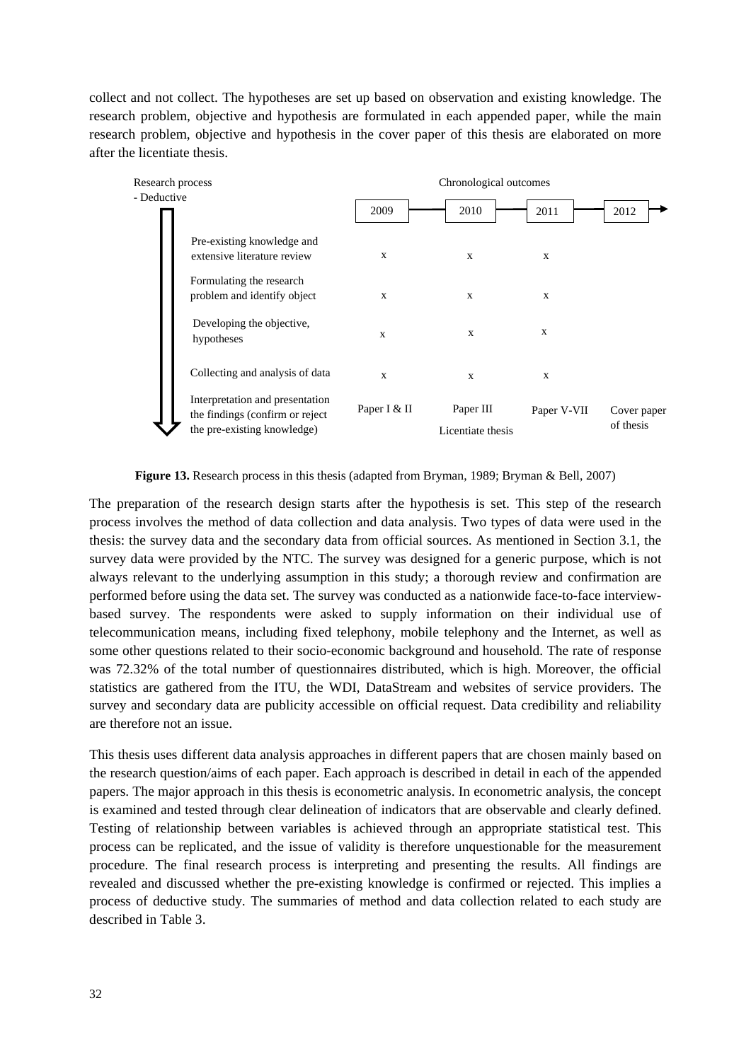collect and not collect. The hypotheses are set up based on observation and existing knowledge. The research problem, objective and hypothesis are formulated in each appended paper, while the main research problem, objective and hypothesis in the cover paper of this thesis are elaborated on more after the licentiate thesis.

| Research process - Deductive | 2009 | 2010 | 2011 | 2012 |
|---|---|---|---|---|
| Pre-existing knowledge and extensive literature review | x | x | x | |
| Formulating the research problem and identify object | x | x | x | |
| Developing the objective, hypotheses | x | x | x | |
| Collecting and analysis of data | x | x | x | |
| Interpretation and presentation the findings (confirm or reject the pre-existing knowledge) | Paper I & II | Paper III Licentiate thesis | Paper V-VII | Cover paper of thesis |

**Figure 13.** Research process in this thesis (adapted from Bryman, 1989; Bryman & Bell, 2007)

The preparation of the research design starts after the hypothesis is set. This step of the research process involves the method of data collection and data analysis. Two types of data were used in the thesis: the survey data and the secondary data from official sources. As mentioned in Section 3.1, the survey data were provided by the NTC. The survey was designed for a generic purpose, which is not always relevant to the underlying assumption in this study; a thorough review and confirmation are performed before using the data set. The survey was conducted as a nationwide face-to-face interview-based survey. The respondents were asked to supply information on their individual use of telecommunication means, including fixed telephony, mobile telephony and the Internet, as well as some other questions related to their socio-economic background and household. The rate of response was 72.32% of the total number of questionnaires distributed, which is high. Moreover, the official statistics are gathered from the ITU, the WDI, DataStream and websites of service providers. The survey and secondary data are publicity accessible on official request. Data credibility and reliability are therefore not an issue.

This thesis uses different data analysis approaches in different papers that are chosen mainly based on the research question/aims of each paper. Each approach is described in detail in each of the appended papers. The major approach in this thesis is econometric analysis. In econometric analysis, the concept is examined and tested through clear delineation of indicators that are observable and clearly defined. Testing of relationship between variables is achieved through an appropriate statistical test. This process can be replicated, and the issue of validity is therefore unquestionable for the measurement procedure. The final research process is interpreting and presenting the results. All findings are revealed and discussed whether the pre-existing knowledge is confirmed or rejected. This implies a process of deductive study. The summaries of method and data collection related to each study are described in Table 3.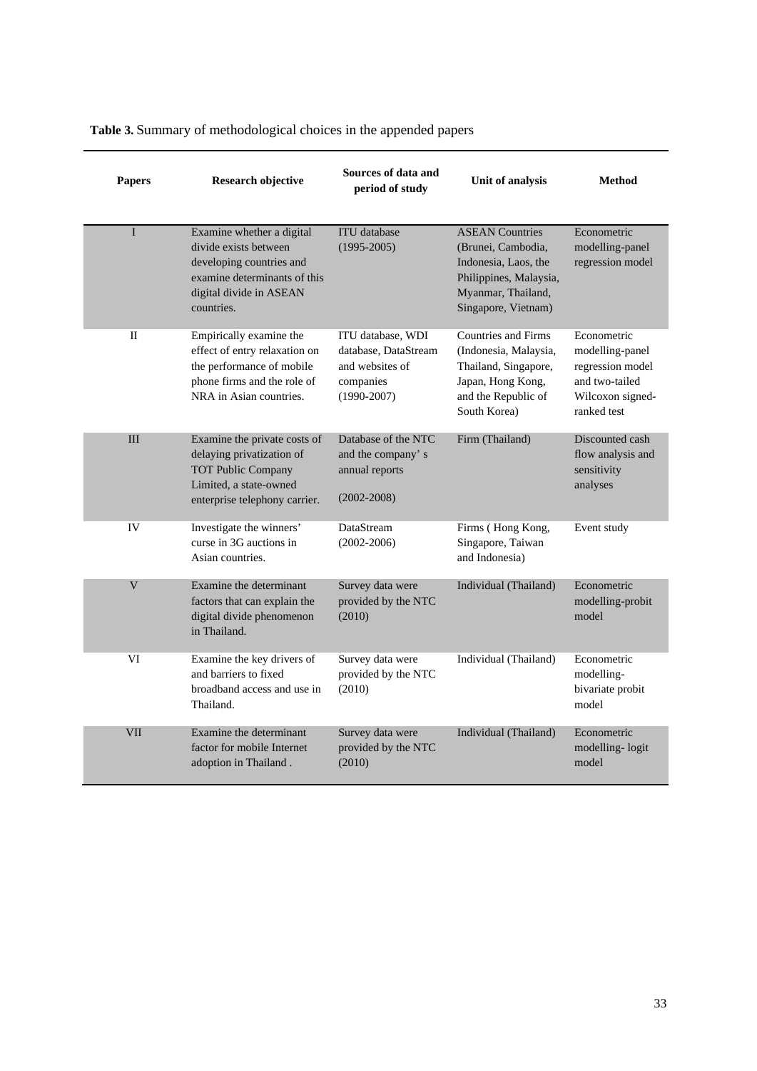**Table 3.** Summary of methodological choices in the appended papers

| Papers | Research objective | Sources of data and period of study | Unit of analysis | Method |
|---|---|---|---|---|
| I | Examine whether a digital divide exists between developing countries and examine determinants of this digital divide in ASEAN countries. | ITU database (1995-2005) | ASEAN Countries (Brunei, Cambodia, Indonesia, Laos, the Philippines, Malaysia, Myanmar, Thailand, Singapore, Vietnam) | Econometric modelling-panel regression model |
| II | Empirically examine the effect of entry relaxation on the performance of mobile phone firms and the role of NRA in Asian countries. | ITU database, WDI database, DataStream and websites of companies (1990-2007) | Countries and Firms (Indonesia, Malaysia, Thailand, Singapore, Japan, Hong Kong, and the Republic of South Korea) | Econometric modelling-panel regression model and two-tailed Wilcoxon signed-ranked test |
| III | Examine the private costs of delaying privatization of TOT Public Company Limited, a state-owned enterprise telephony carrier. | Database of the NTC and the company' s annual reports (2002-2008) | Firm (Thailand) | Discounted cash flow analysis and sensitivity analyses |
| IV | Investigate the winners' curse in 3G auctions in Asian countries. | DataStream (2002-2006) | Firms ( Hong Kong, Singapore, Taiwan and Indonesia) | Event study |
| V | Examine the determinant factors that can explain the digital divide phenomenon in Thailand. | Survey data were provided by the NTC (2010) | Individual (Thailand) | Econometric modelling-probit model |
| VI | Examine the key drivers of and barriers to fixed broadband access and use in Thailand. | Survey data were provided by the NTC (2010) | Individual (Thailand) | Econometric modelling-bivariate probit model |
| VII | Examine the determinant factor for mobile Internet adoption in Thailand . | Survey data were provided by the NTC (2010) | Individual (Thailand) | Econometric modelling- logit model |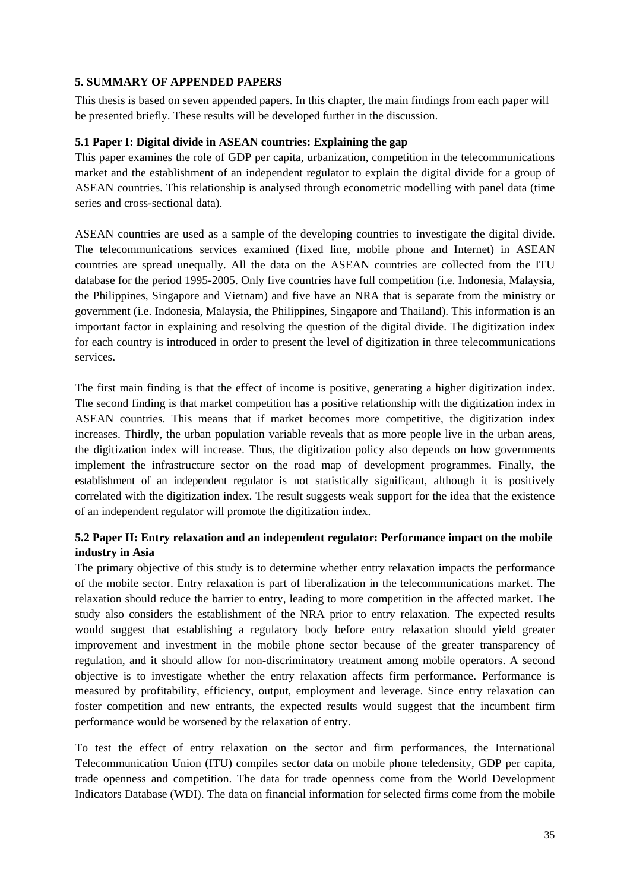## 5. SUMMARY OF APPENDED PAPERS

This thesis is based on seven appended papers. In this chapter, the main findings from each paper will be presented briefly. These results will be developed further in the discussion.

### 5.1 Paper I: Digital divide in ASEAN countries: Explaining the gap

This paper examines the role of GDP per capita, urbanization, competition in the telecommunications market and the establishment of an independent regulator to explain the digital divide for a group of ASEAN countries. This relationship is analysed through econometric modelling with panel data (time series and cross-sectional data).

ASEAN countries are used as a sample of the developing countries to investigate the digital divide. The telecommunications services examined (fixed line, mobile phone and Internet) in ASEAN countries are spread unequally. All the data on the ASEAN countries are collected from the ITU database for the period 1995-2005. Only five countries have full competition (i.e. Indonesia, Malaysia, the Philippines, Singapore and Vietnam) and five have an NRA that is separate from the ministry or government (i.e. Indonesia, Malaysia, the Philippines, Singapore and Thailand). This information is an important factor in explaining and resolving the question of the digital divide. The digitization index for each country is introduced in order to present the level of digitization in three telecommunications services.

The first main finding is that the effect of income is positive, generating a higher digitization index. The second finding is that market competition has a positive relationship with the digitization index in ASEAN countries. This means that if market becomes more competitive, the digitization index increases. Thirdly, the urban population variable reveals that as more people live in the urban areas, the digitization index will increase. Thus, the digitization policy also depends on how governments implement the infrastructure sector on the road map of development programmes. Finally, the establishment of an independent regulator is not statistically significant, although it is positively correlated with the digitization index. The result suggests weak support for the idea that the existence of an independent regulator will promote the digitization index.

### 5.2 Paper II: Entry relaxation and an independent regulator: Performance impact on the mobile industry in Asia

The primary objective of this study is to determine whether entry relaxation impacts the performance of the mobile sector. Entry relaxation is part of liberalization in the telecommunications market. The relaxation should reduce the barrier to entry, leading to more competition in the affected market. The study also considers the establishment of the NRA prior to entry relaxation. The expected results would suggest that establishing a regulatory body before entry relaxation should yield greater improvement and investment in the mobile phone sector because of the greater transparency of regulation, and it should allow for non-discriminatory treatment among mobile operators. A second objective is to investigate whether the entry relaxation affects firm performance. Performance is measured by profitability, efficiency, output, employment and leverage. Since entry relaxation can foster competition and new entrants, the expected results would suggest that the incumbent firm performance would be worsened by the relaxation of entry.

To test the effect of entry relaxation on the sector and firm performances, the International Telecommunication Union (ITU) compiles sector data on mobile phone teledensity, GDP per capita, trade openness and competition. The data for trade openness come from the World Development Indicators Database (WDI). The data on financial information for selected firms come from the mobile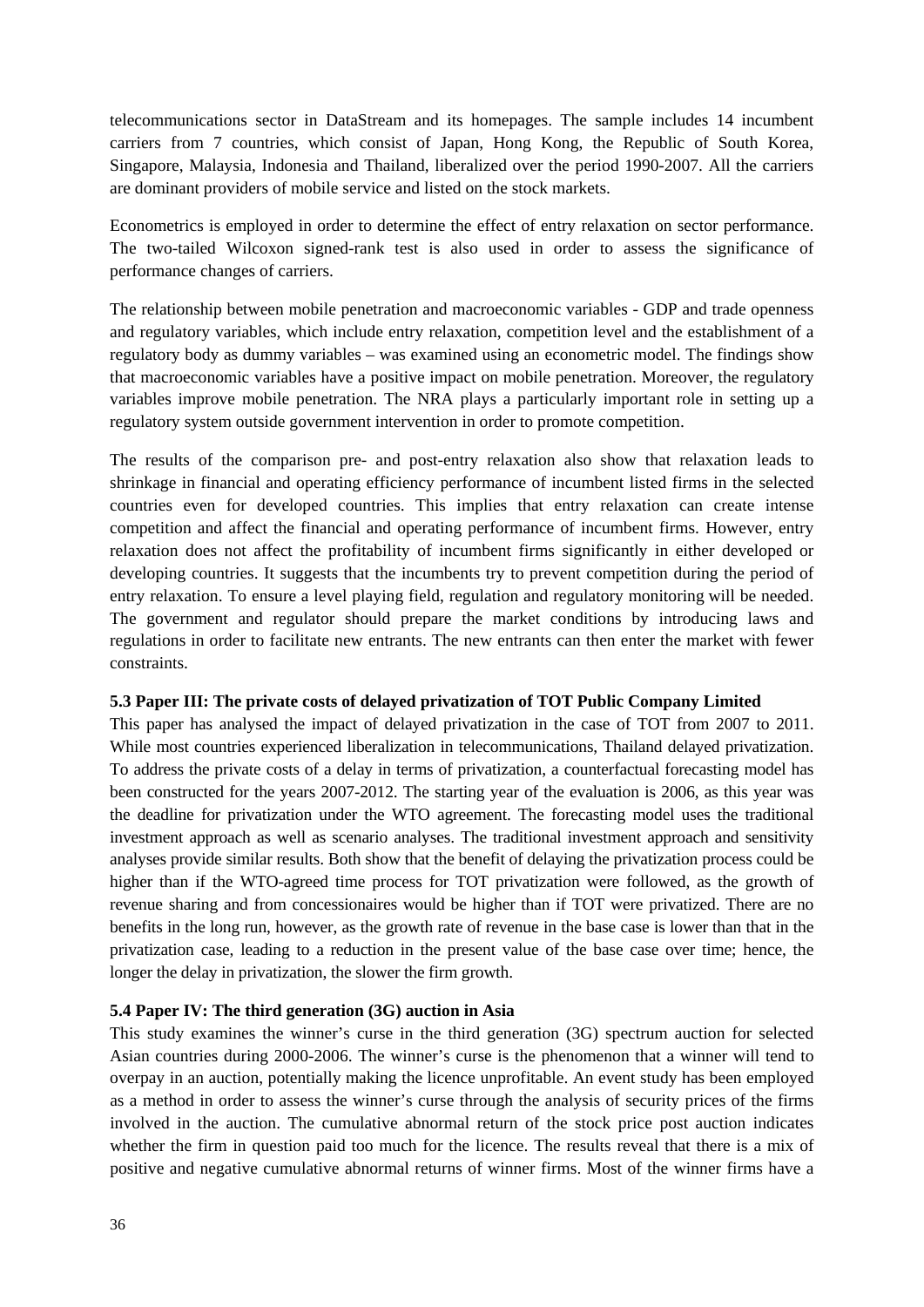telecommunications sector in DataStream and its homepages. The sample includes 14 incumbent carriers from 7 countries, which consist of Japan, Hong Kong, the Republic of South Korea, Singapore, Malaysia, Indonesia and Thailand, liberalized over the period 1990-2007. All the carriers are dominant providers of mobile service and listed on the stock markets.

Econometrics is employed in order to determine the effect of entry relaxation on sector performance. The two-tailed Wilcoxon signed-rank test is also used in order to assess the significance of performance changes of carriers.

The relationship between mobile penetration and macroeconomic variables - GDP and trade openness and regulatory variables, which include entry relaxation, competition level and the establishment of a regulatory body as dummy variables – was examined using an econometric model. The findings show that macroeconomic variables have a positive impact on mobile penetration. Moreover, the regulatory variables improve mobile penetration. The NRA plays a particularly important role in setting up a regulatory system outside government intervention in order to promote competition.

The results of the comparison pre- and post-entry relaxation also show that relaxation leads to shrinkage in financial and operating efficiency performance of incumbent listed firms in the selected countries even for developed countries. This implies that entry relaxation can create intense competition and affect the financial and operating performance of incumbent firms. However, entry relaxation does not affect the profitability of incumbent firms significantly in either developed or developing countries. It suggests that the incumbents try to prevent competition during the period of entry relaxation. To ensure a level playing field, regulation and regulatory monitoring will be needed. The government and regulator should prepare the market conditions by introducing laws and regulations in order to facilitate new entrants. The new entrants can then enter the market with fewer constraints.

### 5.3 Paper III: The private costs of delayed privatization of TOT Public Company Limited

This paper has analysed the impact of delayed privatization in the case of TOT from 2007 to 2011. While most countries experienced liberalization in telecommunications, Thailand delayed privatization. To address the private costs of a delay in terms of privatization, a counterfactual forecasting model has been constructed for the years 2007-2012. The starting year of the evaluation is 2006, as this year was the deadline for privatization under the WTO agreement. The forecasting model uses the traditional investment approach as well as scenario analyses. The traditional investment approach and sensitivity analyses provide similar results. Both show that the benefit of delaying the privatization process could be higher than if the WTO-agreed time process for TOT privatization were followed, as the growth of revenue sharing and from concessionaires would be higher than if TOT were privatized. There are no benefits in the long run, however, as the growth rate of revenue in the base case is lower than that in the privatization case, leading to a reduction in the present value of the base case over time; hence, the longer the delay in privatization, the slower the firm growth.

### 5.4 Paper IV: The third generation (3G) auction in Asia

This study examines the winner's curse in the third generation (3G) spectrum auction for selected Asian countries during 2000-2006. The winner's curse is the phenomenon that a winner will tend to overpay in an auction, potentially making the licence unprofitable. An event study has been employed as a method in order to assess the winner's curse through the analysis of security prices of the firms involved in the auction. The cumulative abnormal return of the stock price post auction indicates whether the firm in question paid too much for the licence. The results reveal that there is a mix of positive and negative cumulative abnormal returns of winner firms. Most of the winner firms have a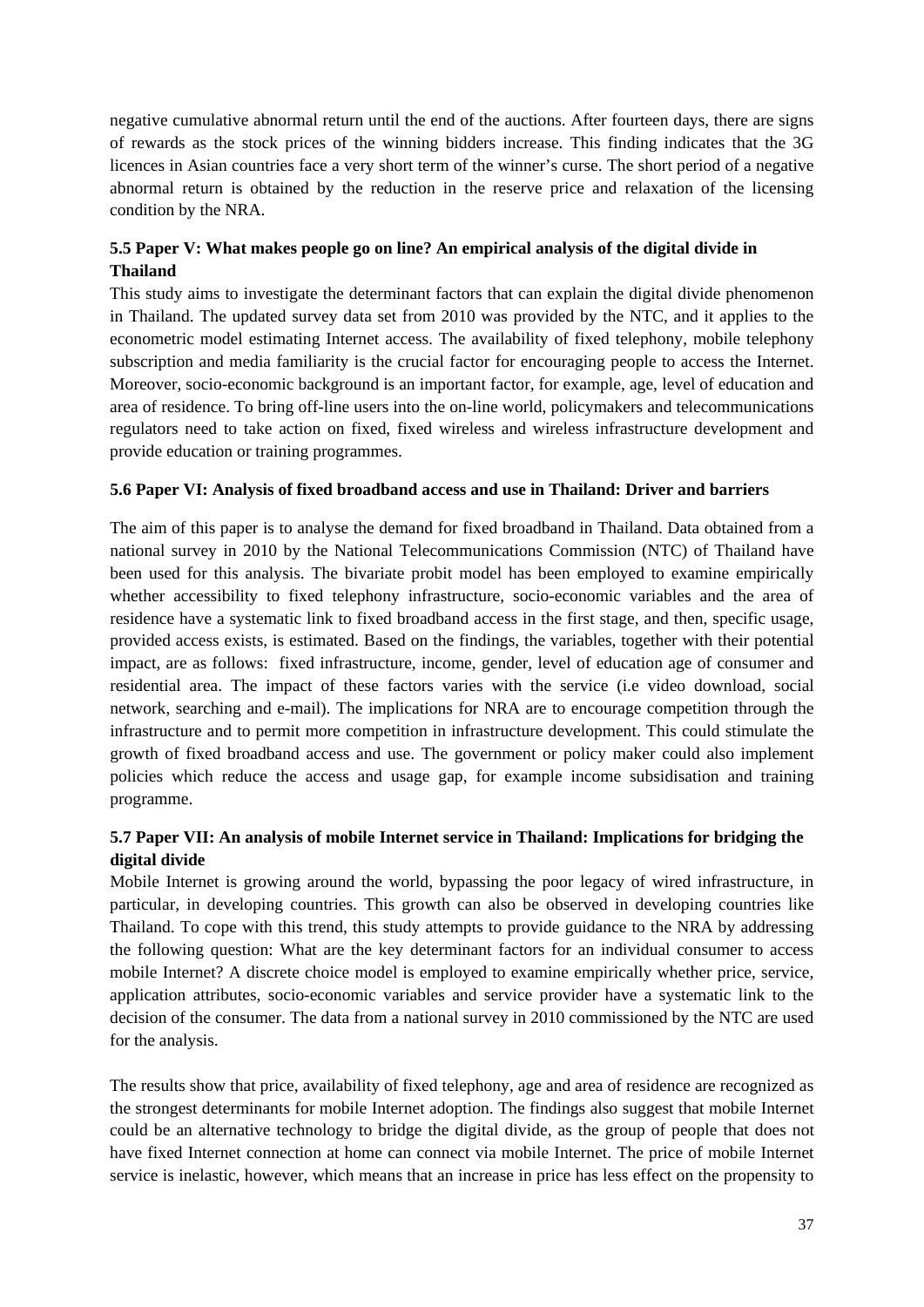negative cumulative abnormal return until the end of the auctions. After fourteen days, there are signs of rewards as the stock prices of the winning bidders increase. This finding indicates that the 3G licences in Asian countries face a very short term of the winner's curse. The short period of a negative abnormal return is obtained by the reduction in the reserve price and relaxation of the licensing condition by the NRA.

### 5.5 Paper V: What makes people go on line? An empirical analysis of the digital divide in Thailand

This study aims to investigate the determinant factors that can explain the digital divide phenomenon in Thailand. The updated survey data set from 2010 was provided by the NTC, and it applies to the econometric model estimating Internet access. The availability of fixed telephony, mobile telephony subscription and media familiarity is the crucial factor for encouraging people to access the Internet. Moreover, socio-economic background is an important factor, for example, age, level of education and area of residence. To bring off-line users into the on-line world, policymakers and telecommunications regulators need to take action on fixed, fixed wireless and wireless infrastructure development and provide education or training programmes.

### 5.6 Paper VI: Analysis of fixed broadband access and use in Thailand: Driver and barriers

The aim of this paper is to analyse the demand for fixed broadband in Thailand. Data obtained from a national survey in 2010 by the National Telecommunications Commission (NTC) of Thailand have been used for this analysis. The bivariate probit model has been employed to examine empirically whether accessibility to fixed telephony infrastructure, socio-economic variables and the area of residence have a systematic link to fixed broadband access in the first stage, and then, specific usage, provided access exists, is estimated. Based on the findings, the variables, together with their potential impact, are as follows: fixed infrastructure, income, gender, level of education age of consumer and residential area. The impact of these factors varies with the service (i.e video download, social network, searching and e-mail). The implications for NRA are to encourage competition through the infrastructure and to permit more competition in infrastructure development. This could stimulate the growth of fixed broadband access and use. The government or policy maker could also implement policies which reduce the access and usage gap, for example income subsidisation and training programme.

### 5.7 Paper VII: An analysis of mobile Internet service in Thailand: Implications for bridging the digital divide

Mobile Internet is growing around the world, bypassing the poor legacy of wired infrastructure, in particular, in developing countries. This growth can also be observed in developing countries like Thailand. To cope with this trend, this study attempts to provide guidance to the NRA by addressing the following question: What are the key determinant factors for an individual consumer to access mobile Internet? A discrete choice model is employed to examine empirically whether price, service, application attributes, socio-economic variables and service provider have a systematic link to the decision of the consumer. The data from a national survey in 2010 commissioned by the NTC are used for the analysis.

The results show that price, availability of fixed telephony, age and area of residence are recognized as the strongest determinants for mobile Internet adoption. The findings also suggest that mobile Internet could be an alternative technology to bridge the digital divide, as the group of people that does not have fixed Internet connection at home can connect via mobile Internet. The price of mobile Internet service is inelastic, however, which means that an increase in price has less effect on the propensity to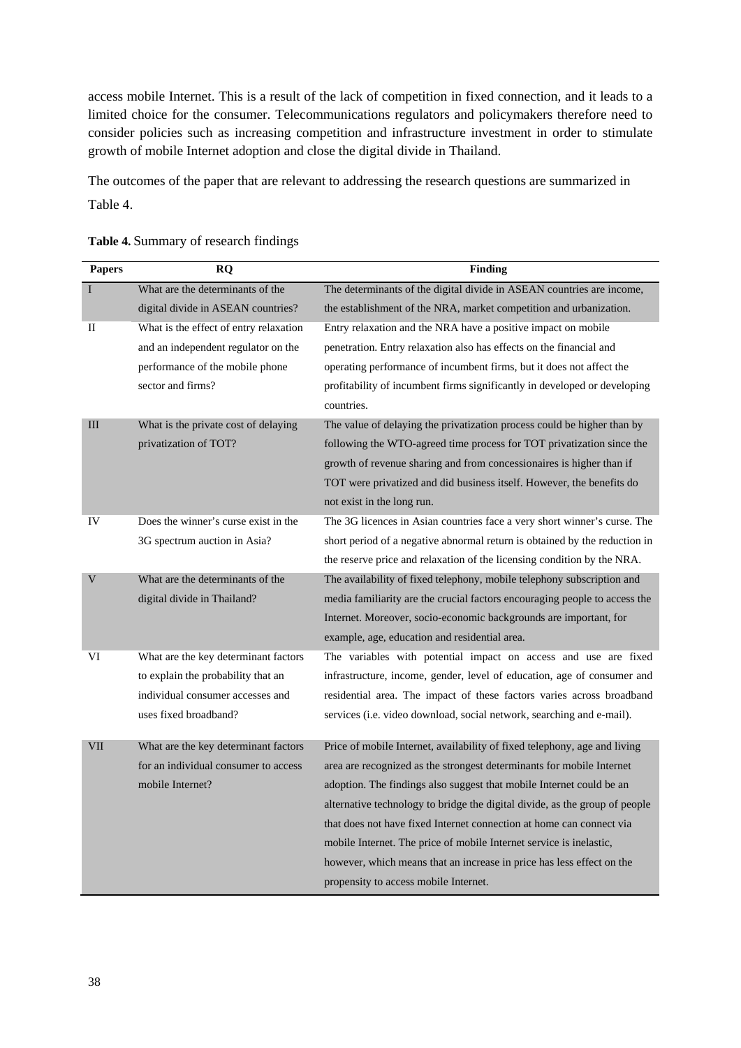access mobile Internet. This is a result of the lack of competition in fixed connection, and it leads to a limited choice for the consumer. Telecommunications regulators and policymakers therefore need to consider policies such as increasing competition and infrastructure investment in order to stimulate growth of mobile Internet adoption and close the digital divide in Thailand.

The outcomes of the paper that are relevant to addressing the research questions are summarized in Table 4.

**Table 4.** Summary of research findings

| Papers | RQ | Finding |
|---|---|---|
| I | What are the determinants of the digital divide in ASEAN countries? | The determinants of the digital divide in ASEAN countries are income, the establishment of the NRA, market competition and urbanization. |
| II | What is the effect of entry relaxation and an independent regulator on the performance of the mobile phone sector and firms? | Entry relaxation and the NRA have a positive impact on mobile penetration. Entry relaxation also has effects on the financial and operating performance of incumbent firms, but it does not affect the profitability of incumbent firms significantly in developed or developing countries. |
| III | What is the private cost of delaying privatization of TOT? | The value of delaying the privatization process could be higher than by following the WTO-agreed time process for TOT privatization since the growth of revenue sharing and from concessionaires is higher than if TOT were privatized and did business itself. However, the benefits do not exist in the long run. |
| IV | Does the winner's curse exist in the 3G spectrum auction in Asia? | The 3G licences in Asian countries face a very short winner's curse. The short period of a negative abnormal return is obtained by the reduction in the reserve price and relaxation of the licensing condition by the NRA. |
| V | What are the determinants of the digital divide in Thailand? | The availability of fixed telephony, mobile telephony subscription and media familiarity are the crucial factors encouraging people to access the Internet. Moreover, socio-economic backgrounds are important, for example, age, education and residential area. |
| VI | What are the key determinant factors to explain the probability that an individual consumer accesses and uses fixed broadband? | The variables with potential impact on access and use are fixed infrastructure, income, gender, level of education, age of consumer and residential area. The impact of these factors varies across broadband services (i.e. video download, social network, searching and e-mail). |
| VII | What are the key determinant factors for an individual consumer to access mobile Internet? | Price of mobile Internet, availability of fixed telephony, age and living area are recognized as the strongest determinants for mobile Internet adoption. The findings also suggest that mobile Internet could be an alternative technology to bridge the digital divide, as the group of people that does not have fixed Internet connection at home can connect via mobile Internet. The price of mobile Internet service is inelastic, however, which means that an increase in price has less effect on the propensity to access mobile Internet. |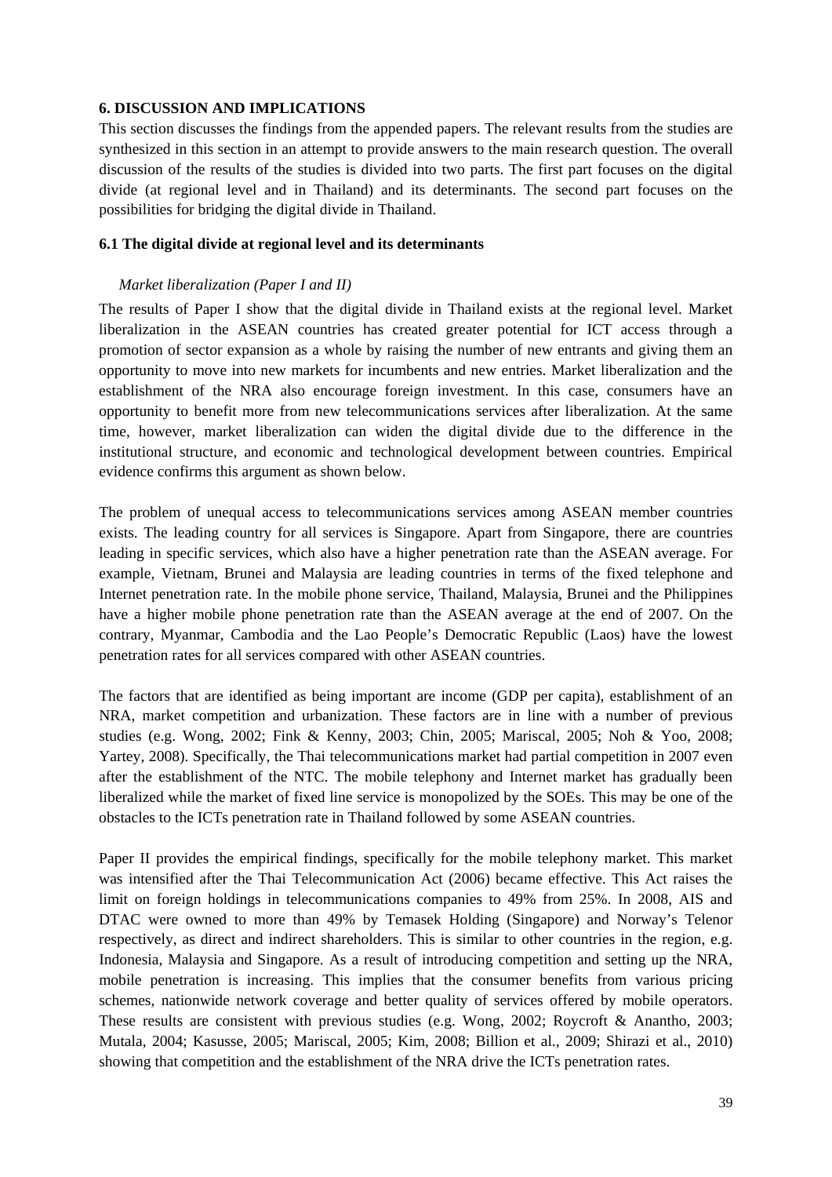## 6. DISCUSSION AND IMPLICATIONS

This section discusses the findings from the appended papers. The relevant results from the studies are synthesized in this section in an attempt to provide answers to the main research question. The overall discussion of the results of the studies is divided into two parts. The first part focuses on the digital divide (at regional level and in Thailand) and its determinants. The second part focuses on the possibilities for bridging the digital divide in Thailand.

### 6.1 The digital divide at regional level and its determinants

*Market liberalization (Paper I and II)*

The results of Paper I show that the digital divide in Thailand exists at the regional level. Market liberalization in the ASEAN countries has created greater potential for ICT access through a promotion of sector expansion as a whole by raising the number of new entrants and giving them an opportunity to move into new markets for incumbents and new entries. Market liberalization and the establishment of the NRA also encourage foreign investment. In this case, consumers have an opportunity to benefit more from new telecommunications services after liberalization. At the same time, however, market liberalization can widen the digital divide due to the difference in the institutional structure, and economic and technological development between countries. Empirical evidence confirms this argument as shown below.

The problem of unequal access to telecommunications services among ASEAN member countries exists. The leading country for all services is Singapore. Apart from Singapore, there are countries leading in specific services, which also have a higher penetration rate than the ASEAN average. For example, Vietnam, Brunei and Malaysia are leading countries in terms of the fixed telephone and Internet penetration rate. In the mobile phone service, Thailand, Malaysia, Brunei and the Philippines have a higher mobile phone penetration rate than the ASEAN average at the end of 2007. On the contrary, Myanmar, Cambodia and the Lao People's Democratic Republic (Laos) have the lowest penetration rates for all services compared with other ASEAN countries.

The factors that are identified as being important are income (GDP per capita), establishment of an NRA, market competition and urbanization. These factors are in line with a number of previous studies (e.g. Wong, 2002; Fink & Kenny, 2003; Chin, 2005; Mariscal, 2005; Noh & Yoo, 2008; Yartey, 2008). Specifically, the Thai telecommunications market had partial competition in 2007 even after the establishment of the NTC. The mobile telephony and Internet market has gradually been liberalized while the market of fixed line service is monopolized by the SOEs. This may be one of the obstacles to the ICTs penetration rate in Thailand followed by some ASEAN countries.

Paper II provides the empirical findings, specifically for the mobile telephony market. This market was intensified after the Thai Telecommunication Act (2006) became effective. This Act raises the limit on foreign holdings in telecommunications companies to 49% from 25%. In 2008, AIS and DTAC were owned to more than 49% by Temasek Holding (Singapore) and Norway's Telenor respectively, as direct and indirect shareholders. This is similar to other countries in the region, e.g. Indonesia, Malaysia and Singapore. As a result of introducing competition and setting up the NRA, mobile penetration is increasing. This implies that the consumer benefits from various pricing schemes, nationwide network coverage and better quality of services offered by mobile operators. These results are consistent with previous studies (e.g. Wong, 2002; Roycroft & Anantho, 2003; Mutala, 2004; Kasusse, 2005; Mariscal, 2005; Kim, 2008; Billion et al., 2009; Shirazi et al., 2010) showing that competition and the establishment of the NRA drive the ICTs penetration rates.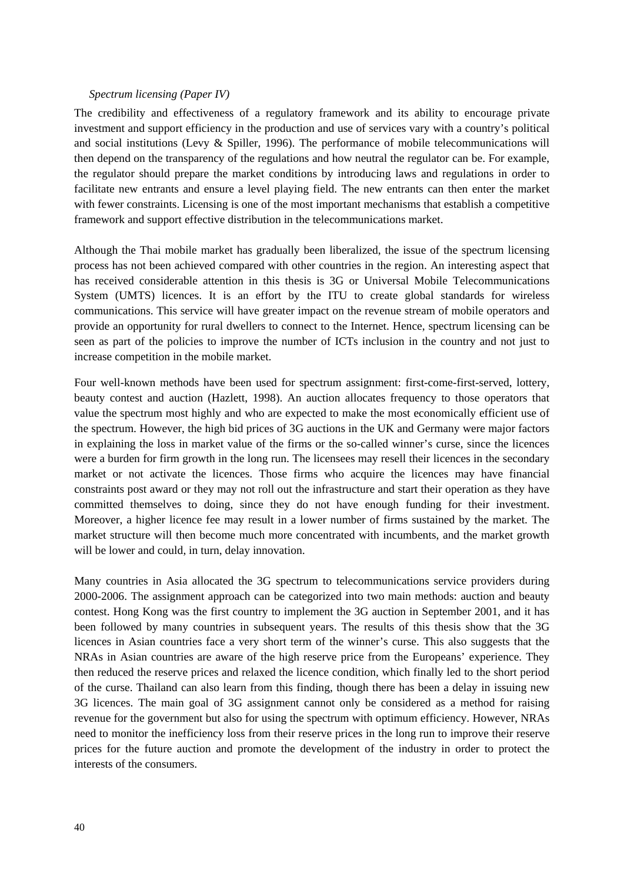*Spectrum licensing (Paper IV)*

The credibility and effectiveness of a regulatory framework and its ability to encourage private investment and support efficiency in the production and use of services vary with a country's political and social institutions (Levy & Spiller, 1996). The performance of mobile telecommunications will then depend on the transparency of the regulations and how neutral the regulator can be. For example, the regulator should prepare the market conditions by introducing laws and regulations in order to facilitate new entrants and ensure a level playing field. The new entrants can then enter the market with fewer constraints. Licensing is one of the most important mechanisms that establish a competitive framework and support effective distribution in the telecommunications market.

Although the Thai mobile market has gradually been liberalized, the issue of the spectrum licensing process has not been achieved compared with other countries in the region. An interesting aspect that has received considerable attention in this thesis is 3G or Universal Mobile Telecommunications System (UMTS) licences. It is an effort by the ITU to create global standards for wireless communications. This service will have greater impact on the revenue stream of mobile operators and provide an opportunity for rural dwellers to connect to the Internet. Hence, spectrum licensing can be seen as part of the policies to improve the number of ICTs inclusion in the country and not just to increase competition in the mobile market.

Four well-known methods have been used for spectrum assignment: first-come-first-served, lottery, beauty contest and auction (Hazlett, 1998). An auction allocates frequency to those operators that value the spectrum most highly and who are expected to make the most economically efficient use of the spectrum. However, the high bid prices of 3G auctions in the UK and Germany were major factors in explaining the loss in market value of the firms or the so-called winner's curse, since the licences were a burden for firm growth in the long run. The licensees may resell their licences in the secondary market or not activate the licences. Those firms who acquire the licences may have financial constraints post award or they may not roll out the infrastructure and start their operation as they have committed themselves to doing, since they do not have enough funding for their investment. Moreover, a higher licence fee may result in a lower number of firms sustained by the market. The market structure will then become much more concentrated with incumbents, and the market growth will be lower and could, in turn, delay innovation.

Many countries in Asia allocated the 3G spectrum to telecommunications service providers during 2000-2006. The assignment approach can be categorized into two main methods: auction and beauty contest. Hong Kong was the first country to implement the 3G auction in September 2001, and it has been followed by many countries in subsequent years. The results of this thesis show that the 3G licences in Asian countries face a very short term of the winner's curse. This also suggests that the NRAs in Asian countries are aware of the high reserve price from the Europeans' experience. They then reduced the reserve prices and relaxed the licence condition, which finally led to the short period of the curse. Thailand can also learn from this finding, though there has been a delay in issuing new 3G licences. The main goal of 3G assignment cannot only be considered as a method for raising revenue for the government but also for using the spectrum with optimum efficiency. However, NRAs need to monitor the inefficiency loss from their reserve prices in the long run to improve their reserve prices for the future auction and promote the development of the industry in order to protect the interests of the consumers.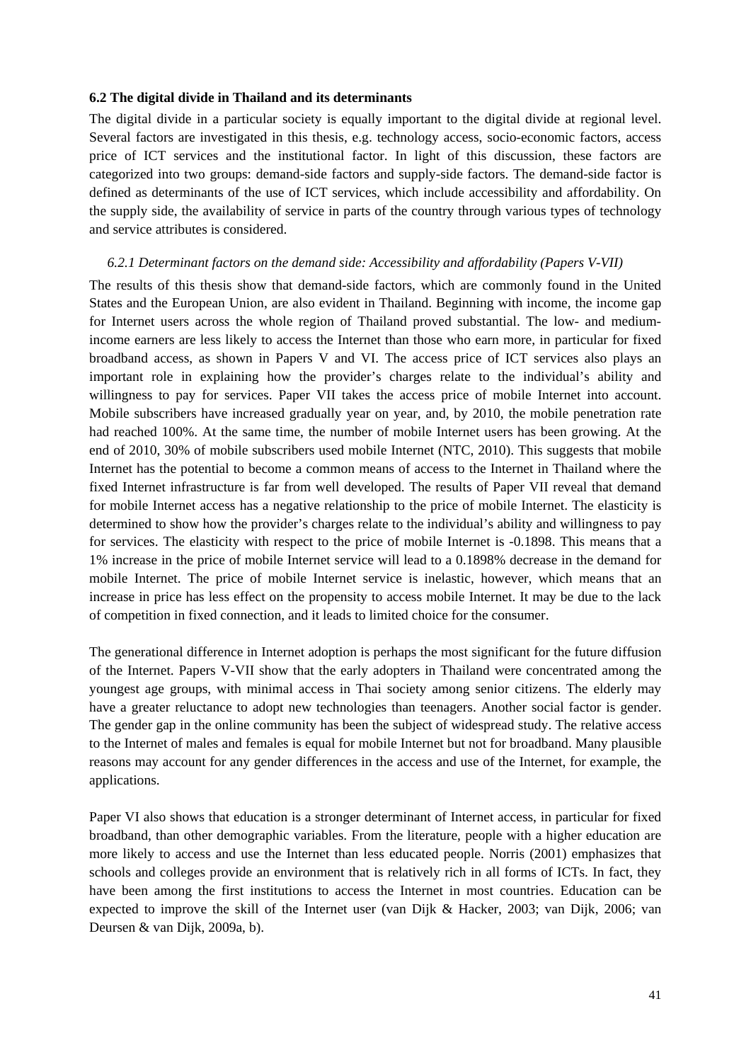### 6.2 The digital divide in Thailand and its determinants

The digital divide in a particular society is equally important to the digital divide at regional level. Several factors are investigated in this thesis, e.g. technology access, socio-economic factors, access price of ICT services and the institutional factor. In light of this discussion, these factors are categorized into two groups: demand-side factors and supply-side factors. The demand-side factor is defined as determinants of the use of ICT services, which include accessibility and affordability. On the supply side, the availability of service in parts of the country through various types of technology and service attributes is considered.

#### *6.2.1 Determinant factors on the demand side: Accessibility and affordability (Papers V-VII)*

The results of this thesis show that demand-side factors, which are commonly found in the United States and the European Union, are also evident in Thailand. Beginning with income, the income gap for Internet users across the whole region of Thailand proved substantial. The low- and medium-income earners are less likely to access the Internet than those who earn more, in particular for fixed broadband access, as shown in Papers V and VI. The access price of ICT services also plays an important role in explaining how the provider's charges relate to the individual's ability and willingness to pay for services. Paper VII takes the access price of mobile Internet into account. Mobile subscribers have increased gradually year on year, and, by 2010, the mobile penetration rate had reached 100%. At the same time, the number of mobile Internet users has been growing. At the end of 2010, 30% of mobile subscribers used mobile Internet (NTC, 2010). This suggests that mobile Internet has the potential to become a common means of access to the Internet in Thailand where the fixed Internet infrastructure is far from well developed. The results of Paper VII reveal that demand for mobile Internet access has a negative relationship to the price of mobile Internet. The elasticity is determined to show how the provider's charges relate to the individual's ability and willingness to pay for services. The elasticity with respect to the price of mobile Internet is -0.1898. This means that a 1% increase in the price of mobile Internet service will lead to a 0.1898% decrease in the demand for mobile Internet. The price of mobile Internet service is inelastic, however, which means that an increase in price has less effect on the propensity to access mobile Internet. It may be due to the lack of competition in fixed connection, and it leads to limited choice for the consumer.

The generational difference in Internet adoption is perhaps the most significant for the future diffusion of the Internet. Papers V-VII show that the early adopters in Thailand were concentrated among the youngest age groups, with minimal access in Thai society among senior citizens. The elderly may have a greater reluctance to adopt new technologies than teenagers. Another social factor is gender. The gender gap in the online community has been the subject of widespread study. The relative access to the Internet of males and females is equal for mobile Internet but not for broadband. Many plausible reasons may account for any gender differences in the access and use of the Internet, for example, the applications.

Paper VI also shows that education is a stronger determinant of Internet access, in particular for fixed broadband, than other demographic variables. From the literature, people with a higher education are more likely to access and use the Internet than less educated people. Norris (2001) emphasizes that schools and colleges provide an environment that is relatively rich in all forms of ICTs. In fact, they have been among the first institutions to access the Internet in most countries. Education can be expected to improve the skill of the Internet user (van Dijk & Hacker, 2003; van Dijk, 2006; van Deursen & van Dijk, 2009a, b).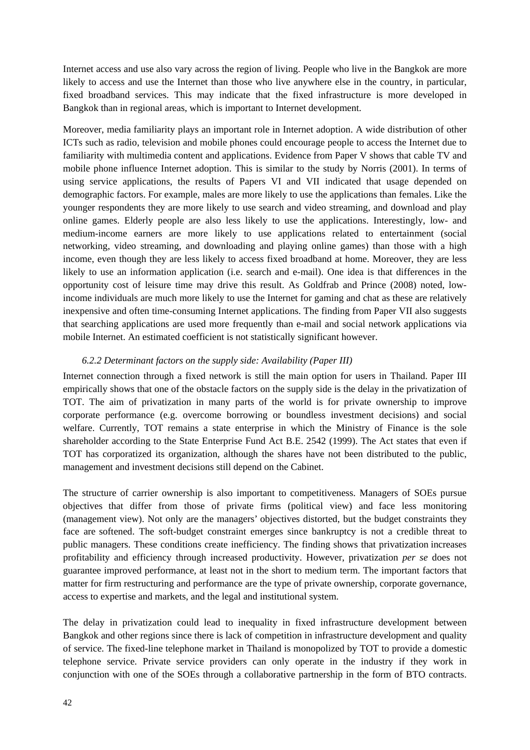Internet access and use also vary across the region of living. People who live in the Bangkok are more likely to access and use the Internet than those who live anywhere else in the country, in particular, fixed broadband services. This may indicate that the fixed infrastructure is more developed in Bangkok than in regional areas, which is important to Internet development.

Moreover, media familiarity plays an important role in Internet adoption. A wide distribution of other ICTs such as radio, television and mobile phones could encourage people to access the Internet due to familiarity with multimedia content and applications. Evidence from Paper V shows that cable TV and mobile phone influence Internet adoption. This is similar to the study by Norris (2001). In terms of using service applications, the results of Papers VI and VII indicated that usage depended on demographic factors. For example, males are more likely to use the applications than females. Like the younger respondents they are more likely to use search and video streaming, and download and play online games. Elderly people are also less likely to use the applications. Interestingly, low- and medium-income earners are more likely to use applications related to entertainment (social networking, video streaming, and downloading and playing online games) than those with a high income, even though they are less likely to access fixed broadband at home. Moreover, they are less likely to use an information application (i.e. search and e-mail). One idea is that differences in the opportunity cost of leisure time may drive this result. As Goldfrab and Prince (2008) noted, low-income individuals are much more likely to use the Internet for gaming and chat as these are relatively inexpensive and often time-consuming Internet applications. The finding from Paper VII also suggests that searching applications are used more frequently than e-mail and social network applications via mobile Internet. An estimated coefficient is not statistically significant however.

#### *6.2.2 Determinant factors on the supply side: Availability (Paper III)*

Internet connection through a fixed network is still the main option for users in Thailand. Paper III empirically shows that one of the obstacle factors on the supply side is the delay in the privatization of TOT. The aim of privatization in many parts of the world is for private ownership to improve corporate performance (e.g. overcome borrowing or boundless investment decisions) and social welfare. Currently, TOT remains a state enterprise in which the Ministry of Finance is the sole shareholder according to the State Enterprise Fund Act B.E. 2542 (1999). The Act states that even if TOT has corporatized its organization, although the shares have not been distributed to the public, management and investment decisions still depend on the Cabinet.

The structure of carrier ownership is also important to competitiveness. Managers of SOEs pursue objectives that differ from those of private firms (political view) and face less monitoring (management view). Not only are the managers' objectives distorted, but the budget constraints they face are softened. The soft-budget constraint emerges since bankruptcy is not a credible threat to public managers. These conditions create inefficiency. The finding shows that privatization increases profitability and efficiency through increased productivity. However, privatization *per se* does not guarantee improved performance, at least not in the short to medium term. The important factors that matter for firm restructuring and performance are the type of private ownership, corporate governance, access to expertise and markets, and the legal and institutional system.

The delay in privatization could lead to inequality in fixed infrastructure development between Bangkok and other regions since there is lack of competition in infrastructure development and quality of service. The fixed-line telephone market in Thailand is monopolized by TOT to provide a domestic telephone service. Private service providers can only operate in the industry if they work in conjunction with one of the SOEs through a collaborative partnership in the form of BTO contracts.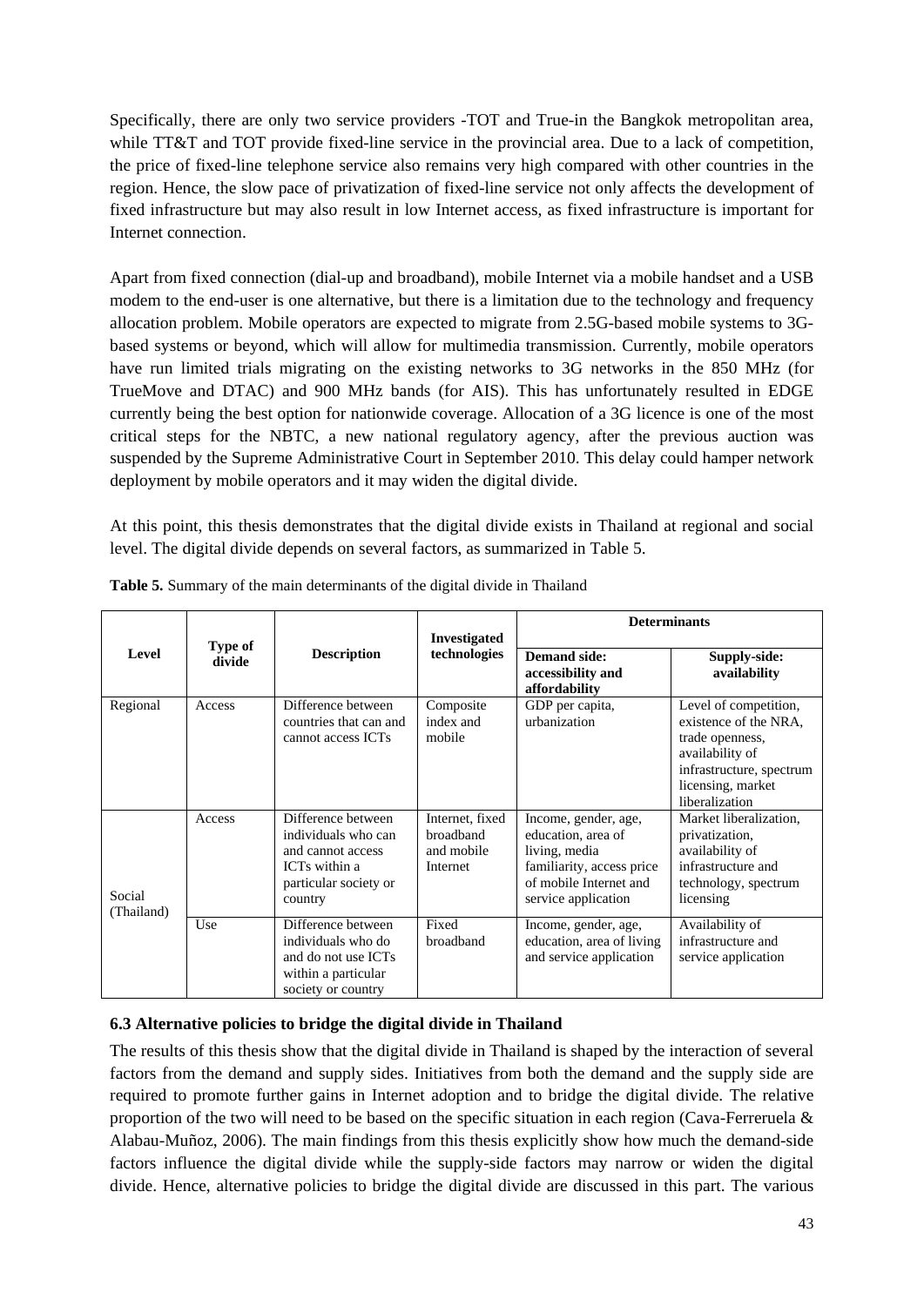Specifically, there are only two service providers -TOT and True-in the Bangkok metropolitan area, while TT&T and TOT provide fixed-line service in the provincial area. Due to a lack of competition, the price of fixed-line telephone service also remains very high compared with other countries in the region. Hence, the slow pace of privatization of fixed-line service not only affects the development of fixed infrastructure but may also result in low Internet access, as fixed infrastructure is important for Internet connection.

Apart from fixed connection (dial-up and broadband), mobile Internet via a mobile handset and a USB modem to the end-user is one alternative, but there is a limitation due to the technology and frequency allocation problem. Mobile operators are expected to migrate from 2.5G-based mobile systems to 3G-based systems or beyond, which will allow for multimedia transmission. Currently, mobile operators have run limited trials migrating on the existing networks to 3G networks in the 850 MHz (for TrueMove and DTAC) and 900 MHz bands (for AIS). This has unfortunately resulted in EDGE currently being the best option for nationwide coverage. Allocation of a 3G licence is one of the most critical steps for the NBTC, a new national regulatory agency, after the previous auction was suspended by the Supreme Administrative Court in September 2010. This delay could hamper network deployment by mobile operators and it may widen the digital divide.

At this point, this thesis demonstrates that the digital divide exists in Thailand at regional and social level. The digital divide depends on several factors, as summarized in Table 5.

**Table 5.** Summary of the main determinants of the digital divide in Thailand

| Level | Type of divide | Description | Investigated technologies | Determinants | |
|---|---|---|---|---|---|
| | | | | **Demand side: accessibility and affordability** | **Supply-side: availability** |
| Regional | Access | Difference between countries that can and cannot access ICTs | Composite index and mobile | GDP per capita, urbanization | Level of competition, existence of the NRA, trade openness, availability of infrastructure, spectrum licensing, market liberalization |
| Social (Thailand) | Access | Difference between individuals who can and cannot access ICTs within a particular society or country | Internet, fixed broadband and mobile Internet | Income, gender, age, education, area of living, media familiarity, access price of mobile Internet and service application | Market liberalization, privatization, availability of infrastructure and technology, spectrum licensing |
| | Use | Difference between individuals who do and do not use ICTs within a particular society or country | Fixed broadband | Income, gender, age, education, area of living and service application | Availability of infrastructure and service application |

### 6.3 Alternative policies to bridge the digital divide in Thailand

The results of this thesis show that the digital divide in Thailand is shaped by the interaction of several factors from the demand and supply sides. Initiatives from both the demand and the supply side are required to promote further gains in Internet adoption and to bridge the digital divide. The relative proportion of the two will need to be based on the specific situation in each region (Cava-Ferreruela & Alabau-Muñoz, 2006). The main findings from this thesis explicitly show how much the demand-side factors influence the digital divide while the supply-side factors may narrow or widen the digital divide. Hence, alternative policies to bridge the digital divide are discussed in this part. The various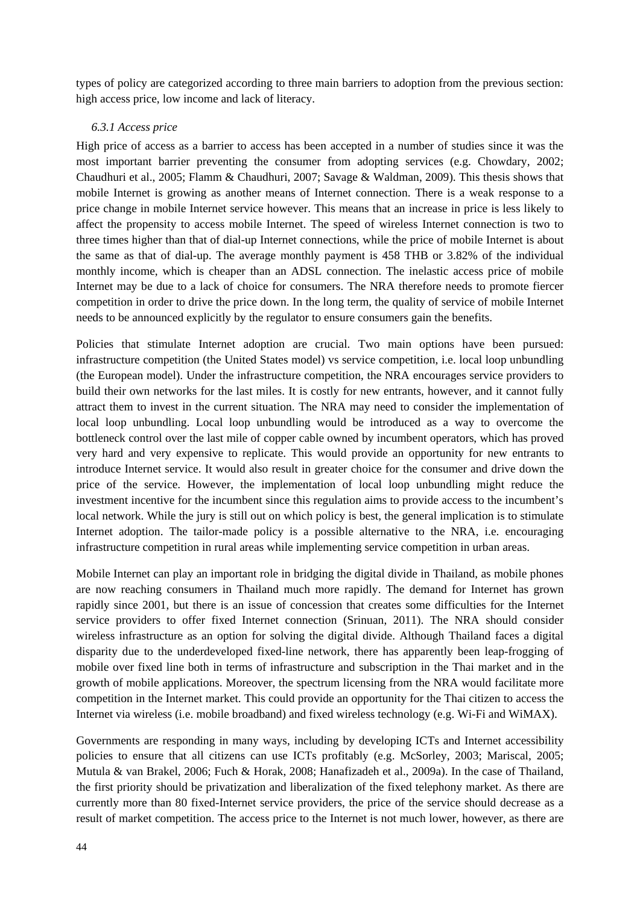types of policy are categorized according to three main barriers to adoption from the previous section: high access price, low income and lack of literacy.

### *6.3.1 Access price*

High price of access as a barrier to access has been accepted in a number of studies since it was the most important barrier preventing the consumer from adopting services (e.g. Chowdary, 2002; Chaudhuri et al., 2005; Flamm & Chaudhuri, 2007; Savage & Waldman, 2009). This thesis shows that mobile Internet is growing as another means of Internet connection. There is a weak response to a price change in mobile Internet service however. This means that an increase in price is less likely to affect the propensity to access mobile Internet. The speed of wireless Internet connection is two to three times higher than that of dial-up Internet connections, while the price of mobile Internet is about the same as that of dial-up. The average monthly payment is 458 THB or 3.82% of the individual monthly income, which is cheaper than an ADSL connection. The inelastic access price of mobile Internet may be due to a lack of choice for consumers. The NRA therefore needs to promote fiercer competition in order to drive the price down. In the long term, the quality of service of mobile Internet needs to be announced explicitly by the regulator to ensure consumers gain the benefits.

Policies that stimulate Internet adoption are crucial. Two main options have been pursued: infrastructure competition (the United States model) vs service competition, i.e. local loop unbundling (the European model). Under the infrastructure competition, the NRA encourages service providers to build their own networks for the last miles. It is costly for new entrants, however, and it cannot fully attract them to invest in the current situation. The NRA may need to consider the implementation of local loop unbundling. Local loop unbundling would be introduced as a way to overcome the bottleneck control over the last mile of copper cable owned by incumbent operators, which has proved very hard and very expensive to replicate. This would provide an opportunity for new entrants to introduce Internet service. It would also result in greater choice for the consumer and drive down the price of the service. However, the implementation of local loop unbundling might reduce the investment incentive for the incumbent since this regulation aims to provide access to the incumbent's local network. While the jury is still out on which policy is best, the general implication is to stimulate Internet adoption. The tailor-made policy is a possible alternative to the NRA, i.e. encouraging infrastructure competition in rural areas while implementing service competition in urban areas.

Mobile Internet can play an important role in bridging the digital divide in Thailand, as mobile phones are now reaching consumers in Thailand much more rapidly. The demand for Internet has grown rapidly since 2001, but there is an issue of concession that creates some difficulties for the Internet service providers to offer fixed Internet connection (Srinuan, 2011). The NRA should consider wireless infrastructure as an option for solving the digital divide. Although Thailand faces a digital disparity due to the underdeveloped fixed-line network, there has apparently been leap-frogging of mobile over fixed line both in terms of infrastructure and subscription in the Thai market and in the growth of mobile applications. Moreover, the spectrum licensing from the NRA would facilitate more competition in the Internet market. This could provide an opportunity for the Thai citizen to access the Internet via wireless (i.e. mobile broadband) and fixed wireless technology (e.g. Wi-Fi and WiMAX).

Governments are responding in many ways, including by developing ICTs and Internet accessibility policies to ensure that all citizens can use ICTs profitably (e.g. McSorley, 2003; Mariscal, 2005; Mutula & van Brakel, 2006; Fuch & Horak, 2008; Hanafizadeh et al., 2009a). In the case of Thailand, the first priority should be privatization and liberalization of the fixed telephony market. As there are currently more than 80 fixed-Internet service providers, the price of the service should decrease as a result of market competition. The access price to the Internet is not much lower, however, as there are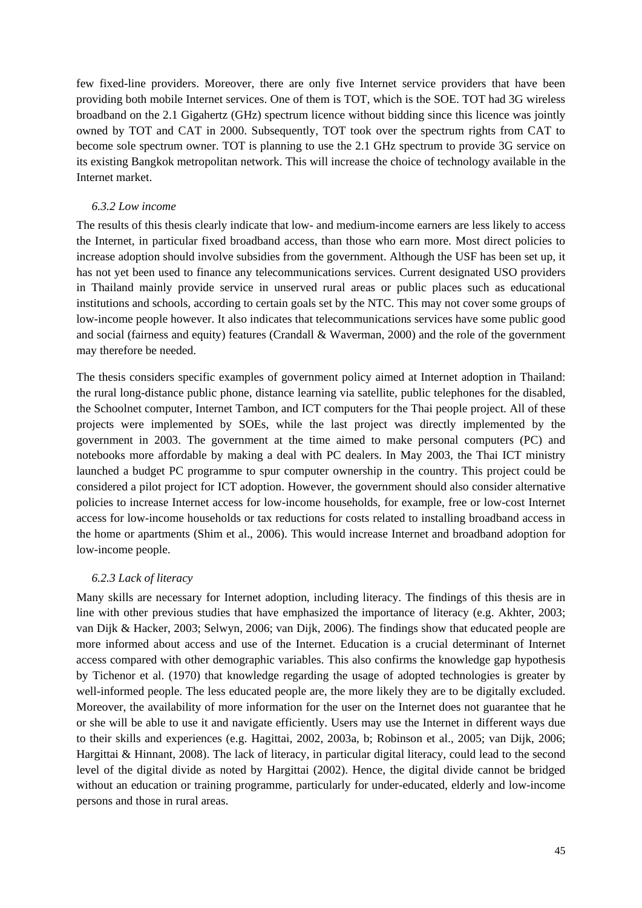few fixed-line providers. Moreover, there are only five Internet service providers that have been providing both mobile Internet services. One of them is TOT, which is the SOE. TOT had 3G wireless broadband on the 2.1 Gigahertz (GHz) spectrum licence without bidding since this licence was jointly owned by TOT and CAT in 2000. Subsequently, TOT took over the spectrum rights from CAT to become sole spectrum owner. TOT is planning to use the 2.1 GHz spectrum to provide 3G service on its existing Bangkok metropolitan network. This will increase the choice of technology available in the Internet market.

#### *6.3.2 Low income*

The results of this thesis clearly indicate that low- and medium-income earners are less likely to access the Internet, in particular fixed broadband access, than those who earn more. Most direct policies to increase adoption should involve subsidies from the government. Although the USF has been set up, it has not yet been used to finance any telecommunications services. Current designated USO providers in Thailand mainly provide service in unserved rural areas or public places such as educational institutions and schools, according to certain goals set by the NTC. This may not cover some groups of low-income people however. It also indicates that telecommunications services have some public good and social (fairness and equity) features (Crandall & Waverman, 2000) and the role of the government may therefore be needed.

The thesis considers specific examples of government policy aimed at Internet adoption in Thailand: the rural long-distance public phone, distance learning via satellite, public telephones for the disabled, the Schoolnet computer, Internet Tambon, and ICT computers for the Thai people project. All of these projects were implemented by SOEs, while the last project was directly implemented by the government in 2003. The government at the time aimed to make personal computers (PC) and notebooks more affordable by making a deal with PC dealers. In May 2003, the Thai ICT ministry launched a budget PC programme to spur computer ownership in the country. This project could be considered a pilot project for ICT adoption. However, the government should also consider alternative policies to increase Internet access for low-income households, for example, free or low-cost Internet access for low-income households or tax reductions for costs related to installing broadband access in the home or apartments (Shim et al., 2006). This would increase Internet and broadband adoption for low-income people.

#### *6.2.3 Lack of literacy*

Many skills are necessary for Internet adoption, including literacy. The findings of this thesis are in line with other previous studies that have emphasized the importance of literacy (e.g. Akhter, 2003; van Dijk & Hacker, 2003; Selwyn, 2006; van Dijk, 2006). The findings show that educated people are more informed about access and use of the Internet. Education is a crucial determinant of Internet access compared with other demographic variables. This also confirms the knowledge gap hypothesis by Tichenor et al. (1970) that knowledge regarding the usage of adopted technologies is greater by well-informed people. The less educated people are, the more likely they are to be digitally excluded. Moreover, the availability of more information for the user on the Internet does not guarantee that he or she will be able to use it and navigate efficiently. Users may use the Internet in different ways due to their skills and experiences (e.g. Hagittai, 2002, 2003a, b; Robinson et al., 2005; van Dijk, 2006; Hargittai & Hinnant, 2008). The lack of literacy, in particular digital literacy, could lead to the second level of the digital divide as noted by Hargittai (2002). Hence, the digital divide cannot be bridged without an education or training programme, particularly for under-educated, elderly and low-income persons and those in rural areas.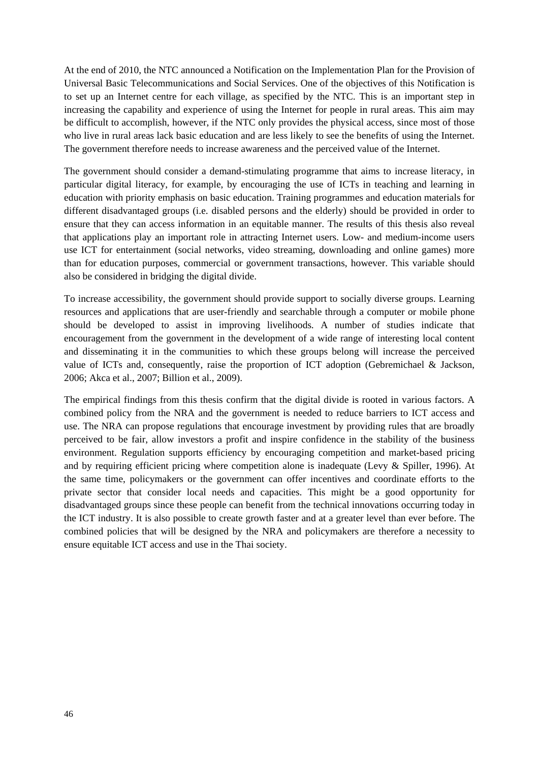At the end of 2010, the NTC announced a Notification on the Implementation Plan for the Provision of Universal Basic Telecommunications and Social Services. One of the objectives of this Notification is to set up an Internet centre for each village, as specified by the NTC. This is an important step in increasing the capability and experience of using the Internet for people in rural areas. This aim may be difficult to accomplish, however, if the NTC only provides the physical access, since most of those who live in rural areas lack basic education and are less likely to see the benefits of using the Internet. The government therefore needs to increase awareness and the perceived value of the Internet.

The government should consider a demand-stimulating programme that aims to increase literacy, in particular digital literacy, for example, by encouraging the use of ICTs in teaching and learning in education with priority emphasis on basic education. Training programmes and education materials for different disadvantaged groups (i.e. disabled persons and the elderly) should be provided in order to ensure that they can access information in an equitable manner. The results of this thesis also reveal that applications play an important role in attracting Internet users. Low- and medium-income users use ICT for entertainment (social networks, video streaming, downloading and online games) more than for education purposes, commercial or government transactions, however. This variable should also be considered in bridging the digital divide.

To increase accessibility, the government should provide support to socially diverse groups. Learning resources and applications that are user-friendly and searchable through a computer or mobile phone should be developed to assist in improving livelihoods. A number of studies indicate that encouragement from the government in the development of a wide range of interesting local content and disseminating it in the communities to which these groups belong will increase the perceived value of ICTs and, consequently, raise the proportion of ICT adoption (Gebremichael & Jackson, 2006; Akca et al., 2007; Billion et al., 2009).

The empirical findings from this thesis confirm that the digital divide is rooted in various factors. A combined policy from the NRA and the government is needed to reduce barriers to ICT access and use. The NRA can propose regulations that encourage investment by providing rules that are broadly perceived to be fair, allow investors a profit and inspire confidence in the stability of the business environment. Regulation supports efficiency by encouraging competition and market-based pricing and by requiring efficient pricing where competition alone is inadequate (Levy & Spiller, 1996). At the same time, policymakers or the government can offer incentives and coordinate efforts to the private sector that consider local needs and capacities. This might be a good opportunity for disadvantaged groups since these people can benefit from the technical innovations occurring today in the ICT industry. It is also possible to create growth faster and at a greater level than ever before. The combined policies that will be designed by the NRA and policymakers are therefore a necessity to ensure equitable ICT access and use in the Thai society.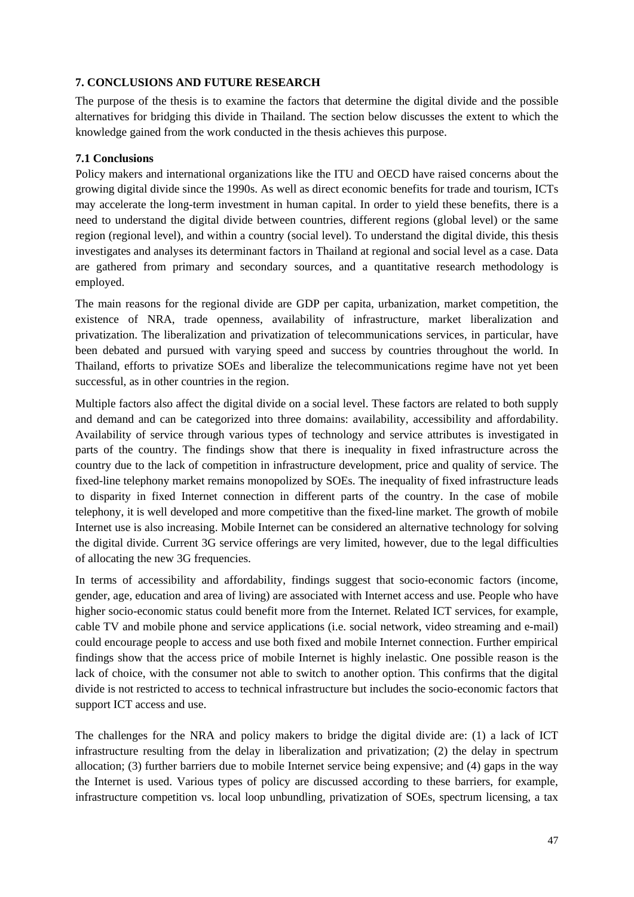## 7. CONCLUSIONS AND FUTURE RESEARCH

The purpose of the thesis is to examine the factors that determine the digital divide and the possible alternatives for bridging this divide in Thailand. The section below discusses the extent to which the knowledge gained from the work conducted in the thesis achieves this purpose.

### 7.1 Conclusions

Policy makers and international organizations like the ITU and OECD have raised concerns about the growing digital divide since the 1990s. As well as direct economic benefits for trade and tourism, ICTs may accelerate the long-term investment in human capital. In order to yield these benefits, there is a need to understand the digital divide between countries, different regions (global level) or the same region (regional level), and within a country (social level). To understand the digital divide, this thesis investigates and analyses its determinant factors in Thailand at regional and social level as a case. Data are gathered from primary and secondary sources, and a quantitative research methodology is employed.

The main reasons for the regional divide are GDP per capita, urbanization, market competition, the existence of NRA, trade openness, availability of infrastructure, market liberalization and privatization. The liberalization and privatization of telecommunications services, in particular, have been debated and pursued with varying speed and success by countries throughout the world. In Thailand, efforts to privatize SOEs and liberalize the telecommunications regime have not yet been successful, as in other countries in the region.

Multiple factors also affect the digital divide on a social level. These factors are related to both supply and demand and can be categorized into three domains: availability, accessibility and affordability. Availability of service through various types of technology and service attributes is investigated in parts of the country. The findings show that there is inequality in fixed infrastructure across the country due to the lack of competition in infrastructure development, price and quality of service. The fixed-line telephony market remains monopolized by SOEs. The inequality of fixed infrastructure leads to disparity in fixed Internet connection in different parts of the country. In the case of mobile telephony, it is well developed and more competitive than the fixed-line market. The growth of mobile Internet use is also increasing. Mobile Internet can be considered an alternative technology for solving the digital divide. Current 3G service offerings are very limited, however, due to the legal difficulties of allocating the new 3G frequencies.

In terms of accessibility and affordability, findings suggest that socio-economic factors (income, gender, age, education and area of living) are associated with Internet access and use. People who have higher socio-economic status could benefit more from the Internet. Related ICT services, for example, cable TV and mobile phone and service applications (i.e. social network, video streaming and e-mail) could encourage people to access and use both fixed and mobile Internet connection. Further empirical findings show that the access price of mobile Internet is highly inelastic. One possible reason is the lack of choice, with the consumer not able to switch to another option. This confirms that the digital divide is not restricted to access to technical infrastructure but includes the socio-economic factors that support ICT access and use.

The challenges for the NRA and policy makers to bridge the digital divide are: (1) a lack of ICT infrastructure resulting from the delay in liberalization and privatization; (2) the delay in spectrum allocation; (3) further barriers due to mobile Internet service being expensive; and (4) gaps in the way the Internet is used. Various types of policy are discussed according to these barriers, for example, infrastructure competition vs. local loop unbundling, privatization of SOEs, spectrum licensing, a tax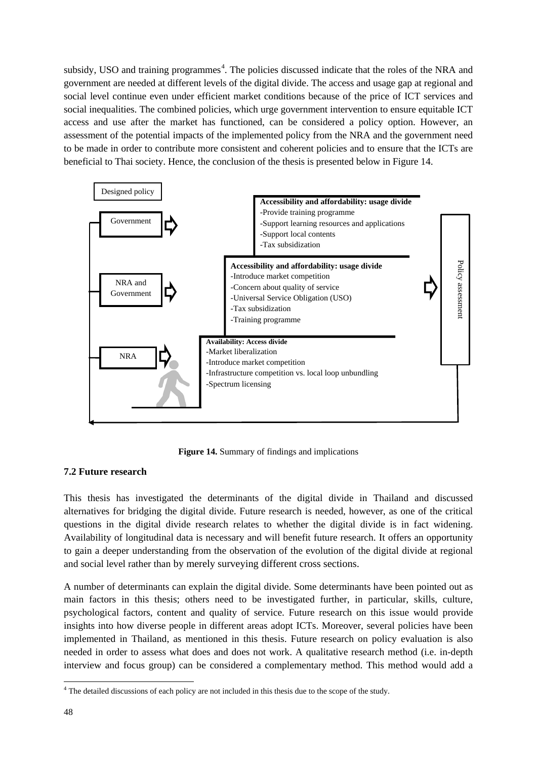subsidy, USO and training programmes[4]. The policies discussed indicate that the roles of the NRA and government are needed at different levels of the digital divide. The access and usage gap at regional and social level continue even under efficient market conditions because of the price of ICT services and social inequalities. The combined policies, which urge government intervention to ensure equitable ICT access and use after the market has functioned, can be considered a policy option. However, an assessment of the potential impacts of the implemented policy from the NRA and the government need to be made in order to contribute more consistent and coherent policies and to ensure that the ICTs are beneficial to Thai society. Hence, the conclusion of the thesis is presented below in Figure 14.

Designed policy

Government

**Accessibility and affordability: usage divide**
- Provide training programme
- Support learning resources and applications
- Support local contents
- Tax subsidization

NRA and Government

**Accessibility and affordability: usage divide**
- Introduce market competition
- Concern about quality of service
- Universal Service Obligation (USO)
- Tax subsidization
- Training programme

NRA

**Availability: Access divide**
- Market liberalization
- Introduce market competition
- Infrastructure competition vs. local loop unbundling
- Spectrum licensing

Policy assessment

**Figure 14.** Summary of findings and implications

### 7.2 Future research

This thesis has investigated the determinants of the digital divide in Thailand and discussed alternatives for bridging the digital divide. Future research is needed, however, as one of the critical questions in the digital divide research relates to whether the digital divide is in fact widening. Availability of longitudinal data is necessary and will benefit future research. It offers an opportunity to gain a deeper understanding from the observation of the evolution of the digital divide at regional and social level rather than by merely surveying different cross sections.

A number of determinants can explain the digital divide. Some determinants have been pointed out as main factors in this thesis; others need to be investigated further, in particular, skills, culture, psychological factors, content and quality of service. Future research on this issue would provide insights into how diverse people in different areas adopt ICTs. Moreover, several policies have been implemented in Thailand, as mentioned in this thesis. Future research on policy evaluation is also needed in order to assess what does and does not work. A qualitative research method (i.e. in-depth interview and focus group) can be considered a complementary method. This method would add a

[4] The detailed discussions of each policy are not included in this thesis due to the scope of the study.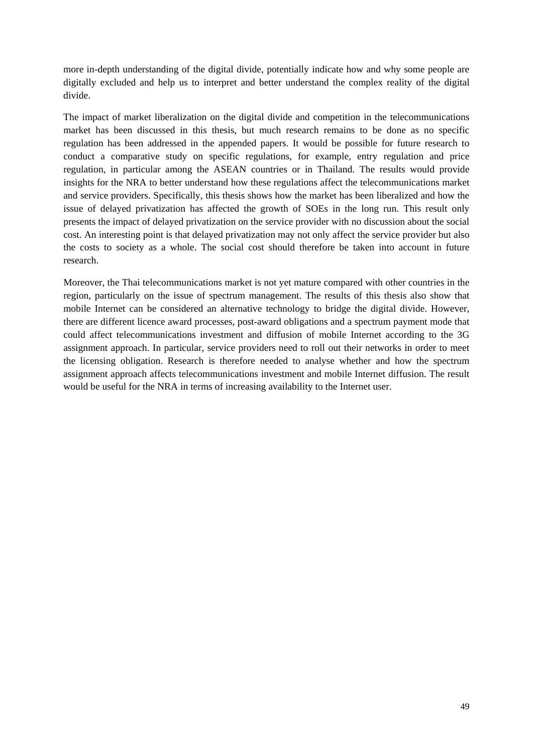more in-depth understanding of the digital divide, potentially indicate how and why some people are digitally excluded and help us to interpret and better understand the complex reality of the digital divide.

The impact of market liberalization on the digital divide and competition in the telecommunications market has been discussed in this thesis, but much research remains to be done as no specific regulation has been addressed in the appended papers. It would be possible for future research to conduct a comparative study on specific regulations, for example, entry regulation and price regulation, in particular among the ASEAN countries or in Thailand. The results would provide insights for the NRA to better understand how these regulations affect the telecommunications market and service providers. Specifically, this thesis shows how the market has been liberalized and how the issue of delayed privatization has affected the growth of SOEs in the long run. This result only presents the impact of delayed privatization on the service provider with no discussion about the social cost. An interesting point is that delayed privatization may not only affect the service provider but also the costs to society as a whole. The social cost should therefore be taken into account in future research.

Moreover, the Thai telecommunications market is not yet mature compared with other countries in the region, particularly on the issue of spectrum management. The results of this thesis also show that mobile Internet can be considered an alternative technology to bridge the digital divide. However, there are different licence award processes, post-award obligations and a spectrum payment mode that could affect telecommunications investment and diffusion of mobile Internet according to the 3G assignment approach. In particular, service providers need to roll out their networks in order to meet the licensing obligation. Research is therefore needed to analyse whether and how the spectrum assignment approach affects telecommunications investment and mobile Internet diffusion. The result would be useful for the NRA in terms of increasing availability to the Internet user.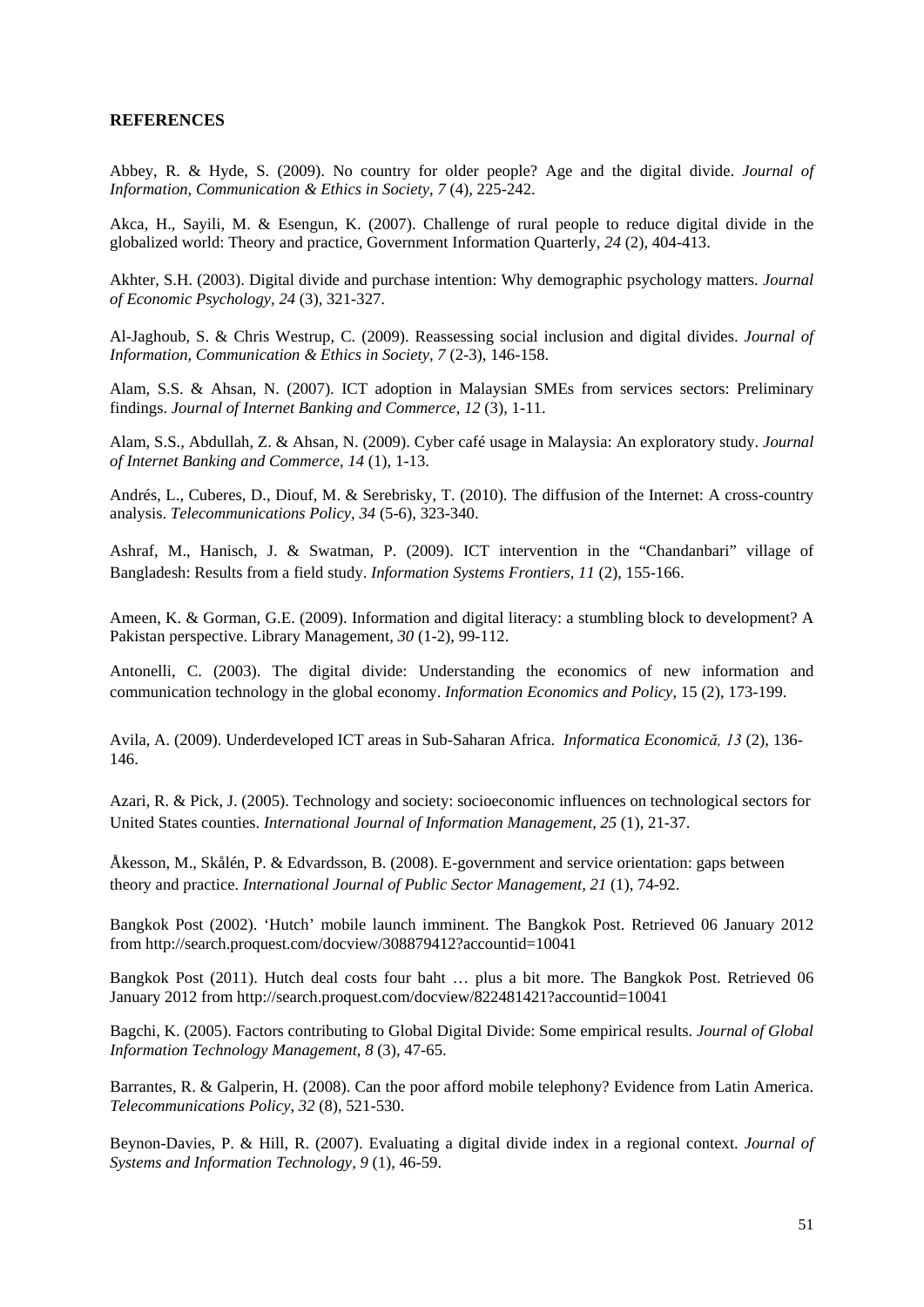**REFERENCES**

Abbey, R. & Hyde, S. (2009). No country for older people? Age and the digital divide. *Journal of Information, Communication & Ethics in Society, 7* (4), 225-242.

Akca, H., Sayili, M. & Esengun, K. (2007). Challenge of rural people to reduce digital divide in the globalized world: Theory and practice, Government Information Quarterly, *24* (2), 404-413.

Akhter, S.H. (2003). Digital divide and purchase intention: Why demographic psychology matters. *Journal of Economic Psychology, 24* (3), 321-327.

Al-Jaghoub, S. & Chris Westrup, C. (2009). Reassessing social inclusion and digital divides. *Journal of Information, Communication & Ethics in Society, 7* (2-3), 146-158.

Alam, S.S. & Ahsan, N. (2007). ICT adoption in Malaysian SMEs from services sectors: Preliminary findings. *Journal of Internet Banking and Commerce, 12* (3), 1-11.

Alam, S.S., Abdullah, Z. & Ahsan, N. (2009). Cyber café usage in Malaysia: An exploratory study. *Journal of Internet Banking and Commerce, 14* (1), 1-13.

Andrés, L., Cuberes, D., Diouf, M. & Serebrisky, T. (2010). The diffusion of the Internet: A cross-country analysis. *Telecommunications Policy, 34* (5-6), 323-340.

Ashraf, M., Hanisch, J. & Swatman, P. (2009). ICT intervention in the "Chandanbari" village of Bangladesh: Results from a field study. *Information Systems Frontiers, 11* (2), 155-166.

Ameen, K. & Gorman, G.E. (2009). Information and digital literacy: a stumbling block to development? A Pakistan perspective. Library Management, *30* (1-2), 99-112.

Antonelli, C. (2003). The digital divide: Understanding the economics of new information and communication technology in the global economy. *Information Economics and Policy*, 15 (2), 173-199.

Avila, A. (2009). Underdeveloped ICT areas in Sub-Saharan Africa. *Informatica Economică, 13* (2), 136-146.

Azari, R. & Pick, J. (2005). Technology and society: socioeconomic influences on technological sectors for United States counties. *International Journal of Information Management, 25* (1), 21-37.

Åkesson, M., Skålén, P. & Edvardsson, B. (2008). E-government and service orientation: gaps between theory and practice. *International Journal of Public Sector Management, 21* (1), 74-92.

Bangkok Post (2002). 'Hutch' mobile launch imminent. The Bangkok Post. Retrieved 06 January 2012 from http://search.proquest.com/docview/308879412?accountid=10041

Bangkok Post (2011). Hutch deal costs four baht … plus a bit more. The Bangkok Post. Retrieved 06 January 2012 from http://search.proquest.com/docview/822481421?accountid=10041

Bagchi, K. (2005). Factors contributing to Global Digital Divide: Some empirical results. *Journal of Global Information Technology Management, 8* (3), 47-65.

Barrantes, R. & Galperin, H. (2008). Can the poor afford mobile telephony? Evidence from Latin America. *Telecommunications Policy, 32* (8), 521-530.

Beynon-Davies, P. & Hill, R. (2007). Evaluating a digital divide index in a regional context. *Journal of Systems and Information Technology, 9* (1), 46-59.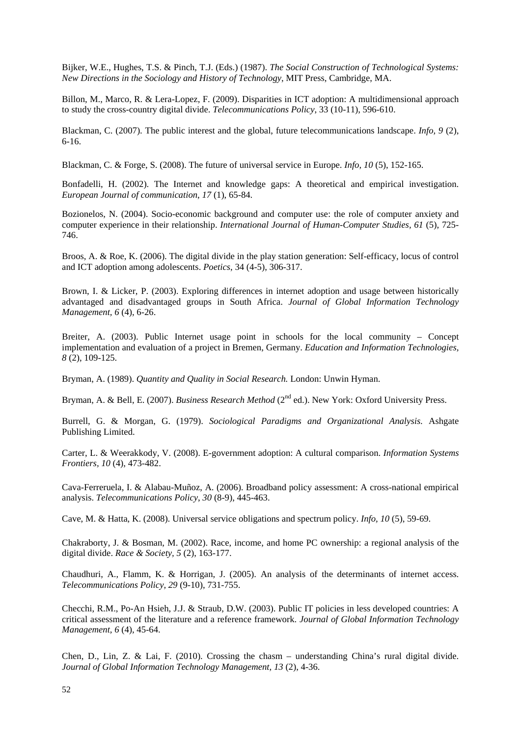Bijker, W.E., Hughes, T.S. & Pinch, T.J. (Eds.) (1987). *The Social Construction of Technological Systems: New Directions in the Sociology and History of Technology*, MIT Press, Cambridge, MA.

Billon, M., Marco, R. & Lera-Lopez, F. (2009). Disparities in ICT adoption: A multidimensional approach to study the cross-country digital divide. *Telecommunications Policy*, 33 (10-11), 596-610.

Blackman, C. (2007). The public interest and the global, future telecommunications landscape. *Info, 9* (2), 6-16.

Blackman, C. & Forge, S. (2008). The future of universal service in Europe. *Info, 10* (5), 152-165.

Bonfadelli, H. (2002). The Internet and knowledge gaps: A theoretical and empirical investigation. *European Journal of communication*, *17* (1), 65-84.

Bozionelos, N. (2004). Socio-economic background and computer use: the role of computer anxiety and computer experience in their relationship. *International Journal of Human-Computer Studies, 61* (5), 725-746.

Broos, A. & Roe, K. (2006). The digital divide in the play station generation: Self-efficacy, locus of control and ICT adoption among adolescents. *Poetics*, 34 (4-5), 306-317.

Brown, I. & Licker, P. (2003). Exploring differences in internet adoption and usage between historically advantaged and disadvantaged groups in South Africa. *Journal of Global Information Technology Management, 6* (4), 6-26.

Breiter, A. (2003). Public Internet usage point in schools for the local community – Concept implementation and evaluation of a project in Bremen, Germany. *Education and Information Technologies, 8* (2), 109-125.

Bryman, A. (1989). *Quantity and Quality in Social Research.* London: Unwin Hyman.

Bryman, A. & Bell, E. (2007). *Business Research Method* (2nd ed.). New York: Oxford University Press.

Burrell, G. & Morgan, G. (1979). *Sociological Paradigms and Organizational Analysis.* Ashgate Publishing Limited.

Carter, L. & Weerakkody, V. (2008). E-government adoption: A cultural comparison. *Information Systems Frontiers, 10* (4), 473-482.

Cava-Ferreruela, I. & Alabau-Muñoz, A. (2006). Broadband policy assessment: A cross-national empirical analysis. *Telecommunications Policy*, *30* (8-9), 445-463.

Cave, M. & Hatta, K. (2008). Universal service obligations and spectrum policy. *Info, 10* (5), 59-69.

Chakraborty, J. & Bosman, M. (2002). Race, income, and home PC ownership: a regional analysis of the digital divide. *Race & Society, 5* (2), 163-177.

Chaudhuri, A., Flamm, K. & Horrigan, J. (2005). An analysis of the determinants of internet access. *Telecommunications Policy, 29* (9-10), 731-755.

Checchi, R.M., Po-An Hsieh, J.J. & Straub, D.W. (2003). Public IT policies in less developed countries: A critical assessment of the literature and a reference framework. *Journal of Global Information Technology Management, 6* (4), 45-64.

Chen, D., Lin, Z. & Lai, F. (2010). Crossing the chasm – understanding China's rural digital divide. *Journal of Global Information Technology Management, 13* (2), 4-36.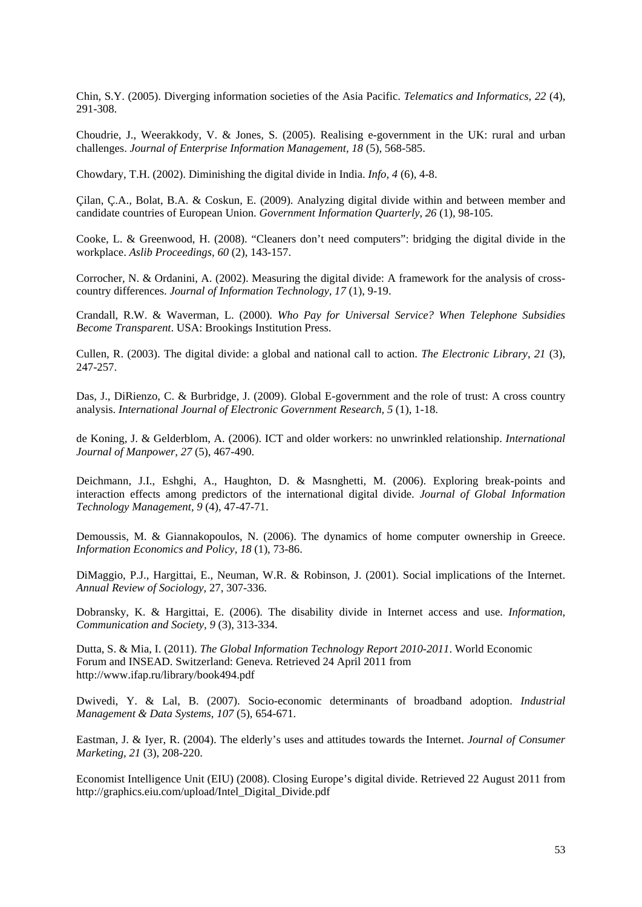Chin, S.Y. (2005). Diverging information societies of the Asia Pacific. *Telematics and Informatics, 22* (4), 291-308.

Choudrie, J., Weerakkody, V. & Jones, S. (2005). Realising e-government in the UK: rural and urban challenges. *Journal of Enterprise Information Management, 18* (5), 568-585.

Chowdary, T.H. (2002). Diminishing the digital divide in India. *Info, 4* (6), 4-8.

Çilan, Ç.A., Bolat, B.A. & Coskun, E. (2009). Analyzing digital divide within and between member and candidate countries of European Union. *Government Information Quarterly, 26* (1), 98-105.

Cooke, L. & Greenwood, H. (2008). "Cleaners don't need computers": bridging the digital divide in the workplace. *Aslib Proceedings, 60* (2), 143-157.

Corrocher, N. & Ordanini, A. (2002). Measuring the digital divide: A framework for the analysis of cross-country differences. *Journal of Information Technology, 17* (1), 9-19.

Crandall, R.W. & Waverman, L. (2000). *Who Pay for Universal Service? When Telephone Subsidies Become Transparent*. USA: Brookings Institution Press.

Cullen, R. (2003). The digital divide: a global and national call to action. *The Electronic Library, 21* (3), 247-257.

Das, J., DiRienzo, C. & Burbridge, J. (2009). Global E-government and the role of trust: A cross country analysis. *International Journal of Electronic Government Research, 5* (1), 1-18.

de Koning, J. & Gelderblom, A. (2006). ICT and older workers: no unwrinkled relationship. *International Journal of Manpower, 27* (5), 467-490.

Deichmann, J.I., Eshghi, A., Haughton, D. & Masnghetti, M. (2006). Exploring break-points and interaction effects among predictors of the international digital divide. *Journal of Global Information Technology Management, 9* (4), 47-47-71.

Demoussis, M. & Giannakopoulos, N. (2006). The dynamics of home computer ownership in Greece. *Information Economics and Policy, 18* (1), 73-86.

DiMaggio, P.J., Hargittai, E., Neuman, W.R. & Robinson, J. (2001). Social implications of the Internet. *Annual Review of Sociology*, 27, 307-336.

Dobransky, K. & Hargittai, E. (2006). The disability divide in Internet access and use. *Information, Communication and Society, 9* (3), 313-334.

Dutta, S. & Mia, I. (2011). *The Global Information Technology Report 2010-2011*. World Economic Forum and INSEAD. Switzerland: Geneva. Retrieved 24 April 2011 from http://www.ifap.ru/library/book494.pdf

Dwivedi, Y. & Lal, B. (2007). Socio-economic determinants of broadband adoption. *Industrial Management & Data Systems, 107* (5), 654-671.

Eastman, J. & Iyer, R. (2004). The elderly's uses and attitudes towards the Internet. *Journal of Consumer Marketing, 21* (3), 208-220.

Economist Intelligence Unit (EIU) (2008). Closing Europe's digital divide. Retrieved 22 August 2011 from http://graphics.eiu.com/upload/Intel_Digital_Divide.pdf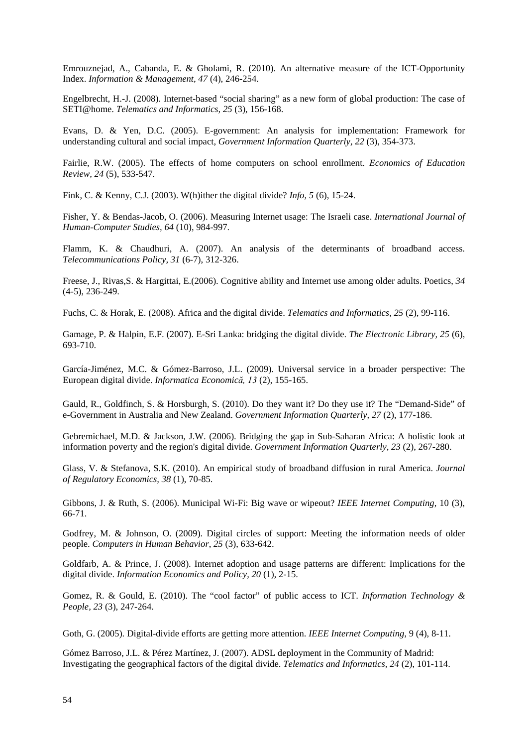Emrouznejad, A., Cabanda, E. & Gholami, R. (2010). An alternative measure of the ICT-Opportunity Index. *Information & Management, 47* (4), 246-254.

Engelbrecht, H.-J. (2008). Internet-based "social sharing" as a new form of global production: The case of SETI@home. *Telematics and Informatics, 25* (3), 156-168.

Evans, D. & Yen, D.C. (2005). E-government: An analysis for implementation: Framework for understanding cultural and social impact, *Government Information Quarterly, 22* (3), 354-373.

Fairlie, R.W. (2005). The effects of home computers on school enrollment. *Economics of Education Review, 24* (5), 533-547.

Fink, C. & Kenny, C.J. (2003). W(h)ither the digital divide? *Info, 5* (6), 15-24.

Fisher, Y. & Bendas-Jacob, O. (2006). Measuring Internet usage: The Israeli case. *International Journal of Human-Computer Studies, 64* (10), 984-997.

Flamm, K. & Chaudhuri, A. (2007). An analysis of the determinants of broadband access. *Telecommunications Policy, 31* (6-7), 312-326.

Freese, J., Rivas,S. & Hargittai, E.(2006). Cognitive ability and Internet use among older adults. Poetics, *34* (4-5), 236-249.

Fuchs, C. & Horak, E. (2008). Africa and the digital divide. *Telematics and Informatics, 25* (2), 99-116.

Gamage, P. & Halpin, E.F. (2007). E-Sri Lanka: bridging the digital divide. *The Electronic Library, 25* (6), 693-710.

García-Jiménez, M.C. & Gómez-Barroso, J.L. (2009). Universal service in a broader perspective: The European digital divide. *Informatica Economică, 13* (2), 155-165.

Gauld, R., Goldfinch, S. & Horsburgh, S. (2010). Do they want it? Do they use it? The "Demand-Side" of e-Government in Australia and New Zealand. *Government Information Quarterly, 27* (2), 177-186.

Gebremichael, M.D. & Jackson, J.W. (2006). Bridging the gap in Sub-Saharan Africa: A holistic look at information poverty and the region's digital divide. *Government Information Quarterly, 23* (2), 267-280.

Glass, V. & Stefanova, S.K. (2010). An empirical study of broadband diffusion in rural America. *Journal of Regulatory Economics, 38* (1), 70-85.

Gibbons, J. & Ruth, S. (2006). Municipal Wi-Fi: Big wave or wipeout? *IEEE Internet Computing*, 10 (3), 66-71.

Godfrey, M. & Johnson, O. (2009). Digital circles of support: Meeting the information needs of older people. *Computers in Human Behavior, 25* (3), 633-642.

Goldfarb, A. & Prince, J. (2008). Internet adoption and usage patterns are different: Implications for the digital divide. *Information Economics and Policy, 20* (1), 2-15.

Gomez, R. & Gould, E. (2010). The "cool factor" of public access to ICT. *Information Technology & People, 23* (3), 247-264.

Goth, G. (2005). Digital-divide efforts are getting more attention. *IEEE Internet Computing*, 9 (4), 8-11.

Gómez Barroso, J.L. & Pérez Martínez, J. (2007). ADSL deployment in the Community of Madrid: Investigating the geographical factors of the digital divide. *Telematics and Informatics, 24* (2), 101-114.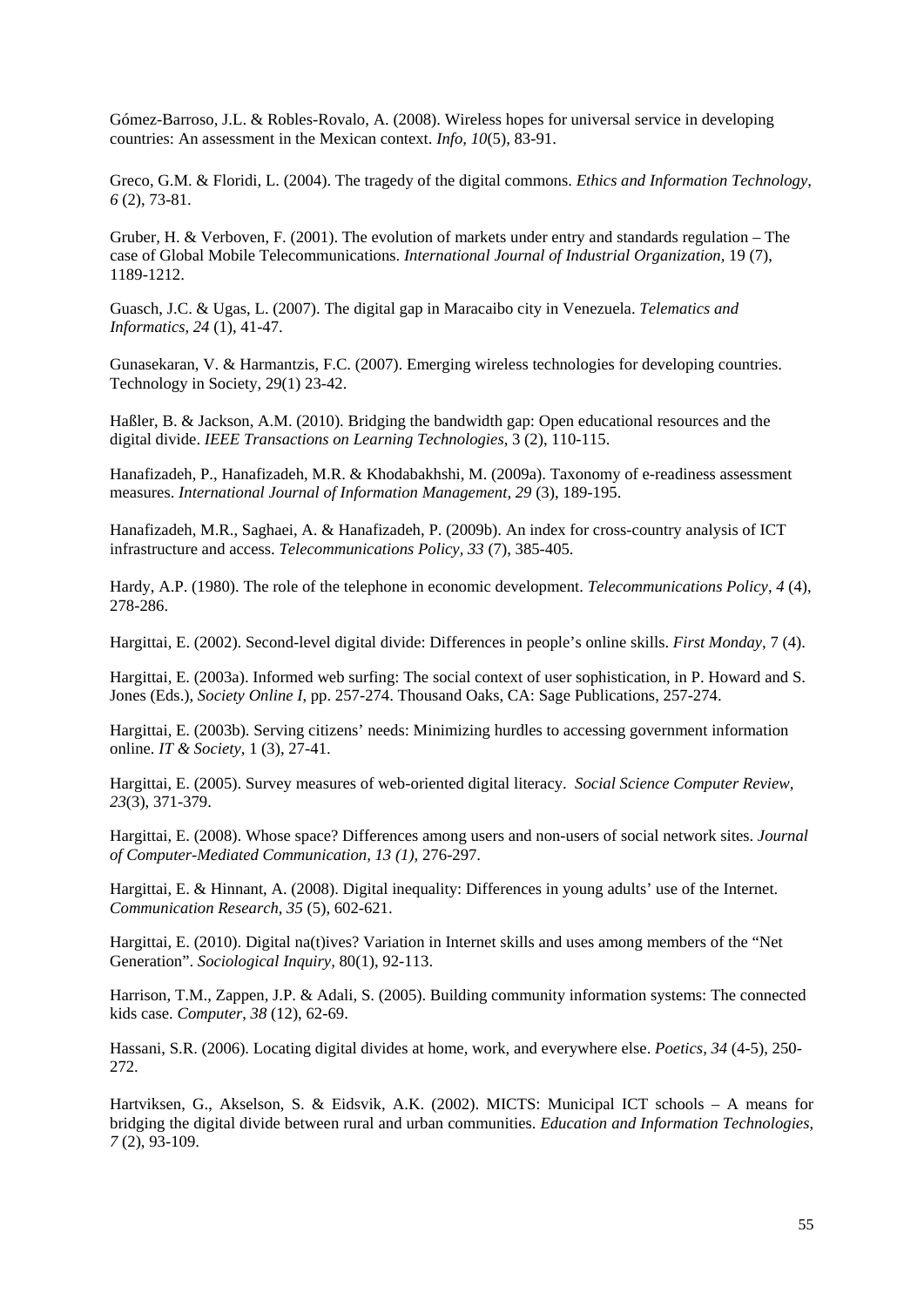Gómez-Barroso, J.L. & Robles-Rovalo, A. (2008). Wireless hopes for universal service in developing countries: An assessment in the Mexican context. *Info, 10*(5), 83-91.

Greco, G.M. & Floridi, L. (2004). The tragedy of the digital commons. *Ethics and Information Technology, 6* (2), 73-81.

Gruber, H. & Verboven, F. (2001). The evolution of markets under entry and standards regulation – The case of Global Mobile Telecommunications. *International Journal of Industrial Organization*, 19 (7), 1189-1212.

Guasch, J.C. & Ugas, L. (2007). The digital gap in Maracaibo city in Venezuela. *Telematics and Informatics, 24* (1), 41-47.

Gunasekaran, V. & Harmantzis, F.C. (2007). Emerging wireless technologies for developing countries. Technology in Society, 29(1) 23-42.

Haßler, B. & Jackson, A.M. (2010). Bridging the bandwidth gap: Open educational resources and the digital divide. *IEEE Transactions on Learning Technologies*, 3 (2), 110-115.

Hanafizadeh, P., Hanafizadeh, M.R. & Khodabakhshi, M. (2009a). Taxonomy of e-readiness assessment measures. *International Journal of Information Management, 29* (3), 189-195.

Hanafizadeh, M.R., Saghaei, A. & Hanafizadeh, P. (2009b). An index for cross-country analysis of ICT infrastructure and access. *Telecommunications Policy, 33* (7), 385-405.

Hardy, A.P. (1980). The role of the telephone in economic development. *Telecommunications Policy*, *4* (4), 278-286.

Hargittai, E. (2002). Second-level digital divide: Differences in people's online skills. *First Monday,* 7 (4).

Hargittai, E. (2003a). Informed web surfing: The social context of user sophistication, in P. Howard and S. Jones (Eds.), *Society Online I*, pp. 257-274. Thousand Oaks, CA: Sage Publications, 257-274.

Hargittai, E. (2003b). Serving citizens' needs: Minimizing hurdles to accessing government information online. *IT & Society*, 1 (3), 27-41.

Hargittai, E. (2005). Survey measures of web-oriented digital literacy. *Social Science Computer Review, 23*(3), 371-379.

Hargittai, E. (2008). Whose space? Differences among users and non-users of social network sites. *Journal of Computer-Mediated Communication, 13 (1),* 276-297.

Hargittai, E. & Hinnant, A. (2008). Digital inequality: Differences in young adults' use of the Internet. *Communication Research*, *35* (5), 602-621.

Hargittai, E. (2010). Digital na(t)ives? Variation in Internet skills and uses among members of the "Net Generation". *Sociological Inquiry,* 80(1), 92-113.

Harrison, T.M., Zappen, J.P. & Adali, S. (2005). Building community information systems: The connected kids case. *Computer, 38* (12), 62-69.

Hassani, S.R. (2006). Locating digital divides at home, work, and everywhere else. *Poetics, 34* (4-5), 250-272.

Hartviksen, G., Akselson, S. & Eidsvik, A.K. (2002). MICTS: Municipal ICT schools – A means for bridging the digital divide between rural and urban communities. *Education and Information Technologies*, *7* (2), 93-109.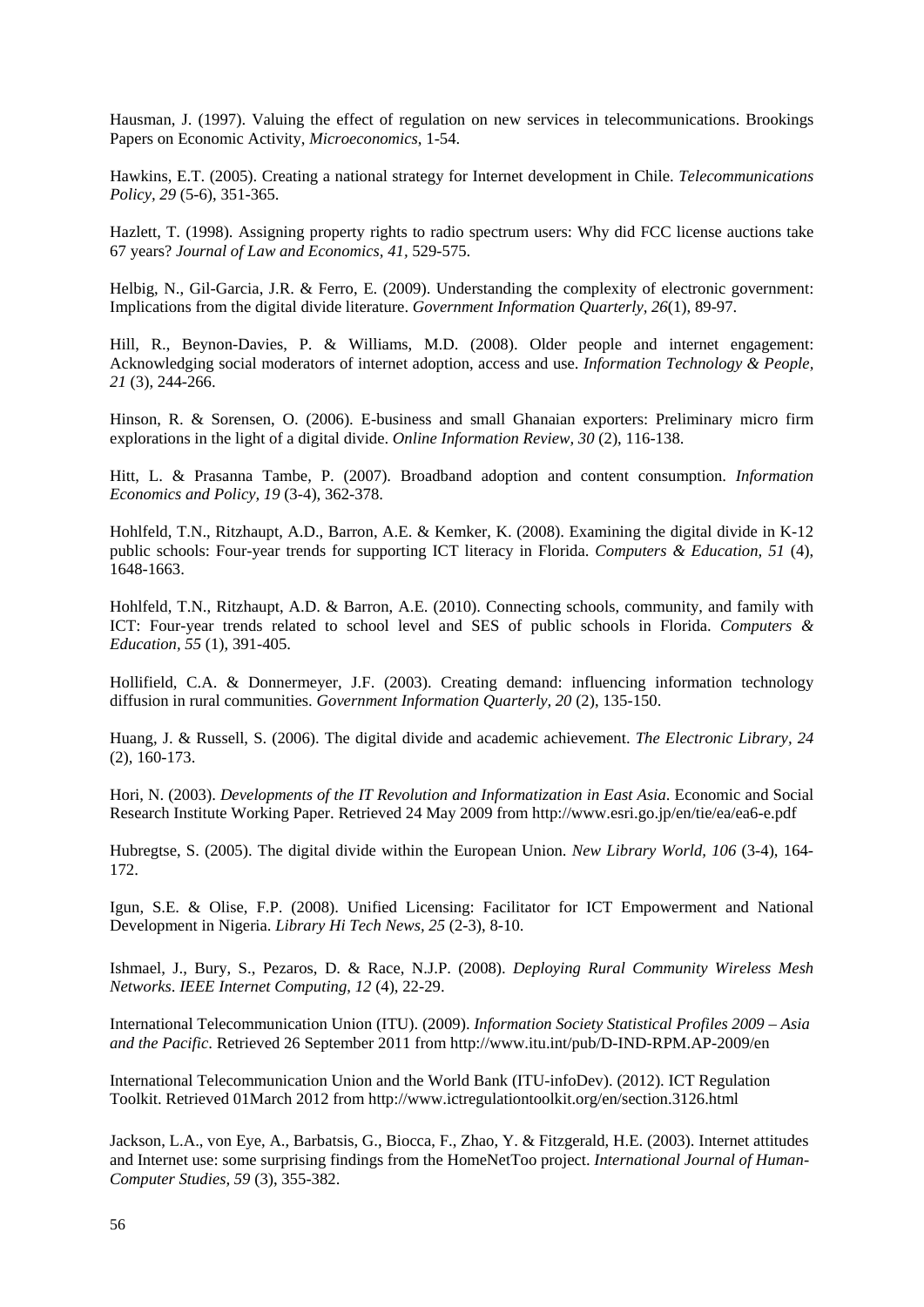Hausman, J. (1997). Valuing the effect of regulation on new services in telecommunications. Brookings Papers on Economic Activity, *Microeconomics*, 1-54.

Hawkins, E.T. (2005). Creating a national strategy for Internet development in Chile. *Telecommunications Policy, 29* (5-6), 351-365.

Hazlett, T. (1998). Assigning property rights to radio spectrum users: Why did FCC license auctions take 67 years? *Journal of Law and Economics, 41*, 529-575.

Helbig, N., Gil-Garcia, J.R. & Ferro, E. (2009). Understanding the complexity of electronic government: Implications from the digital divide literature. *Government Information Quarterly, 26*(1), 89-97.

Hill, R., Beynon-Davies, P. & Williams, M.D. (2008). Older people and internet engagement: Acknowledging social moderators of internet adoption, access and use. *Information Technology & People, 21* (3), 244-266.

Hinson, R. & Sorensen, O. (2006). E-business and small Ghanaian exporters: Preliminary micro firm explorations in the light of a digital divide. *Online Information Review, 30* (2), 116-138.

Hitt, L. & Prasanna Tambe, P. (2007). Broadband adoption and content consumption. *Information Economics and Policy, 19* (3-4), 362-378.

Hohlfeld, T.N., Ritzhaupt, A.D., Barron, A.E. & Kemker, K. (2008). Examining the digital divide in K-12 public schools: Four-year trends for supporting ICT literacy in Florida. *Computers & Education, 51* (4), 1648-1663.

Hohlfeld, T.N., Ritzhaupt, A.D. & Barron, A.E. (2010). Connecting schools, community, and family with ICT: Four-year trends related to school level and SES of public schools in Florida. *Computers & Education, 55* (1), 391-405.

Hollifield, C.A. & Donnermeyer, J.F. (2003). Creating demand: influencing information technology diffusion in rural communities. *Government Information Quarterly, 20* (2), 135-150.

Huang, J. & Russell, S. (2006). The digital divide and academic achievement. *The Electronic Library, 24* (2), 160-173.

Hori, N. (2003). *Developments of the IT Revolution and Informatization in East Asia*. Economic and Social Research Institute Working Paper. Retrieved 24 May 2009 from http://www.esri.go.jp/en/tie/ea/ea6-e.pdf

Hubregtse, S. (2005). The digital divide within the European Union. *New Library World, 106* (3-4), 164-172.

Igun, S.E. & Olise, F.P. (2008). Unified Licensing: Facilitator for ICT Empowerment and National Development in Nigeria. *Library Hi Tech News, 25* (2-3), 8-10.

Ishmael, J., Bury, S., Pezaros, D. & Race, N.J.P. (2008). *Deploying Rural Community Wireless Mesh Networks*. *IEEE Internet Computing*, *12* (4), 22-29.

International Telecommunication Union (ITU). (2009). *Information Society Statistical Profiles 2009 – Asia and the Pacific*. Retrieved 26 September 2011 from http://www.itu.int/pub/D-IND-RPM.AP-2009/en

International Telecommunication Union and the World Bank (ITU-infoDev). (2012). ICT Regulation Toolkit. Retrieved 01March 2012 from http://www.ictregulationtoolkit.org/en/section.3126.html

Jackson, L.A., von Eye, A., Barbatsis, G., Biocca, F., Zhao, Y. & Fitzgerald, H.E. (2003). Internet attitudes and Internet use: some surprising findings from the HomeNetToo project. *International Journal of Human-Computer Studies, 59* (3), 355-382.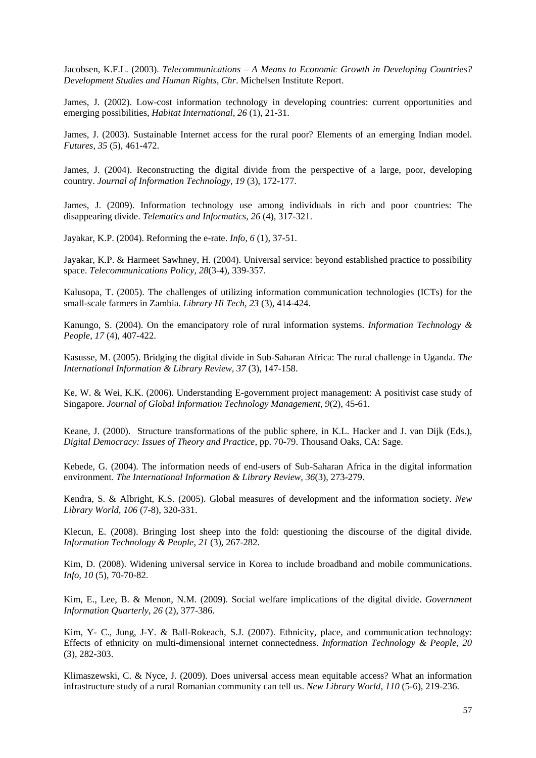Jacobsen, K.F.L. (2003). *Telecommunications – A Means to Economic Growth in Developing Countries? Development Studies and Human Rights, Chr*. Michelsen Institute Report.

James, J. (2002). Low-cost information technology in developing countries: current opportunities and emerging possibilities, *Habitat International, 26* (1), 21-31.

James, J. (2003). Sustainable Internet access for the rural poor? Elements of an emerging Indian model. *Futures, 35* (5), 461-472.

James, J. (2004). Reconstructing the digital divide from the perspective of a large, poor, developing country. *Journal of Information Technology, 19* (3), 172-177.

James, J. (2009). Information technology use among individuals in rich and poor countries: The disappearing divide. *Telematics and Informatics, 26* (4), 317-321.

Jayakar, K.P. (2004). Reforming the e-rate. *Info, 6* (1), 37-51.

Jayakar, K.P. & Harmeet Sawhney, H. (2004). Universal service: beyond established practice to possibility space. *Telecommunications Policy, 28*(3-4), 339-357.

Kalusopa, T. (2005). The challenges of utilizing information communication technologies (ICTs) for the small-scale farmers in Zambia. *Library Hi Tech, 23* (3), 414-424.

Kanungo, S. (2004). On the emancipatory role of rural information systems. *Information Technology & People, 17* (4), 407-422.

Kasusse, M. (2005). Bridging the digital divide in Sub-Saharan Africa: The rural challenge in Uganda. *The International Information & Library Review, 37* (3), 147-158.

Ke, W. & Wei, K.K. (2006). Understanding E-government project management: A positivist case study of Singapore. *Journal of Global Information Technology Management, 9*(2), 45-61.

Keane, J. (2000). Structure transformations of the public sphere, in K.L. Hacker and J. van Dijk (Eds.), *Digital Democracy: Issues of Theory and Practice*, pp. 70-79. Thousand Oaks, CA: Sage.

Kebede, G. (2004). The information needs of end-users of Sub-Saharan Africa in the digital information environment. *The International Information & Library Review, 36*(3), 273-279.

Kendra, S. & Albright, K.S. (2005). Global measures of development and the information society. *New Library World, 106* (7-8), 320-331.

Klecun, E. (2008). Bringing lost sheep into the fold: questioning the discourse of the digital divide. *Information Technology & People, 21* (3), 267-282.

Kim, D. (2008). Widening universal service in Korea to include broadband and mobile communications. *Info, 10* (5), 70-70-82.

Kim, E., Lee, B. & Menon, N.M. (2009). Social welfare implications of the digital divide. *Government Information Quarterly, 26* (2), 377-386.

Kim, Y- C., Jung, J-Y. & Ball-Rokeach, S.J. (2007). Ethnicity, place, and communication technology: Effects of ethnicity on multi-dimensional internet connectedness. *Information Technology & People, 20* (3), 282-303.

Klimaszewski, C. & Nyce, J. (2009). Does universal access mean equitable access? What an information infrastructure study of a rural Romanian community can tell us. *New Library World, 110* (5-6), 219-236.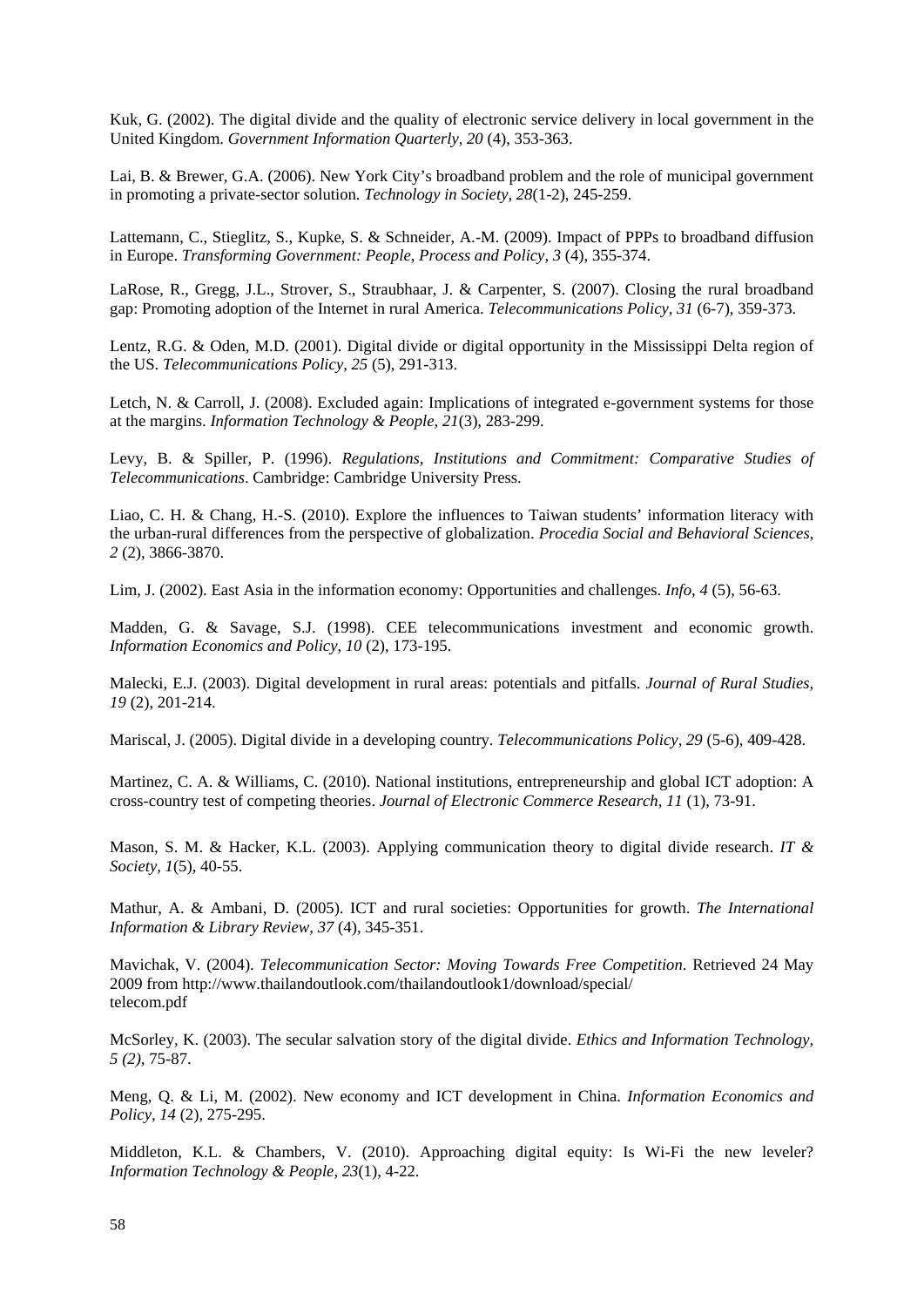Kuk, G. (2002). The digital divide and the quality of electronic service delivery in local government in the United Kingdom. *Government Information Quarterly, 20* (4), 353-363.

Lai, B. & Brewer, G.A. (2006). New York City's broadband problem and the role of municipal government in promoting a private-sector solution. *Technology in Society, 28*(1-2), 245-259.

Lattemann, C., Stieglitz, S., Kupke, S. & Schneider, A.-M. (2009). Impact of PPPs to broadband diffusion in Europe. *Transforming Government: People, Process and Policy, 3* (4), 355-374.

LaRose, R., Gregg, J.L., Strover, S., Straubhaar, J. & Carpenter, S. (2007). Closing the rural broadband gap: Promoting adoption of the Internet in rural America. *Telecommunications Policy, 31* (6-7), 359-373.

Lentz, R.G. & Oden, M.D. (2001). Digital divide or digital opportunity in the Mississippi Delta region of the US. *Telecommunications Policy, 25* (5), 291-313.

Letch, N. & Carroll, J. (2008). Excluded again: Implications of integrated e-government systems for those at the margins. *Information Technology & People, 21*(3), 283-299.

Levy, B. & Spiller, P. (1996). *Regulations, Institutions and Commitment: Comparative Studies of Telecommunications*. Cambridge: Cambridge University Press.

Liao, C. H. & Chang, H.-S. (2010). Explore the influences to Taiwan students' information literacy with the urban-rural differences from the perspective of globalization. *Procedia Social and Behavioral Sciences, 2* (2), 3866-3870.

Lim, J. (2002). East Asia in the information economy: Opportunities and challenges. *Info, 4* (5), 56-63.

Madden, G. & Savage, S.J. (1998). CEE telecommunications investment and economic growth. *Information Economics and Policy, 10* (2), 173-195.

Malecki, E.J. (2003). Digital development in rural areas: potentials and pitfalls. *Journal of Rural Studies, 19* (2), 201-214.

Mariscal, J. (2005). Digital divide in a developing country. *Telecommunications Policy, 29* (5-6), 409-428.

Martinez, C. A. & Williams, C. (2010). National institutions, entrepreneurship and global ICT adoption: A cross-country test of competing theories. *Journal of Electronic Commerce Research, 11* (1), 73-91.

Mason, S. M. & Hacker, K.L. (2003). Applying communication theory to digital divide research. *IT & Society, 1*(5), 40-55.

Mathur, A. & Ambani, D. (2005). ICT and rural societies: Opportunities for growth. *The International Information & Library Review, 37* (4), 345-351.

Mavichak, V. (2004). *Telecommunication Sector: Moving Towards Free Competition*. Retrieved 24 May 2009 from http://www.thailandoutlook.com/thailandoutlook1/download/special/telecom.pdf

McSorley, K. (2003). The secular salvation story of the digital divide. *Ethics and Information Technology, 5 (2)*, 75-87.

Meng, Q. & Li, M. (2002). New economy and ICT development in China. *Information Economics and Policy, 14* (2), 275-295.

Middleton, K.L. & Chambers, V. (2010). Approaching digital equity: Is Wi-Fi the new leveler? *Information Technology & People, 23*(1), 4-22.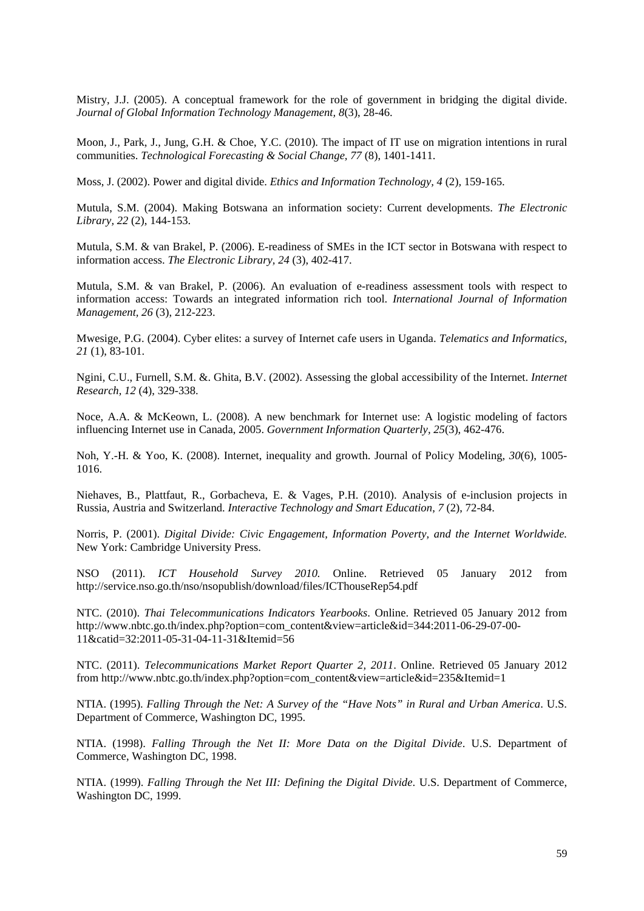Mistry, J.J. (2005). A conceptual framework for the role of government in bridging the digital divide. *Journal of Global Information Technology Management, 8*(3), 28-46.

Moon, J., Park, J., Jung, G.H. & Choe, Y.C. (2010). The impact of IT use on migration intentions in rural communities. *Technological Forecasting & Social Change, 77* (8), 1401-1411.

Moss, J. (2002). Power and digital divide. *Ethics and Information Technology, 4* (2), 159-165.

Mutula, S.M. (2004). Making Botswana an information society: Current developments. *The Electronic Library, 22* (2), 144-153.

Mutula, S.M. & van Brakel, P. (2006). E-readiness of SMEs in the ICT sector in Botswana with respect to information access. *The Electronic Library, 24* (3), 402-417.

Mutula, S.M. & van Brakel, P. (2006). An evaluation of e-readiness assessment tools with respect to information access: Towards an integrated information rich tool. *International Journal of Information Management, 26* (3), 212-223.

Mwesige, P.G. (2004). Cyber elites: a survey of Internet cafe users in Uganda. *Telematics and Informatics, 21* (1), 83-101.

Ngini, C.U., Furnell, S.M. &. Ghita, B.V. (2002). Assessing the global accessibility of the Internet. *Internet Research, 12* (4), 329-338.

Noce, A.A. & McKeown, L. (2008). A new benchmark for Internet use: A logistic modeling of factors influencing Internet use in Canada, 2005. *Government Information Quarterly, 25*(3), 462-476.

Noh, Y.-H. & Yoo, K. (2008). Internet, inequality and growth. Journal of Policy Modeling, *30*(6), 1005-1016.

Niehaves, B., Plattfaut, R., Gorbacheva, E. & Vages, P.H. (2010). Analysis of e-inclusion projects in Russia, Austria and Switzerland. *Interactive Technology and Smart Education, 7* (2), 72-84.

Norris, P. (2001). *Digital Divide: Civic Engagement, Information Poverty, and the Internet Worldwide.* New York: Cambridge University Press.

NSO (2011). *ICT Household Survey 2010.* Online. Retrieved 05 January 2012 from http://service.nso.go.th/nso/nsopublish/download/files/ICThouseRep54.pdf

NTC. (2010). *Thai Telecommunications Indicators Yearbooks*. Online. Retrieved 05 January 2012 from http://www.nbtc.go.th/index.php?option=com_content&view=article&id=344:2011-06-29-07-00-11&catid=32:2011-05-31-04-11-31&Itemid=56

NTC. (2011). *Telecommunications Market Report Quarter 2, 2011*. Online. Retrieved 05 January 2012 from http://www.nbtc.go.th/index.php?option=com_content&view=article&id=235&Itemid=1

NTIA. (1995). *Falling Through the Net: A Survey of the "Have Nots" in Rural and Urban America*. U.S. Department of Commerce, Washington DC, 1995.

NTIA. (1998). *Falling Through the Net II: More Data on the Digital Divide*. U.S. Department of Commerce, Washington DC, 1998.

NTIA. (1999). *Falling Through the Net III: Defining the Digital Divide*. U.S. Department of Commerce, Washington DC, 1999.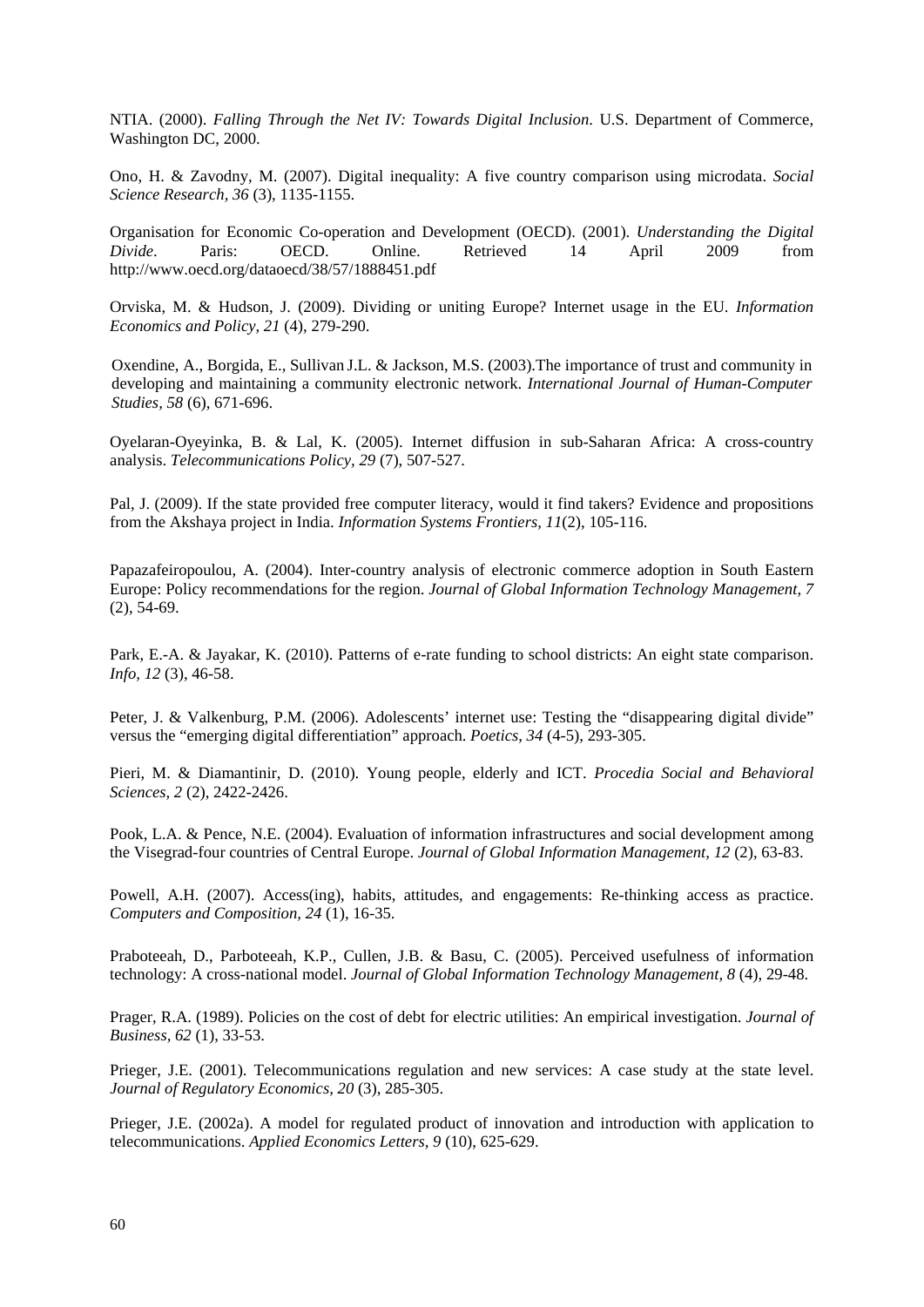NTIA. (2000). *Falling Through the Net IV: Towards Digital Inclusion*. U.S. Department of Commerce, Washington DC, 2000.

Ono, H. & Zavodny, M. (2007). Digital inequality: A five country comparison using microdata. *Social Science Research, 36* (3), 1135-1155.

Organisation for Economic Co-operation and Development (OECD). (2001). *Understanding the Digital Divide*. Paris: OECD. Online. Retrieved 14 April 2009 from http://www.oecd.org/dataoecd/38/57/1888451.pdf

Orviska, M. & Hudson, J. (2009). Dividing or uniting Europe? Internet usage in the EU. *Information Economics and Policy, 21* (4), 279-290.

Oxendine, A., Borgida, E., Sullivan J.L. & Jackson, M.S. (2003).The importance of trust and community in developing and maintaining a community electronic network. *International Journal of Human-Computer Studies, 58* (6), 671-696.

Oyelaran-Oyeyinka, B. & Lal, K. (2005). Internet diffusion in sub-Saharan Africa: A cross-country analysis. *Telecommunications Policy, 29* (7), 507-527.

Pal, J. (2009). If the state provided free computer literacy, would it find takers? Evidence and propositions from the Akshaya project in India. *Information Systems Frontiers, 11*(2), 105-116.

Papazafeiropoulou, A. (2004). Inter-country analysis of electronic commerce adoption in South Eastern Europe: Policy recommendations for the region. *Journal of Global Information Technology Management, 7* (2), 54-69.

Park, E.-A. & Jayakar, K. (2010). Patterns of e-rate funding to school districts: An eight state comparison. *Info, 12* (3), 46-58.

Peter, J. & Valkenburg, P.M. (2006). Adolescents' internet use: Testing the "disappearing digital divide" versus the "emerging digital differentiation" approach. *Poetics, 34* (4-5), 293-305.

Pieri, M. & Diamantinir, D. (2010). Young people, elderly and ICT. *Procedia Social and Behavioral Sciences, 2* (2), 2422-2426.

Pook, L.A. & Pence, N.E. (2004). Evaluation of information infrastructures and social development among the Visegrad-four countries of Central Europe. *Journal of Global Information Management, 12* (2), 63-83.

Powell, A.H. (2007). Access(ing), habits, attitudes, and engagements: Re-thinking access as practice. *Computers and Composition, 24* (1), 16-35.

Praboteeah, D., Parboteeah, K.P., Cullen, J.B. & Basu, C. (2005). Perceived usefulness of information technology: A cross-national model. *Journal of Global Information Technology Management, 8* (4), 29-48.

Prager, R.A. (1989). Policies on the cost of debt for electric utilities: An empirical investigation. *Journal of Business, 62* (1), 33-53.

Prieger, J.E. (2001). Telecommunications regulation and new services: A case study at the state level. *Journal of Regulatory Economics, 20* (3), 285-305.

Prieger, J.E. (2002a). A model for regulated product of innovation and introduction with application to telecommunications. *Applied Economics Letters, 9* (10), 625-629.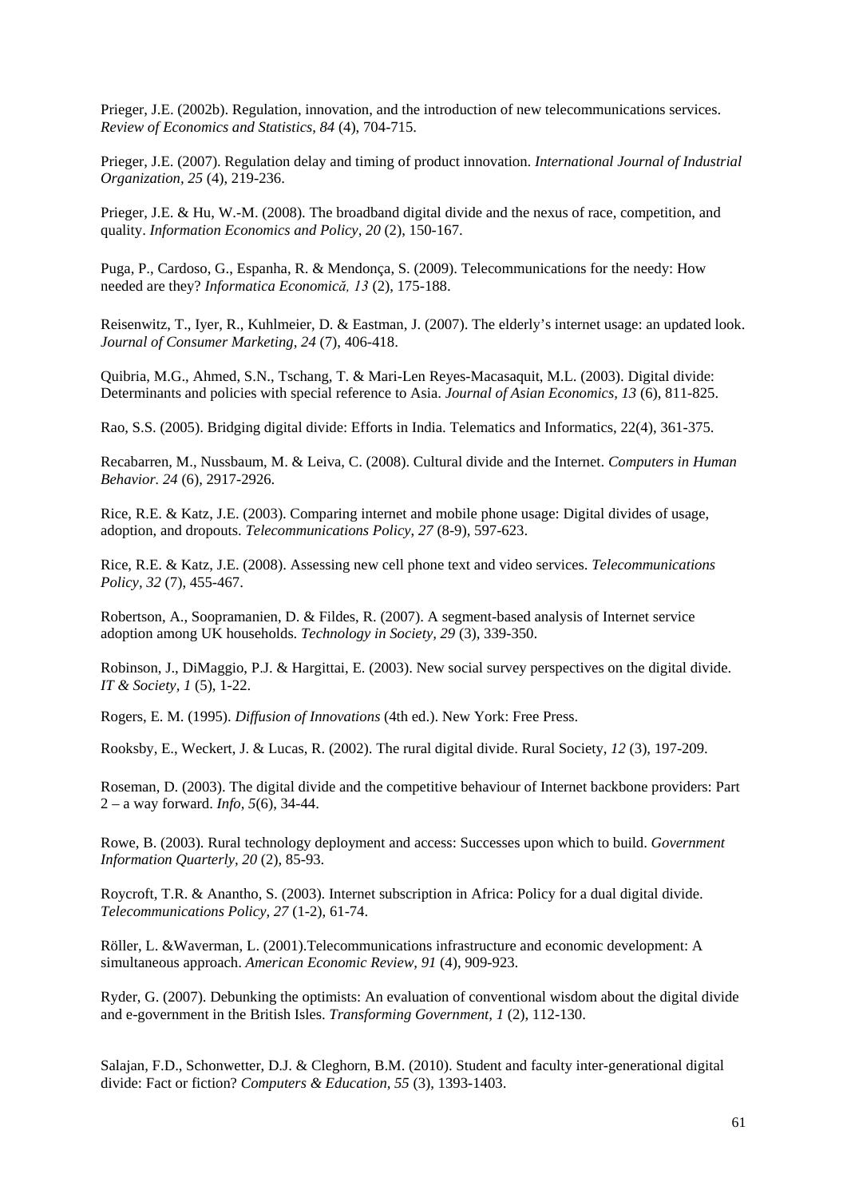Prieger, J.E. (2002b). Regulation, innovation, and the introduction of new telecommunications services. *Review of Economics and Statistics, 84* (4), 704-715.

Prieger, J.E. (2007). Regulation delay and timing of product innovation. *International Journal of Industrial Organization, 25* (4), 219-236.

Prieger, J.E. & Hu, W.-M. (2008). The broadband digital divide and the nexus of race, competition, and quality. *Information Economics and Policy, 20* (2), 150-167.

Puga, P., Cardoso, G., Espanha, R. & Mendonça, S. (2009). Telecommunications for the needy: How needed are they? *Informatica Economică, 13* (2), 175-188.

Reisenwitz, T., Iyer, R., Kuhlmeier, D. & Eastman, J. (2007). The elderly's internet usage: an updated look. *Journal of Consumer Marketing, 24* (7), 406-418.

Quibria, M.G., Ahmed, S.N., Tschang, T. & Mari-Len Reyes-Macasaquit, M.L. (2003). Digital divide: Determinants and policies with special reference to Asia. *Journal of Asian Economics, 13* (6), 811-825.

Rao, S.S. (2005). Bridging digital divide: Efforts in India. Telematics and Informatics, 22(4), 361-375.

Recabarren, M., Nussbaum, M. & Leiva, C. (2008). Cultural divide and the Internet. *Computers in Human Behavior. 24* (6), 2917-2926.

Rice, R.E. & Katz, J.E. (2003). Comparing internet and mobile phone usage: Digital divides of usage, adoption, and dropouts. *Telecommunications Policy, 27* (8-9), 597-623.

Rice, R.E. & Katz, J.E. (2008). Assessing new cell phone text and video services. *Telecommunications Policy, 32* (7), 455-467.

Robertson, A., Soopramanien, D. & Fildes, R. (2007). A segment-based analysis of Internet service adoption among UK households. *Technology in Society, 29* (3), 339-350.

Robinson, J., DiMaggio, P.J. & Hargittai, E. (2003). New social survey perspectives on the digital divide. *IT & Society, 1* (5), 1-22.

Rogers, E. M. (1995). *Diffusion of Innovations* (4th ed.). New York: Free Press.

Rooksby, E., Weckert, J. & Lucas, R. (2002). The rural digital divide. Rural Society, *12* (3), 197-209.

Roseman, D. (2003). The digital divide and the competitive behaviour of Internet backbone providers: Part 2 – a way forward. *Info, 5*(6), 34-44.

Rowe, B. (2003). Rural technology deployment and access: Successes upon which to build. *Government Information Quarterly, 20* (2), 85-93.

Roycroft, T.R. & Anantho, S. (2003). Internet subscription in Africa: Policy for a dual digital divide. *Telecommunications Policy, 27* (1-2), 61-74.

Röller, L. &Waverman, L. (2001).Telecommunications infrastructure and economic development: A simultaneous approach. *American Economic Review, 91* (4), 909-923.

Ryder, G. (2007). Debunking the optimists: An evaluation of conventional wisdom about the digital divide and e-government in the British Isles. *Transforming Government, 1* (2), 112-130.

Salajan, F.D., Schonwetter, D.J. & Cleghorn, B.M. (2010). Student and faculty inter-generational digital divide: Fact or fiction? *Computers & Education, 55* (3), 1393-1403.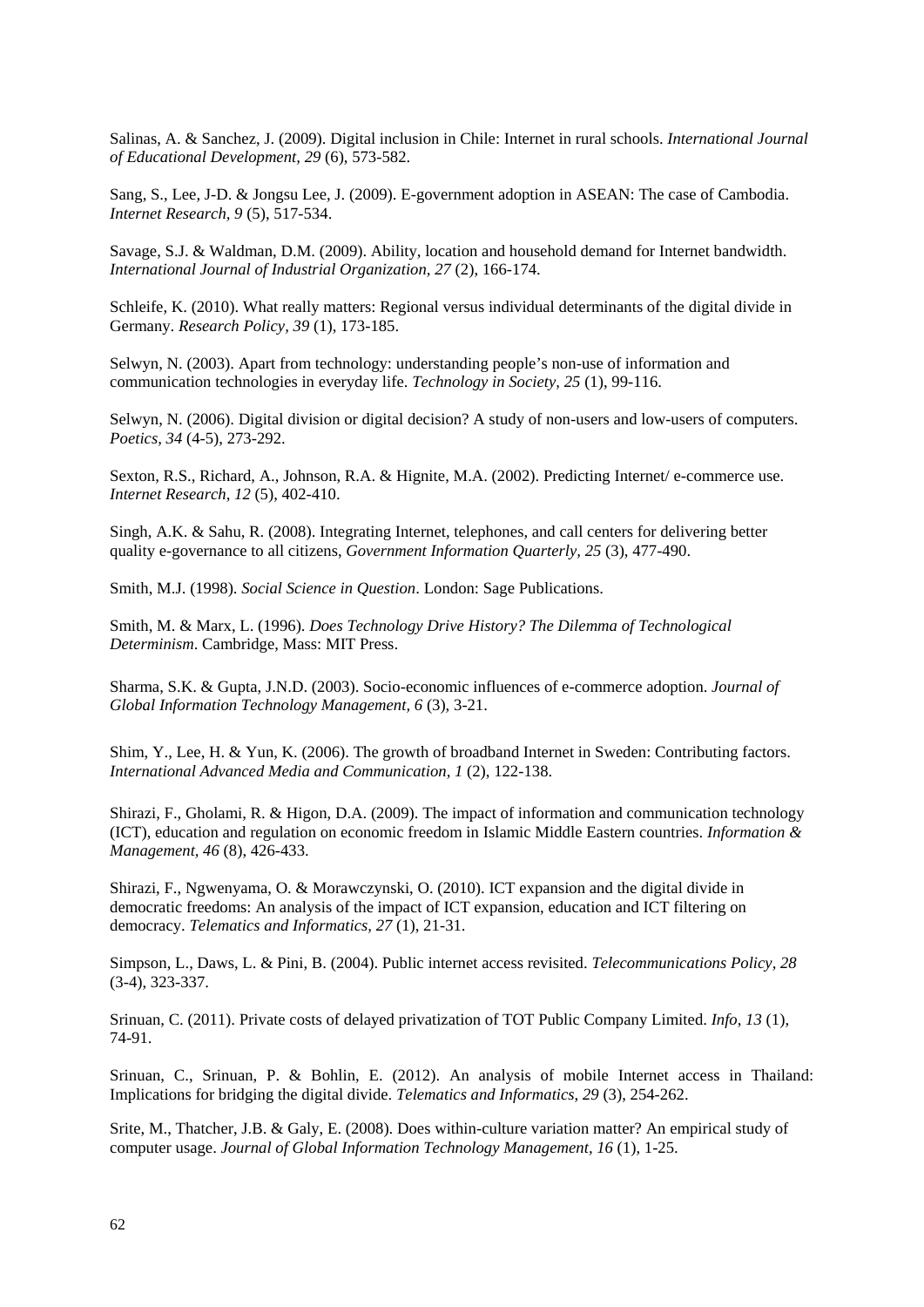Salinas, A. & Sanchez, J. (2009). Digital inclusion in Chile: Internet in rural schools. *International Journal of Educational Development, 29* (6), 573-582.

Sang, S., Lee, J-D. & Jongsu Lee, J. (2009). E-government adoption in ASEAN: The case of Cambodia. *Internet Research, 9* (5), 517-534.

Savage, S.J. & Waldman, D.M. (2009). Ability, location and household demand for Internet bandwidth. *International Journal of Industrial Organization, 27* (2), 166-174.

Schleife, K. (2010). What really matters: Regional versus individual determinants of the digital divide in Germany. *Research Policy, 39* (1), 173-185.

Selwyn, N. (2003). Apart from technology: understanding people's non-use of information and communication technologies in everyday life. *Technology in Society, 25* (1), 99-116.

Selwyn, N. (2006). Digital division or digital decision? A study of non-users and low-users of computers. *Poetics, 34* (4-5), 273-292.

Sexton, R.S., Richard, A., Johnson, R.A. & Hignite, M.A. (2002). Predicting Internet/ e-commerce use. *Internet Research, 12* (5), 402-410.

Singh, A.K. & Sahu, R. (2008). Integrating Internet, telephones, and call centers for delivering better quality e-governance to all citizens, *Government Information Quarterly, 25* (3), 477-490.

Smith, M.J. (1998). *Social Science in Question*. London: Sage Publications.

Smith, M. & Marx, L. (1996). *Does Technology Drive History? The Dilemma of Technological Determinism*. Cambridge, Mass: MIT Press.

Sharma, S.K. & Gupta, J.N.D. (2003). Socio-economic influences of e-commerce adoption. *Journal of Global Information Technology Management, 6* (3), 3-21.

Shim, Y., Lee, H. & Yun, K. (2006). The growth of broadband Internet in Sweden: Contributing factors. *International Advanced Media and Communication, 1* (2), 122-138.

Shirazi, F., Gholami, R. & Higon, D.A. (2009). The impact of information and communication technology (ICT), education and regulation on economic freedom in Islamic Middle Eastern countries. *Information & Management, 46* (8), 426-433.

Shirazi, F., Ngwenyama, O. & Morawczynski, O. (2010). ICT expansion and the digital divide in democratic freedoms: An analysis of the impact of ICT expansion, education and ICT filtering on democracy. *Telematics and Informatics, 27* (1), 21-31.

Simpson, L., Daws, L. & Pini, B. (2004). Public internet access revisited. *Telecommunications Policy, 28* (3-4), 323-337.

Srinuan, C. (2011). Private costs of delayed privatization of TOT Public Company Limited. *Info, 13* (1), 74-91.

Srinuan, C., Srinuan, P. & Bohlin, E. (2012). An analysis of mobile Internet access in Thailand: Implications for bridging the digital divide. *Telematics and Informatics, 29* (3), 254-262.

Srite, M., Thatcher, J.B. & Galy, E. (2008). Does within-culture variation matter? An empirical study of computer usage. *Journal of Global Information Technology Management, 16* (1), 1-25.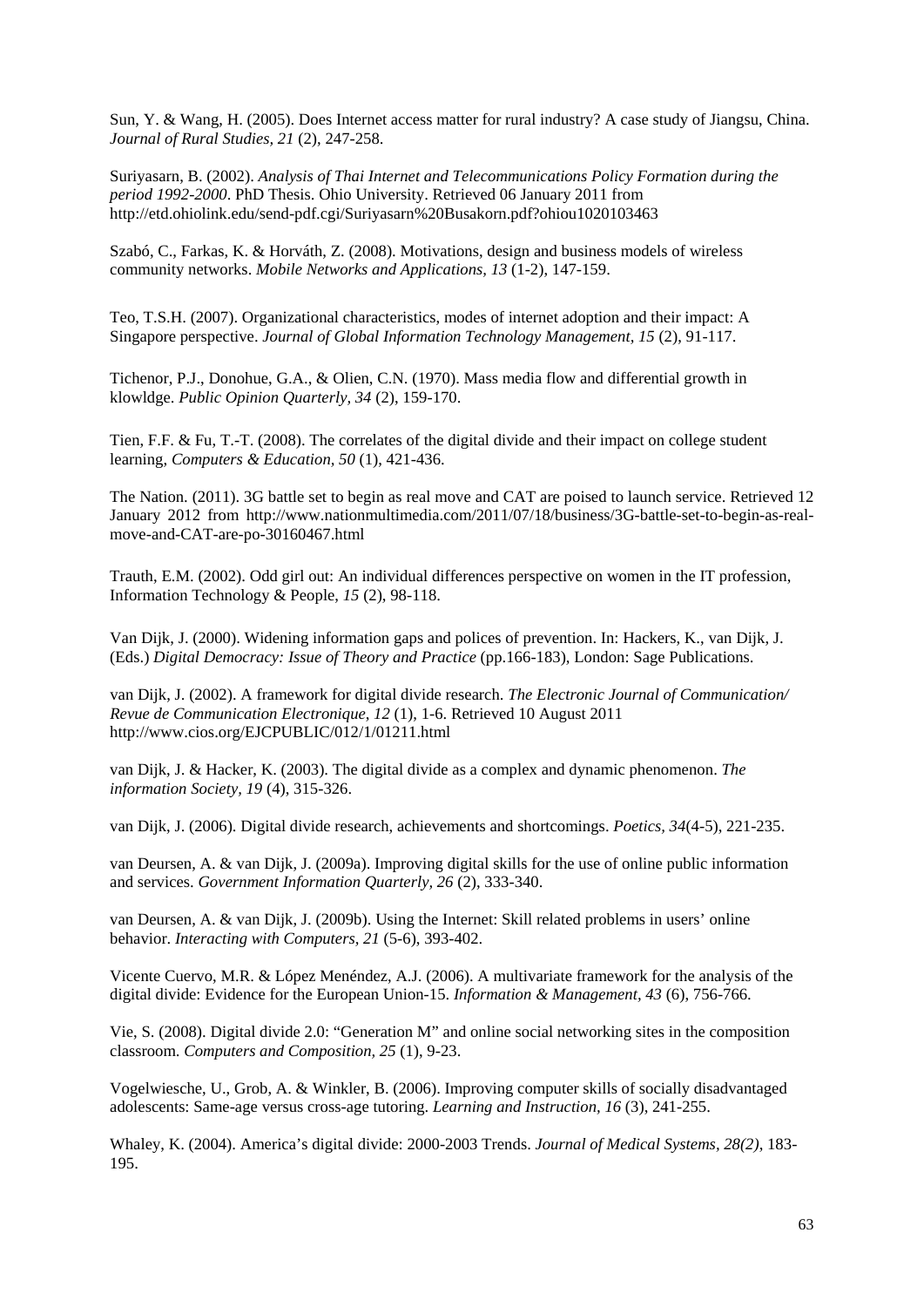Sun, Y. & Wang, H. (2005). Does Internet access matter for rural industry? A case study of Jiangsu, China. *Journal of Rural Studies, 21* (2), 247-258.

Suriyasarn, B. (2002). *Analysis of Thai Internet and Telecommunications Policy Formation during the period 1992-2000*. PhD Thesis. Ohio University. Retrieved 06 January 2011 from http://etd.ohiolink.edu/send-pdf.cgi/Suriyasarn%20Busakorn.pdf?ohiou1020103463

Szabó, C., Farkas, K. & Horváth, Z. (2008). Motivations, design and business models of wireless community networks. *Mobile Networks and Applications, 13* (1-2), 147-159.

Teo, T.S.H. (2007). Organizational characteristics, modes of internet adoption and their impact: A Singapore perspective. *Journal of Global Information Technology Management, 15* (2), 91-117.

Tichenor, P.J., Donohue, G.A., & Olien, C.N. (1970). Mass media flow and differential growth in klowldge. *Public Opinion Quarterly, 34* (2), 159-170.

Tien, F.F. & Fu, T.-T. (2008). The correlates of the digital divide and their impact on college student learning, *Computers & Education, 50* (1), 421-436.

The Nation. (2011). 3G battle set to begin as real move and CAT are poised to launch service. Retrieved 12 January 2012 from http://www.nationmultimedia.com/2011/07/18/business/3G-battle-set-to-begin-as-real-move-and-CAT-are-po-30160467.html

Trauth, E.M. (2002). Odd girl out: An individual differences perspective on women in the IT profession, Information Technology & People, *15* (2), 98-118.

Van Dijk, J. (2000). Widening information gaps and polices of prevention. In: Hackers, K., van Dijk, J. (Eds.) *Digital Democracy: Issue of Theory and Practice* (pp.166-183), London: Sage Publications.

van Dijk, J. (2002). A framework for digital divide research. *The Electronic Journal of Communication/ Revue de Communication Electronique, 12* (1), 1-6. Retrieved 10 August 2011 http://www.cios.org/EJCPUBLIC/012/1/01211.html

van Dijk, J. & Hacker, K. (2003). The digital divide as a complex and dynamic phenomenon. *The information Society, 19* (4), 315-326.

van Dijk, J. (2006). Digital divide research, achievements and shortcomings. *Poetics, 34*(4-5), 221-235.

van Deursen, A. & van Dijk, J. (2009a). Improving digital skills for the use of online public information and services. *Government Information Quarterly, 26* (2), 333-340.

van Deursen, A. & van Dijk, J. (2009b). Using the Internet: Skill related problems in users' online behavior. *Interacting with Computers, 21* (5-6), 393-402.

Vicente Cuervo, M.R. & López Menéndez, A.J. (2006). A multivariate framework for the analysis of the digital divide: Evidence for the European Union-15. *Information & Management, 43* (6), 756-766.

Vie, S. (2008). Digital divide 2.0: "Generation M" and online social networking sites in the composition classroom. *Computers and Composition, 25* (1), 9-23.

Vogelwiesche, U., Grob, A. & Winkler, B. (2006). Improving computer skills of socially disadvantaged adolescents: Same-age versus cross-age tutoring. *Learning and Instruction, 16* (3), 241-255.

Whaley, K. (2004). America's digital divide: 2000-2003 Trends. *Journal of Medical Systems, 28(2)*, 183-195.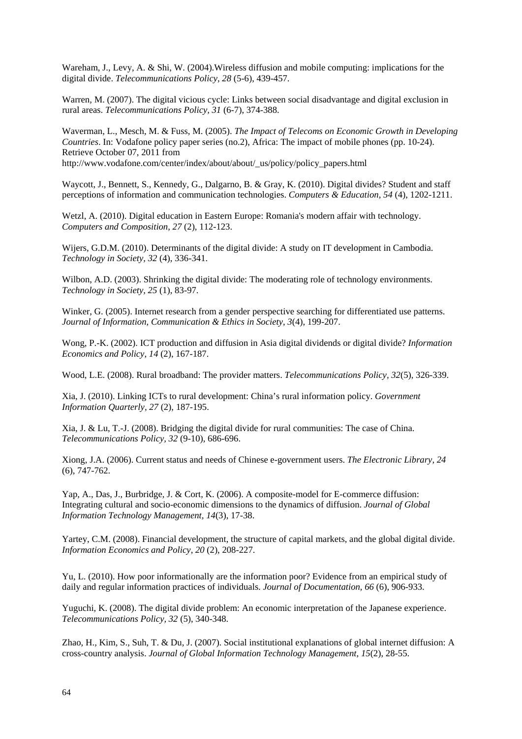Wareham, J., Levy, A. & Shi, W. (2004).Wireless diffusion and mobile computing: implications for the digital divide. *Telecommunications Policy, 28* (5-6), 439-457.

Warren, M. (2007). The digital vicious cycle: Links between social disadvantage and digital exclusion in rural areas. *Telecommunications Policy, 31* (6-7), 374-388.

Waverman, L., Mesch, M. & Fuss, M. (2005). *The Impact of Telecoms on Economic Growth in Developing Countries*. In: Vodafone policy paper series (no.2), Africa: The impact of mobile phones (pp. 10-24). Retrieve October 07, 2011 from http://www.vodafone.com/center/index/about/about/_us/policy/policy_papers.html

Waycott, J., Bennett, S., Kennedy, G., Dalgarno, B. & Gray, K. (2010). Digital divides? Student and staff perceptions of information and communication technologies. *Computers & Education, 54* (4), 1202-1211.

Wetzl, A. (2010). Digital education in Eastern Europe: Romania's modern affair with technology. *Computers and Composition, 27* (2), 112-123.

Wijers, G.D.M. (2010). Determinants of the digital divide: A study on IT development in Cambodia. *Technology in Society, 32* (4), 336-341.

Wilbon, A.D. (2003). Shrinking the digital divide: The moderating role of technology environments. *Technology in Society, 25* (1), 83-97.

Winker, G. (2005). Internet research from a gender perspective searching for differentiated use patterns. *Journal of Information, Communication & Ethics in Society, 3*(4), 199-207.

Wong, P.-K. (2002). ICT production and diffusion in Asia digital dividends or digital divide? *Information Economics and Policy, 14* (2), 167-187.

Wood, L.E. (2008). Rural broadband: The provider matters. *Telecommunications Policy, 32*(5), 326-339.

Xia, J. (2010). Linking ICTs to rural development: China's rural information policy. *Government Information Quarterly, 27* (2), 187-195.

Xia, J. & Lu, T.-J. (2008). Bridging the digital divide for rural communities: The case of China. *Telecommunications Policy, 32* (9-10), 686-696.

Xiong, J.A. (2006). Current status and needs of Chinese e-government users. *The Electronic Library, 24* (6), 747-762.

Yap, A., Das, J., Burbridge, J. & Cort, K. (2006). A composite-model for E-commerce diffusion: Integrating cultural and socio-economic dimensions to the dynamics of diffusion. *Journal of Global Information Technology Management, 14*(3), 17-38.

Yartey, C.M. (2008). Financial development, the structure of capital markets, and the global digital divide. *Information Economics and Policy, 20* (2), 208-227.

Yu, L. (2010). How poor informationally are the information poor? Evidence from an empirical study of daily and regular information practices of individuals. *Journal of Documentation, 66* (6), 906-933.

Yuguchi, K. (2008). The digital divide problem: An economic interpretation of the Japanese experience. *Telecommunications Policy, 32* (5), 340-348.

Zhao, H., Kim, S., Suh, T. & Du, J. (2007). Social institutional explanations of global internet diffusion: A cross-country analysis. *Journal of Global Information Technology Management, 15*(2), 28-55.